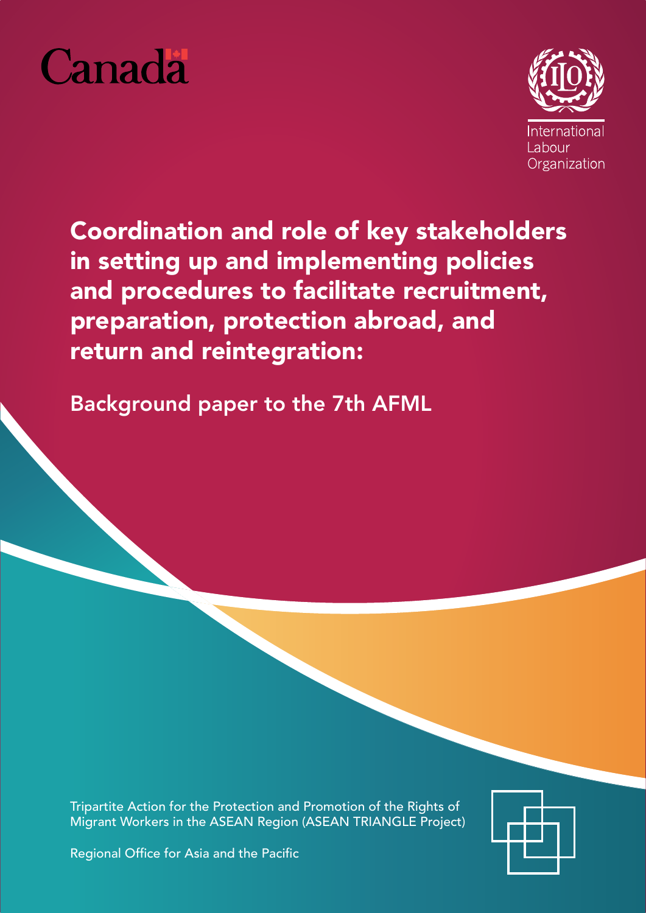Canada

International Labour Organization

# Coordination and role of key stakeholders in setting up and implementing policies and procedures to facilitate recruitment, preparation, protection abroad, and return and reintegration:

## Background paper to the 7th AFML

Tripartite Action for the Protection and Promotion of the Rights of Migrant Workers in the ASEAN Region (ASEAN TRIANGLE Project)

Regional Office for Asia and the Pacific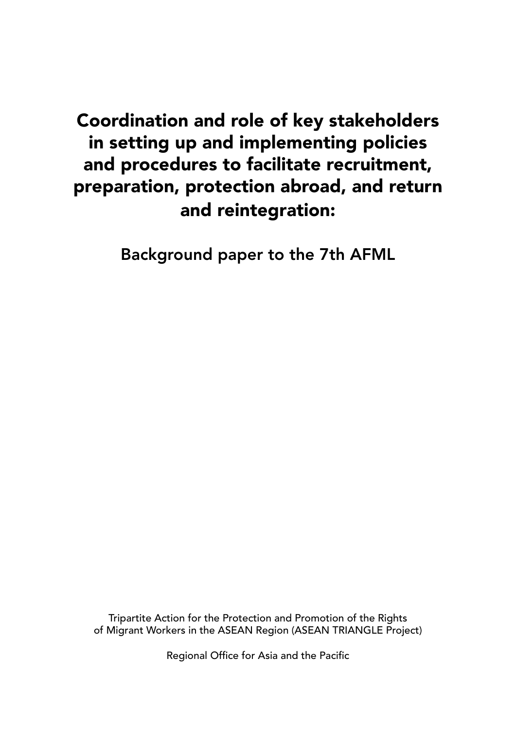# Coordination and role of key stakeholders in setting up and implementing policies and procedures to facilitate recruitment, preparation, protection abroad, and return and reintegration:

## Background paper to the 7th AFML

Tripartite Action for the Protection and Promotion of the Rights of Migrant Workers in the ASEAN Region (ASEAN TRIANGLE Project)

Regional Office for Asia and the Pacific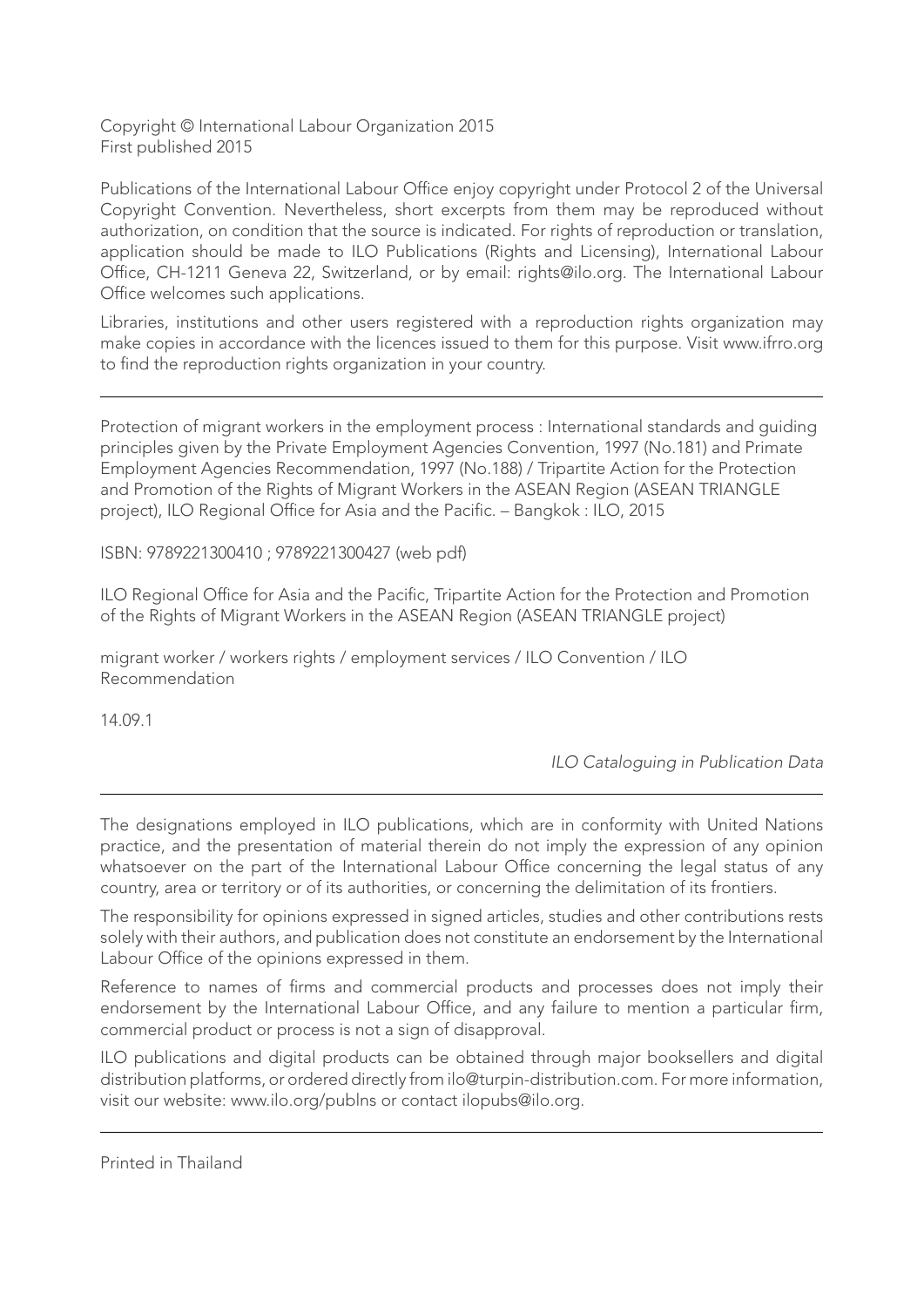Copyright © International Labour Organization 2015
First published 2015

Publications of the International Labour Office enjoy copyright under Protocol 2 of the Universal Copyright Convention. Nevertheless, short excerpts from them may be reproduced without authorization, on condition that the source is indicated. For rights of reproduction or translation, application should be made to ILO Publications (Rights and Licensing), International Labour Office, CH-1211 Geneva 22, Switzerland, or by email: rights@ilo.org. The International Labour Office welcomes such applications.

Libraries, institutions and other users registered with a reproduction rights organization may make copies in accordance with the licences issued to them for this purpose. Visit www.ifrro.org to find the reproduction rights organization in your country.

---

Protection of migrant workers in the employment process : International standards and guiding principles given by the Private Employment Agencies Convention, 1997 (No.181) and Primate Employment Agencies Recommendation, 1997 (No.188) / Tripartite Action for the Protection and Promotion of the Rights of Migrant Workers in the ASEAN Region (ASEAN TRIANGLE project), ILO Regional Office for Asia and the Pacific. – Bangkok : ILO, 2015

ISBN: 9789221300410 ; 9789221300427 (web pdf)

ILO Regional Office for Asia and the Pacific, Tripartite Action for the Protection and Promotion of the Rights of Migrant Workers in the ASEAN Region (ASEAN TRIANGLE project)

migrant worker / workers rights / employment services / ILO Convention / ILO Recommendation

14.09.1

*ILO Cataloguing in Publication Data*

---

The designations employed in ILO publications, which are in conformity with United Nations practice, and the presentation of material therein do not imply the expression of any opinion whatsoever on the part of the International Labour Office concerning the legal status of any country, area or territory or of its authorities, or concerning the delimitation of its frontiers.

The responsibility for opinions expressed in signed articles, studies and other contributions rests solely with their authors, and publication does not constitute an endorsement by the International Labour Office of the opinions expressed in them.

Reference to names of firms and commercial products and processes does not imply their endorsement by the International Labour Office, and any failure to mention a particular firm, commercial product or process is not a sign of disapproval.

ILO publications and digital products can be obtained through major booksellers and digital distribution platforms, or ordered directly from ilo@turpin-distribution.com. For more information, visit our website: www.ilo.org/publns or contact ilopubs@ilo.org.

---

Printed in Thailand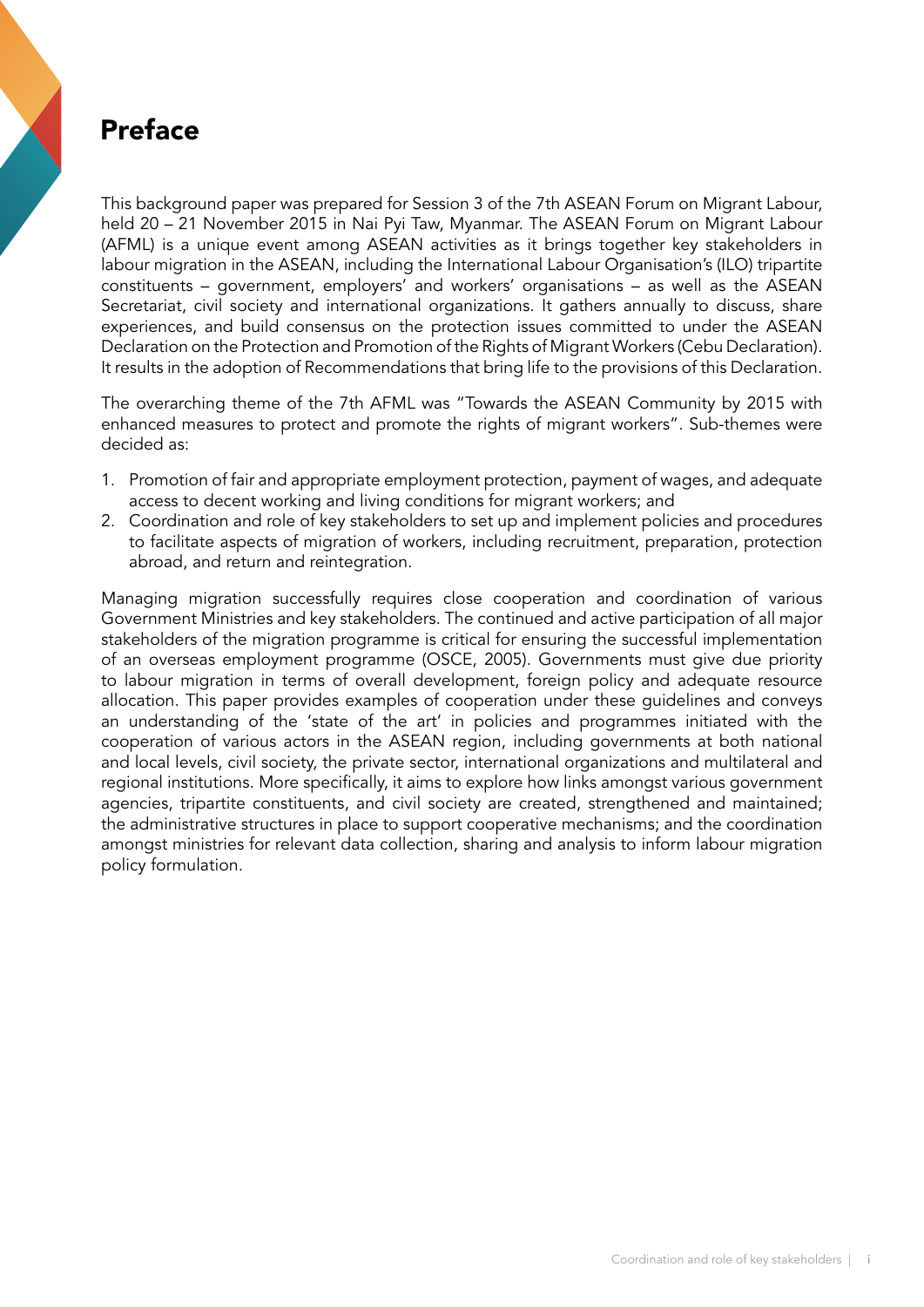# Preface

This background paper was prepared for Session 3 of the 7th ASEAN Forum on Migrant Labour, held 20 – 21 November 2015 in Nai Pyi Taw, Myanmar. The ASEAN Forum on Migrant Labour (AFML) is a unique event among ASEAN activities as it brings together key stakeholders in labour migration in the ASEAN, including the International Labour Organisation's (ILO) tripartite constituents – government, employers' and workers' organisations – as well as the ASEAN Secretariat, civil society and international organizations. It gathers annually to discuss, share experiences, and build consensus on the protection issues committed to under the ASEAN Declaration on the Protection and Promotion of the Rights of Migrant Workers (Cebu Declaration). It results in the adoption of Recommendations that bring life to the provisions of this Declaration.

The overarching theme of the 7th AFML was "Towards the ASEAN Community by 2015 with enhanced measures to protect and promote the rights of migrant workers". Sub-themes were decided as:

1. Promotion of fair and appropriate employment protection, payment of wages, and adequate access to decent working and living conditions for migrant workers; and
2. Coordination and role of key stakeholders to set up and implement policies and procedures to facilitate aspects of migration of workers, including recruitment, preparation, protection abroad, and return and reintegration.

Managing migration successfully requires close cooperation and coordination of various Government Ministries and key stakeholders. The continued and active participation of all major stakeholders of the migration programme is critical for ensuring the successful implementation of an overseas employment programme (OSCE, 2005). Governments must give due priority to labour migration in terms of overall development, foreign policy and adequate resource allocation. This paper provides examples of cooperation under these guidelines and conveys an understanding of the 'state of the art' in policies and programmes initiated with the cooperation of various actors in the ASEAN region, including governments at both national and local levels, civil society, the private sector, international organizations and multilateral and regional institutions. More specifically, it aims to explore how links amongst various government agencies, tripartite constituents, and civil society are created, strengthened and maintained; the administrative structures in place to support cooperative mechanisms; and the coordination amongst ministries for relevant data collection, sharing and analysis to inform labour migration policy formulation.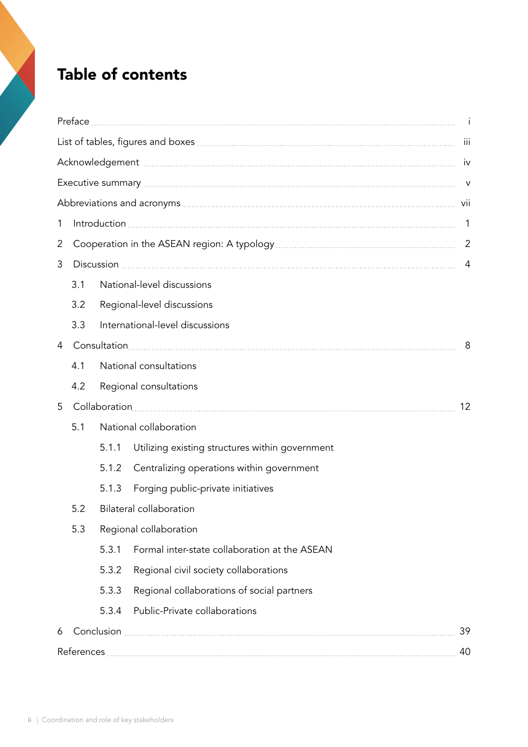# Table of contents

| | |
|---|---|
| Preface | i |
| List of tables, figures and boxes | iii |
| Acknowledgement | iv |
| Executive summary | v |
| Abbreviations and acronyms | vii |
| 1 Introduction | 1 |
| 2 Cooperation in the ASEAN region: A typology | 2 |
| 3 Discussion | 4 |
| 3.1 National-level discussions | |
| 3.2 Regional-level discussions | |
| 3.3 International-level discussions | |
| 4 Consultation | 8 |
| 4.1 National consultations | |
| 4.2 Regional consultations | |
| 5 Collaboration | 12 |
| 5.1 National collaboration | |
| 5.1.1 Utilizing existing structures within government | |
| 5.1.2 Centralizing operations within government | |
| 5.1.3 Forging public-private initiatives | |
| 5.2 Bilateral collaboration | |
| 5.3 Regional collaboration | |
| 5.3.1 Formal inter-state collaboration at the ASEAN | |
| 5.3.2 Regional civil society collaborations | |
| 5.3.3 Regional collaborations of social partners | |
| 5.3.4 Public-Private collaborations | |
| 6 Conclusion | 39 |
| References | 40 |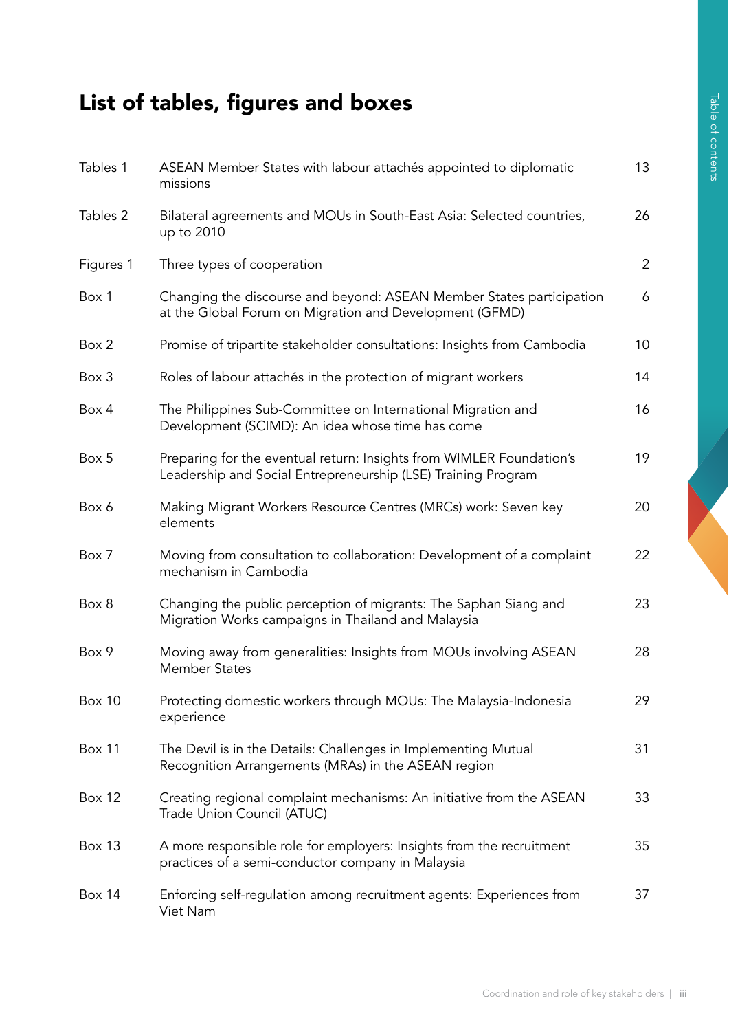# List of tables, figures and boxes

| | | |
|---|---|---|
| Tables 1 | ASEAN Member States with labour attachés appointed to diplomatic missions | 13 |
| Tables 2 | Bilateral agreements and MOUs in South-East Asia: Selected countries, up to 2010 | 26 |
| Figures 1 | Three types of cooperation | 2 |
| Box 1 | Changing the discourse and beyond: ASEAN Member States participation at the Global Forum on Migration and Development (GFMD) | 6 |
| Box 2 | Promise of tripartite stakeholder consultations: Insights from Cambodia | 10 |
| Box 3 | Roles of labour attachés in the protection of migrant workers | 14 |
| Box 4 | The Philippines Sub-Committee on International Migration and Development (SCIMD): An idea whose time has come | 16 |
| Box 5 | Preparing for the eventual return: Insights from WIMLER Foundation's Leadership and Social Entrepreneurship (LSE) Training Program | 19 |
| Box 6 | Making Migrant Workers Resource Centres (MRCs) work: Seven key elements | 20 |
| Box 7 | Moving from consultation to collaboration: Development of a complaint mechanism in Cambodia | 22 |
| Box 8 | Changing the public perception of migrants: The Saphan Siang and Migration Works campaigns in Thailand and Malaysia | 23 |
| Box 9 | Moving away from generalities: Insights from MOUs involving ASEAN Member States | 28 |
| Box 10 | Protecting domestic workers through MOUs: The Malaysia-Indonesia experience | 29 |
| Box 11 | The Devil is in the Details: Challenges in Implementing Mutual Recognition Arrangements (MRAs) in the ASEAN region | 31 |
| Box 12 | Creating regional complaint mechanisms: An initiative from the ASEAN Trade Union Council (ATUC) | 33 |
| Box 13 | A more responsible role for employers: Insights from the recruitment practices of a semi-conductor company in Malaysia | 35 |
| Box 14 | Enforcing self-regulation among recruitment agents: Experiences from Viet Nam | 37 |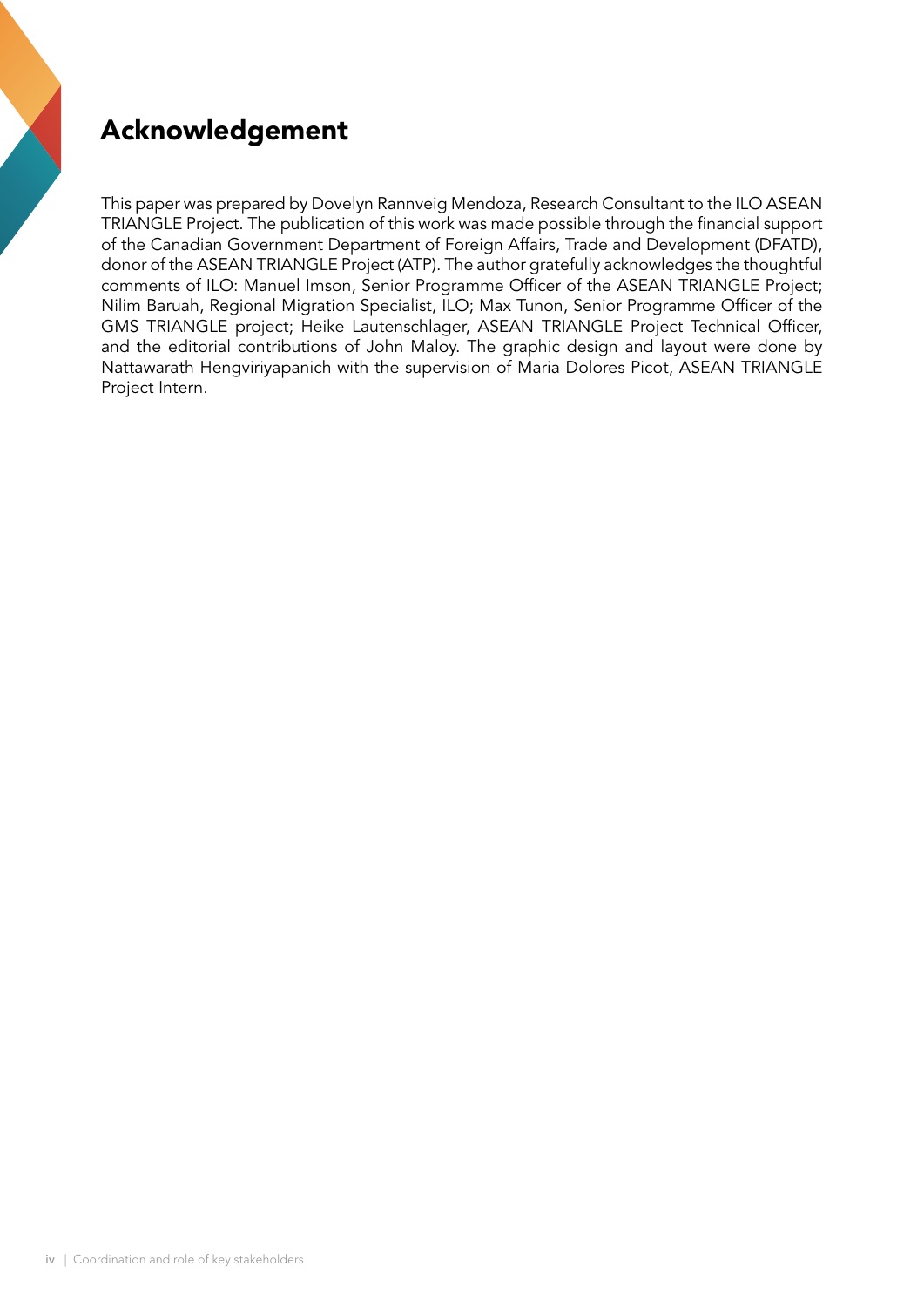# Acknowledgement

This paper was prepared by Dovelyn Rannveig Mendoza, Research Consultant to the ILO ASEAN TRIANGLE Project. The publication of this work was made possible through the financial support of the Canadian Government Department of Foreign Affairs, Trade and Development (DFATD), donor of the ASEAN TRIANGLE Project (ATP). The author gratefully acknowledges the thoughtful comments of ILO: Manuel Imson, Senior Programme Officer of the ASEAN TRIANGLE Project; Nilim Baruah, Regional Migration Specialist, ILO; Max Tunon, Senior Programme Officer of the GMS TRIANGLE project; Heike Lautenschlager, ASEAN TRIANGLE Project Technical Officer, and the editorial contributions of John Maloy. The graphic design and layout were done by Nattawarath Hengviriyapanich with the supervision of Maria Dolores Picot, ASEAN TRIANGLE Project Intern.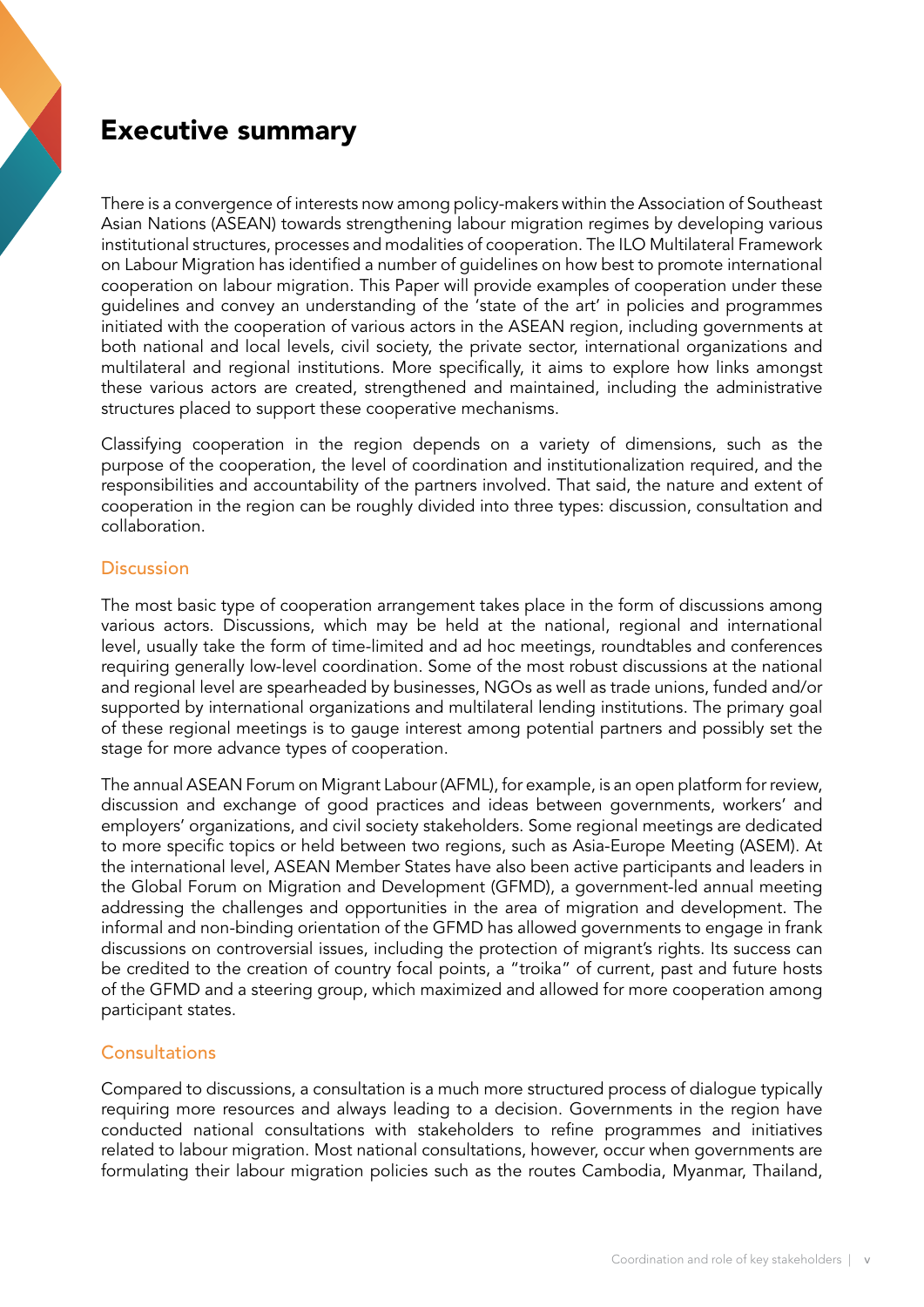# Executive summary

There is a convergence of interests now among policy-makers within the Association of Southeast Asian Nations (ASEAN) towards strengthening labour migration regimes by developing various institutional structures, processes and modalities of cooperation. The ILO Multilateral Framework on Labour Migration has identified a number of guidelines on how best to promote international cooperation on labour migration. This Paper will provide examples of cooperation under these guidelines and convey an understanding of the 'state of the art' in policies and programmes initiated with the cooperation of various actors in the ASEAN region, including governments at both national and local levels, civil society, the private sector, international organizations and multilateral and regional institutions. More specifically, it aims to explore how links amongst these various actors are created, strengthened and maintained, including the administrative structures placed to support these cooperative mechanisms.

Classifying cooperation in the region depends on a variety of dimensions, such as the purpose of the cooperation, the level of coordination and institutionalization required, and the responsibilities and accountability of the partners involved. That said, the nature and extent of cooperation in the region can be roughly divided into three types: discussion, consultation and collaboration.

## Discussion

The most basic type of cooperation arrangement takes place in the form of discussions among various actors. Discussions, which may be held at the national, regional and international level, usually take the form of time-limited and ad hoc meetings, roundtables and conferences requiring generally low-level coordination. Some of the most robust discussions at the national and regional level are spearheaded by businesses, NGOs as well as trade unions, funded and/or supported by international organizations and multilateral lending institutions. The primary goal of these regional meetings is to gauge interest among potential partners and possibly set the stage for more advance types of cooperation.

The annual ASEAN Forum on Migrant Labour (AFML), for example, is an open platform for review, discussion and exchange of good practices and ideas between governments, workers' and employers' organizations, and civil society stakeholders. Some regional meetings are dedicated to more specific topics or held between two regions, such as Asia-Europe Meeting (ASEM). At the international level, ASEAN Member States have also been active participants and leaders in the Global Forum on Migration and Development (GFMD), a government-led annual meeting addressing the challenges and opportunities in the area of migration and development. The informal and non-binding orientation of the GFMD has allowed governments to engage in frank discussions on controversial issues, including the protection of migrant's rights. Its success can be credited to the creation of country focal points, a "troika" of current, past and future hosts of the GFMD and a steering group, which maximized and allowed for more cooperation among participant states.

## Consultations

Compared to discussions, a consultation is a much more structured process of dialogue typically requiring more resources and always leading to a decision. Governments in the region have conducted national consultations with stakeholders to refine programmes and initiatives related to labour migration. Most national consultations, however, occur when governments are formulating their labour migration policies such as the routes Cambodia, Myanmar, Thailand,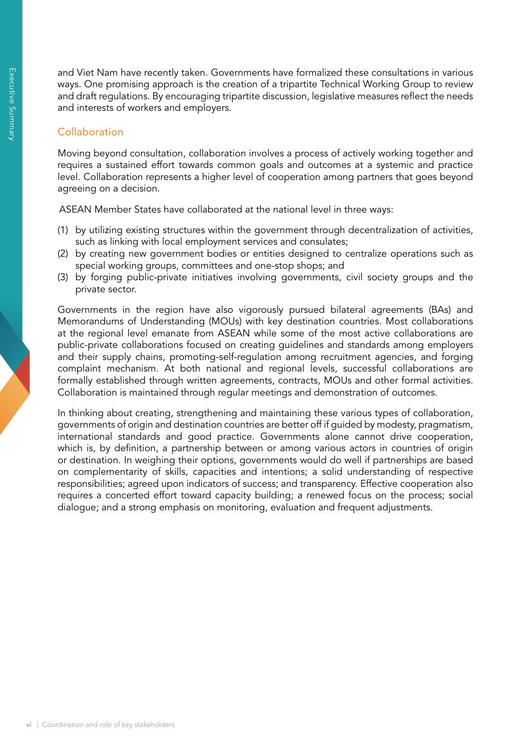and Viet Nam have recently taken. Governments have formalized these consultations in various ways. One promising approach is the creation of a tripartite Technical Working Group to review and draft regulations. By encouraging tripartite discussion, legislative measures reflect the needs and interests of workers and employers.

## Collaboration

Moving beyond consultation, collaboration involves a process of actively working together and requires a sustained effort towards common goals and outcomes at a systemic and practice level. Collaboration represents a higher level of cooperation among partners that goes beyond agreeing on a decision.

ASEAN Member States have collaborated at the national level in three ways:

(1) by utilizing existing structures within the government through decentralization of activities, such as linking with local employment services and consulates;
(2) by creating new government bodies or entities designed to centralize operations such as special working groups, committees and one-stop shops; and
(3) by forging public-private initiatives involving governments, civil society groups and the private sector.

Governments in the region have also vigorously pursued bilateral agreements (BAs) and Memorandums of Understanding (MOUs) with key destination countries. Most collaborations at the regional level emanate from ASEAN while some of the most active collaborations are public-private collaborations focused on creating guidelines and standards among employers and their supply chains, promoting-self-regulation among recruitment agencies, and forging complaint mechanism. At both national and regional levels, successful collaborations are formally established through written agreements, contracts, MOUs and other formal activities. Collaboration is maintained through regular meetings and demonstration of outcomes.

In thinking about creating, strengthening and maintaining these various types of collaboration, governments of origin and destination countries are better off if guided by modesty, pragmatism, international standards and good practice. Governments alone cannot drive cooperation, which is, by definition, a partnership between or among various actors in countries of origin or destination. In weighing their options, governments would do well if partnerships are based on complementarity of skills, capacities and intentions; a solid understanding of respective responsibilities; agreed upon indicators of success; and transparency. Effective cooperation also requires a concerted effort toward capacity building; a renewed focus on the process; social dialogue; and a strong emphasis on monitoring, evaluation and frequent adjustments.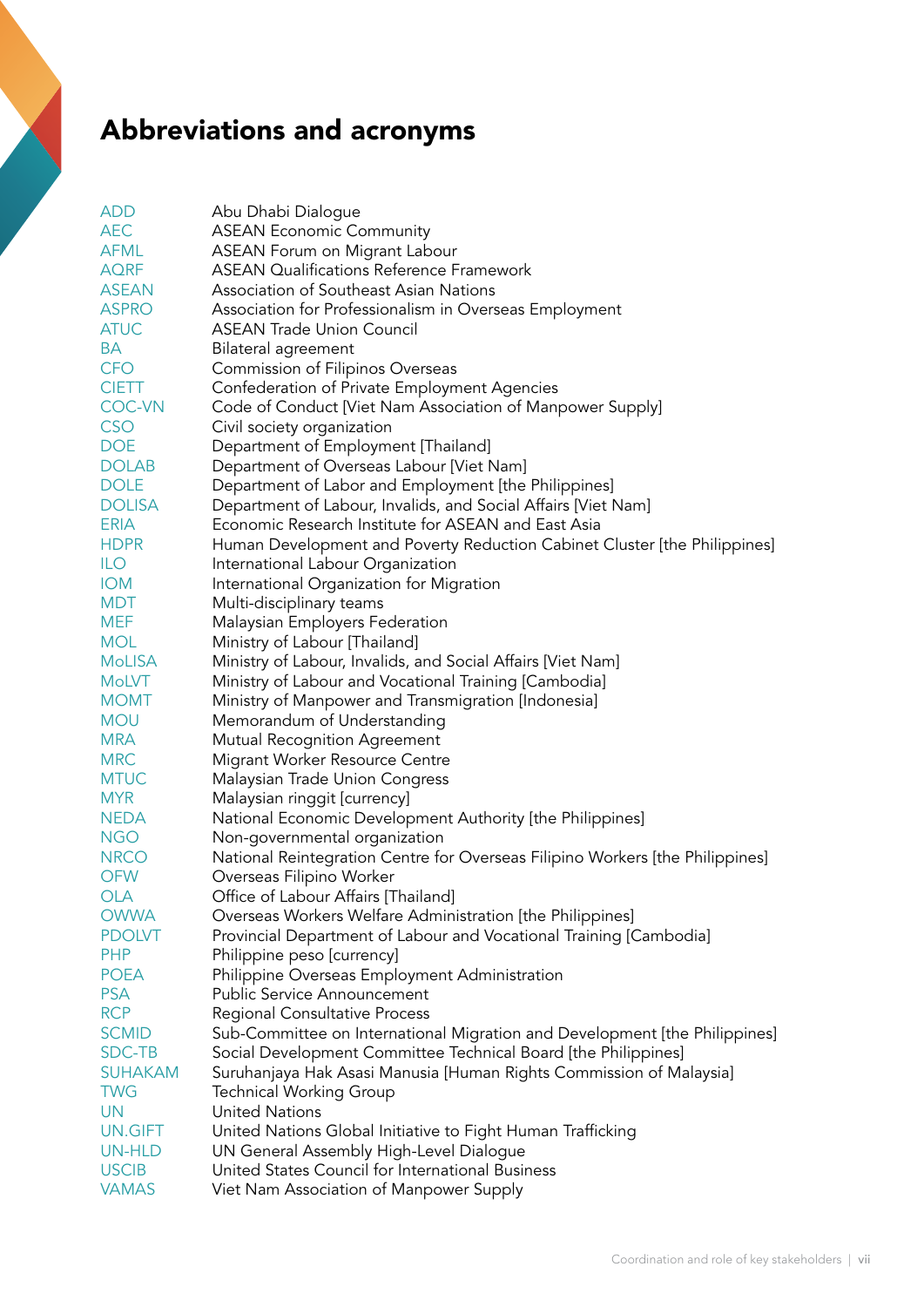# Abbreviations and acronyms

| | |
|---|---|
| ADD | Abu Dhabi Dialogue |
| AEC | ASEAN Economic Community |
| AFML | ASEAN Forum on Migrant Labour |
| AQRF | ASEAN Qualifications Reference Framework |
| ASEAN | Association of Southeast Asian Nations |
| ASPRO | Association for Professionalism in Overseas Employment |
| ATUC | ASEAN Trade Union Council |
| BA | Bilateral agreement |
| CFO | Commission of Filipinos Overseas |
| CIETT | Confederation of Private Employment Agencies |
| COC-VN | Code of Conduct [Viet Nam Association of Manpower Supply] |
| CSO | Civil society organization |
| DOE | Department of Employment [Thailand] |
| DOLAB | Department of Overseas Labour [Viet Nam] |
| DOLE | Department of Labor and Employment [the Philippines] |
| DOLISA | Department of Labour, Invalids, and Social Affairs [Viet Nam] |
| ERIA | Economic Research Institute for ASEAN and East Asia |
| HDPR | Human Development and Poverty Reduction Cabinet Cluster [the Philippines] |
| ILO | International Labour Organization |
| IOM | International Organization for Migration |
| MDT | Multi-disciplinary teams |
| MEF | Malaysian Employers Federation |
| MOL | Ministry of Labour [Thailand] |
| MoLISA | Ministry of Labour, Invalids, and Social Affairs [Viet Nam] |
| MoLVT | Ministry of Labour and Vocational Training [Cambodia] |
| MOMT | Ministry of Manpower and Transmigration [Indonesia] |
| MOU | Memorandum of Understanding |
| MRA | Mutual Recognition Agreement |
| MRC | Migrant Worker Resource Centre |
| MTUC | Malaysian Trade Union Congress |
| MYR | Malaysian ringgit [currency] |
| NEDA | National Economic Development Authority [the Philippines] |
| NGO | Non-governmental organization |
| NRCO | National Reintegration Centre for Overseas Filipino Workers [the Philippines] |
| OFW | Overseas Filipino Worker |
| OLA | Office of Labour Affairs [Thailand] |
| OWWA | Overseas Workers Welfare Administration [the Philippines] |
| PDOLVT | Provincial Department of Labour and Vocational Training [Cambodia] |
| PHP | Philippine peso [currency] |
| POEA | Philippine Overseas Employment Administration |
| PSA | Public Service Announcement |
| RCP | Regional Consultative Process |
| SCMID | Sub-Committee on International Migration and Development [the Philippines] |
| SDC-TB | Social Development Committee Technical Board [the Philippines] |
| SUHAKAM | Suruhanjaya Hak Asasi Manusia [Human Rights Commission of Malaysia] |
| TWG | Technical Working Group |
| UN | United Nations |
| UN.GIFT | United Nations Global Initiative to Fight Human Trafficking |
| UN-HLD | UN General Assembly High-Level Dialogue |
| USCIB | United States Council for International Business |
| VAMAS | Viet Nam Association of Manpower Supply |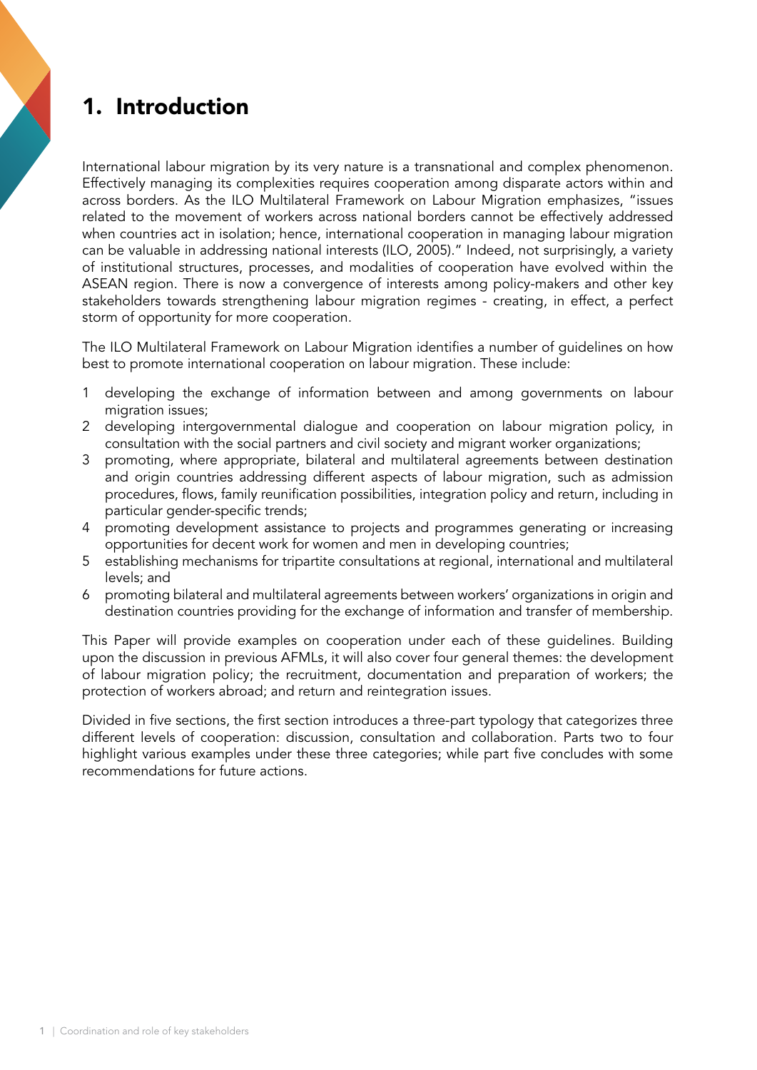# 1. Introduction

International labour migration by its very nature is a transnational and complex phenomenon. Effectively managing its complexities requires cooperation among disparate actors within and across borders. As the ILO Multilateral Framework on Labour Migration emphasizes, "issues related to the movement of workers across national borders cannot be effectively addressed when countries act in isolation; hence, international cooperation in managing labour migration can be valuable in addressing national interests (ILO, 2005)." Indeed, not surprisingly, a variety of institutional structures, processes, and modalities of cooperation have evolved within the ASEAN region. There is now a convergence of interests among policy-makers and other key stakeholders towards strengthening labour migration regimes - creating, in effect, a perfect storm of opportunity for more cooperation.

The ILO Multilateral Framework on Labour Migration identifies a number of guidelines on how best to promote international cooperation on labour migration. These include:

1 developing the exchange of information between and among governments on labour migration issues;
2 developing intergovernmental dialogue and cooperation on labour migration policy, in consultation with the social partners and civil society and migrant worker organizations;
3 promoting, where appropriate, bilateral and multilateral agreements between destination and origin countries addressing different aspects of labour migration, such as admission procedures, flows, family reunification possibilities, integration policy and return, including in particular gender-specific trends;
4 promoting development assistance to projects and programmes generating or increasing opportunities for decent work for women and men in developing countries;
5 establishing mechanisms for tripartite consultations at regional, international and multilateral levels; and
6 promoting bilateral and multilateral agreements between workers' organizations in origin and destination countries providing for the exchange of information and transfer of membership.

This Paper will provide examples on cooperation under each of these guidelines. Building upon the discussion in previous AFMLs, it will also cover four general themes: the development of labour migration policy; the recruitment, documentation and preparation of workers; the protection of workers abroad; and return and reintegration issues.

Divided in five sections, the first section introduces a three-part typology that categorizes three different levels of cooperation: discussion, consultation and collaboration. Parts two to four highlight various examples under these three categories; while part five concludes with some recommendations for future actions.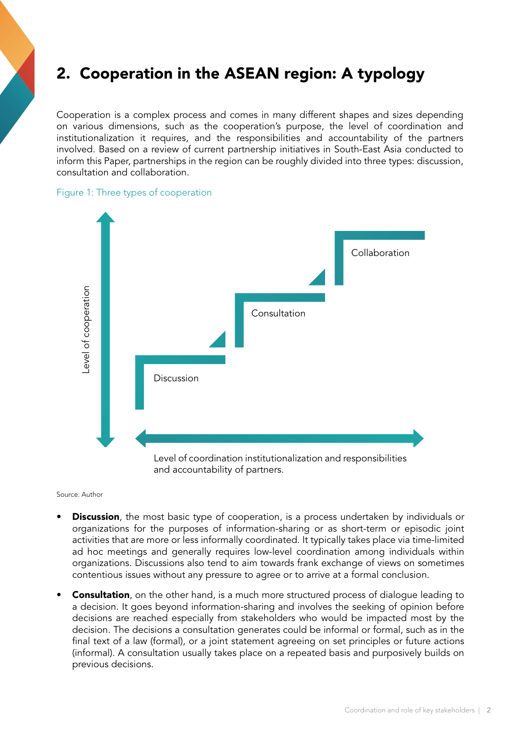## 2. Cooperation in the ASEAN region: A typology

Cooperation is a complex process and comes in many different shapes and sizes depending on various dimensions, such as the cooperation's purpose, the level of coordination and institutionalization it requires, and the responsibilities and accountability of the partners involved. Based on a review of current partnership initiatives in South-East Asia conducted to inform this Paper, partnerships in the region can be roughly divided into three types: discussion, consultation and collaboration.

Figure 1: Three types of cooperation

Level of cooperation

Collaboration

Consultation

Discussion

Level of coordination institutionalization and responsibilities and accountability of partners.

Source: Author

- **Discussion**, the most basic type of cooperation, is a process undertaken by individuals or organizations for the purposes of information-sharing or as short-term or episodic joint activities that are more or less informally coordinated. It typically takes place via time-limited ad hoc meetings and generally requires low-level coordination among individuals within organizations. Discussions also tend to aim towards frank exchange of views on sometimes contentious issues without any pressure to agree or to arrive at a formal conclusion.
- **Consultation**, on the other hand, is a much more structured process of dialogue leading to a decision. It goes beyond information-sharing and involves the seeking of opinion before decisions are reached especially from stakeholders who would be impacted most by the decision. The decisions a consultation generates could be informal or formal, such as in the final text of a law (formal), or a joint statement agreeing on set principles or future actions (informal). A consultation usually takes place on a repeated basis and purposively builds on previous decisions.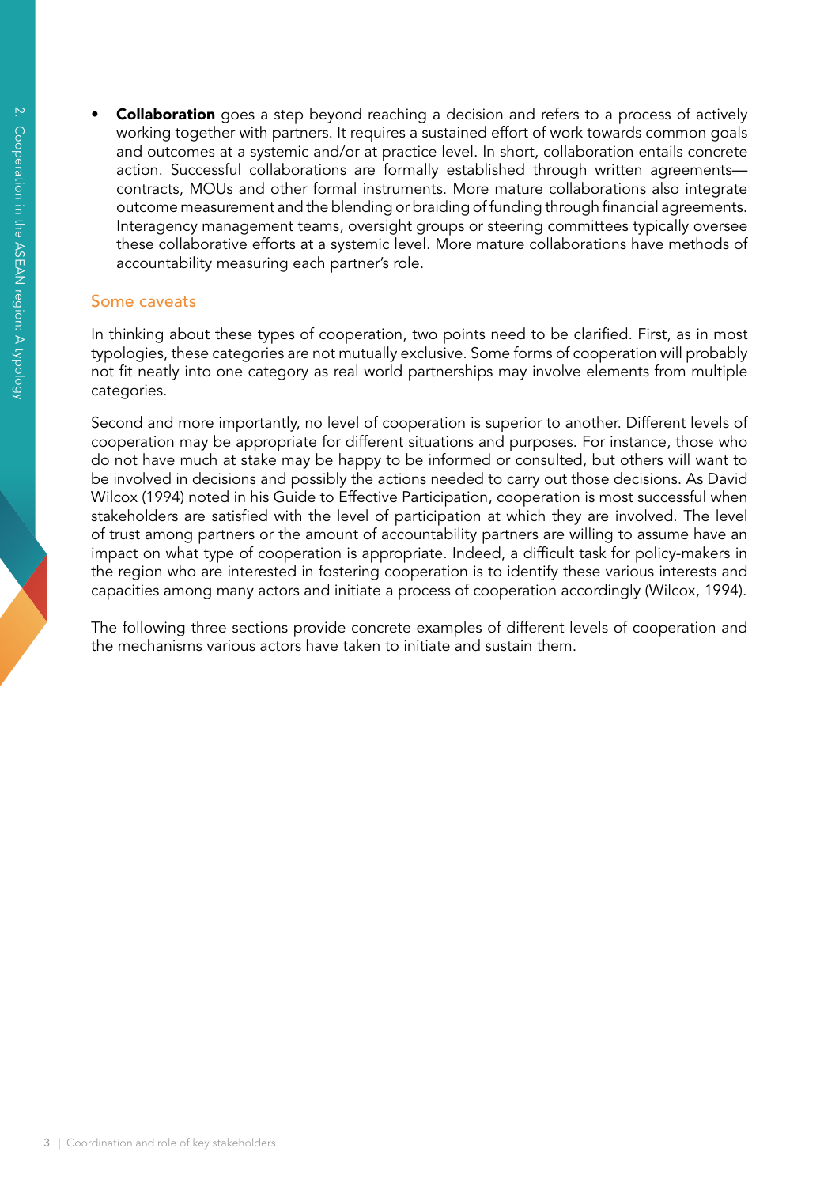- **Collaboration** goes a step beyond reaching a decision and refers to a process of actively working together with partners. It requires a sustained effort of work towards common goals and outcomes at a systemic and/or at practice level. In short, collaboration entails concrete action. Successful collaborations are formally established through written agreements—contracts, MOUs and other formal instruments. More mature collaborations also integrate outcome measurement and the blending or braiding of funding through financial agreements. Interagency management teams, oversight groups or steering committees typically oversee these collaborative efforts at a systemic level. More mature collaborations have methods of accountability measuring each partner's role.

### Some caveats

In thinking about these types of cooperation, two points need to be clarified. First, as in most typologies, these categories are not mutually exclusive. Some forms of cooperation will probably not fit neatly into one category as real world partnerships may involve elements from multiple categories.

Second and more importantly, no level of cooperation is superior to another. Different levels of cooperation may be appropriate for different situations and purposes. For instance, those who do not have much at stake may be happy to be informed or consulted, but others will want to be involved in decisions and possibly the actions needed to carry out those decisions. As David Wilcox (1994) noted in his Guide to Effective Participation, cooperation is most successful when stakeholders are satisfied with the level of participation at which they are involved. The level of trust among partners or the amount of accountability partners are willing to assume have an impact on what type of cooperation is appropriate. Indeed, a difficult task for policy-makers in the region who are interested in fostering cooperation is to identify these various interests and capacities among many actors and initiate a process of cooperation accordingly (Wilcox, 1994).

The following three sections provide concrete examples of different levels of cooperation and the mechanisms various actors have taken to initiate and sustain them.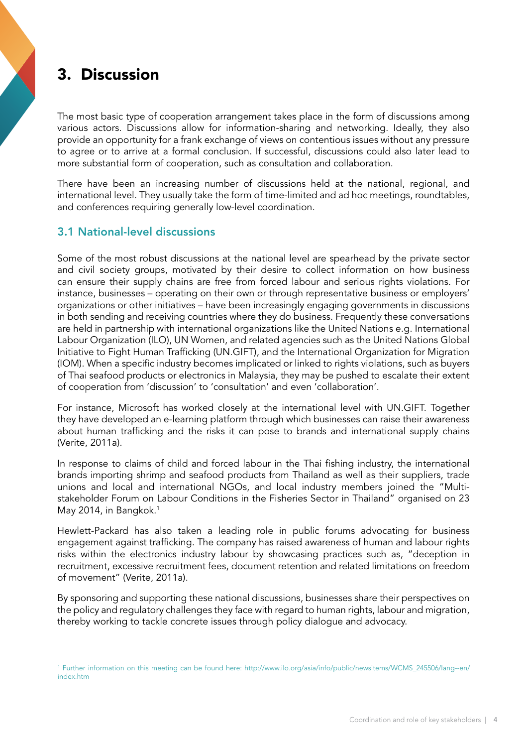# 3. Discussion

The most basic type of cooperation arrangement takes place in the form of discussions among various actors. Discussions allow for information-sharing and networking. Ideally, they also provide an opportunity for a frank exchange of views on contentious issues without any pressure to agree or to arrive at a formal conclusion. If successful, discussions could also later lead to more substantial form of cooperation, such as consultation and collaboration.

There have been an increasing number of discussions held at the national, regional, and international level. They usually take the form of time-limited and ad hoc meetings, roundtables, and conferences requiring generally low-level coordination.

## 3.1 National-level discussions

Some of the most robust discussions at the national level are spearhead by the private sector and civil society groups, motivated by their desire to collect information on how business can ensure their supply chains are free from forced labour and serious rights violations. For instance, businesses – operating on their own or through representative business or employers' organizations or other initiatives – have been increasingly engaging governments in discussions in both sending and receiving countries where they do business. Frequently these conversations are held in partnership with international organizations like the United Nations e.g. International Labour Organization (ILO), UN Women, and related agencies such as the United Nations Global Initiative to Fight Human Trafficking (UN.GIFT), and the International Organization for Migration (IOM). When a specific industry becomes implicated or linked to rights violations, such as buyers of Thai seafood products or electronics in Malaysia, they may be pushed to escalate their extent of cooperation from 'discussion' to 'consultation' and even 'collaboration'.

For instance, Microsoft has worked closely at the international level with UN.GIFT. Together they have developed an e-learning platform through which businesses can raise their awareness about human trafficking and the risks it can pose to brands and international supply chains (Verite, 2011a).

In response to claims of child and forced labour in the Thai fishing industry, the international brands importing shrimp and seafood products from Thailand as well as their suppliers, trade unions and local and international NGOs, and local industry members joined the "Multi-stakeholder Forum on Labour Conditions in the Fisheries Sector in Thailand" organised on 23 May 2014, in Bangkok.[1]

Hewlett-Packard has also taken a leading role in public forums advocating for business engagement against trafficking. The company has raised awareness of human and labour rights risks within the electronics industry labour by showcasing practices such as, "deception in recruitment, excessive recruitment fees, document retention and related limitations on freedom of movement" (Verite, 2011a).

By sponsoring and supporting these national discussions, businesses share their perspectives on the policy and regulatory challenges they face with regard to human rights, labour and migration, thereby working to tackle concrete issues through policy dialogue and advocacy.

[1] Further information on this meeting can be found here: http://www.ilo.org/asia/info/public/newsitems/WCMS_245506/lang--en/index.htm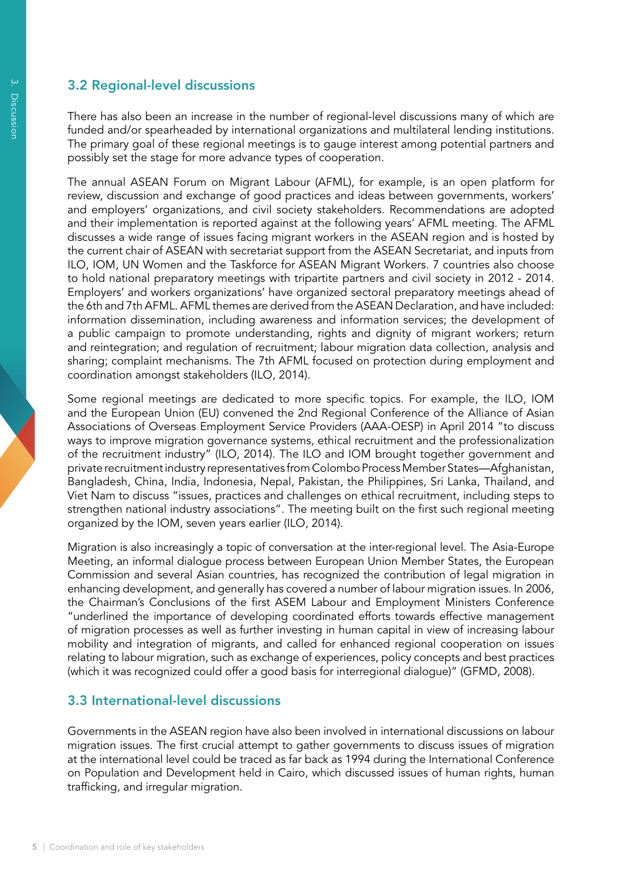## 3.2 Regional-level discussions

There has also been an increase in the number of regional-level discussions many of which are funded and/or spearheaded by international organizations and multilateral lending institutions. The primary goal of these regional meetings is to gauge interest among potential partners and possibly set the stage for more advance types of cooperation.

The annual ASEAN Forum on Migrant Labour (AFML), for example, is an open platform for review, discussion and exchange of good practices and ideas between governments, workers' and employers' organizations, and civil society stakeholders. Recommendations are adopted and their implementation is reported against at the following years' AFML meeting. The AFML discusses a wide range of issues facing migrant workers in the ASEAN region and is hosted by the current chair of ASEAN with secretariat support from the ASEAN Secretariat, and inputs from ILO, IOM, UN Women and the Taskforce for ASEAN Migrant Workers. 7 countries also choose to hold national preparatory meetings with tripartite partners and civil society in 2012 - 2014. Employers' and workers organizations' have organized sectoral preparatory meetings ahead of the 6th and 7th AFML. AFML themes are derived from the ASEAN Declaration, and have included: information dissemination, including awareness and information services; the development of a public campaign to promote understanding, rights and dignity of migrant workers; return and reintegration; and regulation of recruitment; labour migration data collection, analysis and sharing; complaint mechanisms. The 7th AFML focused on protection during employment and coordination amongst stakeholders (ILO, 2014).

Some regional meetings are dedicated to more specific topics. For example, the ILO, IOM and the European Union (EU) convened the 2nd Regional Conference of the Alliance of Asian Associations of Overseas Employment Service Providers (AAA-OESP) in April 2014 "to discuss ways to improve migration governance systems, ethical recruitment and the professionalization of the recruitment industry" (ILO, 2014). The ILO and IOM brought together government and private recruitment industry representatives from Colombo Process Member States—Afghanistan, Bangladesh, China, India, Indonesia, Nepal, Pakistan, the Philippines, Sri Lanka, Thailand, and Viet Nam to discuss "issues, practices and challenges on ethical recruitment, including steps to strengthen national industry associations". The meeting built on the first such regional meeting organized by the IOM, seven years earlier (ILO, 2014).

Migration is also increasingly a topic of conversation at the inter-regional level. The Asia-Europe Meeting, an informal dialogue process between European Union Member States, the European Commission and several Asian countries, has recognized the contribution of legal migration in enhancing development, and generally has covered a number of labour migration issues. In 2006, the Chairman's Conclusions of the first ASEM Labour and Employment Ministers Conference "underlined the importance of developing coordinated efforts towards effective management of migration processes as well as further investing in human capital in view of increasing labour mobility and integration of migrants, and called for enhanced regional cooperation on issues relating to labour migration, such as exchange of experiences, policy concepts and best practices (which it was recognized could offer a good basis for interregional dialogue)" (GFMD, 2008).

## 3.3 International-level discussions

Governments in the ASEAN region have also been involved in international discussions on labour migration issues. The first crucial attempt to gather governments to discuss issues of migration at the international level could be traced as far back as 1994 during the International Conference on Population and Development held in Cairo, which discussed issues of human rights, human trafficking, and irregular migration.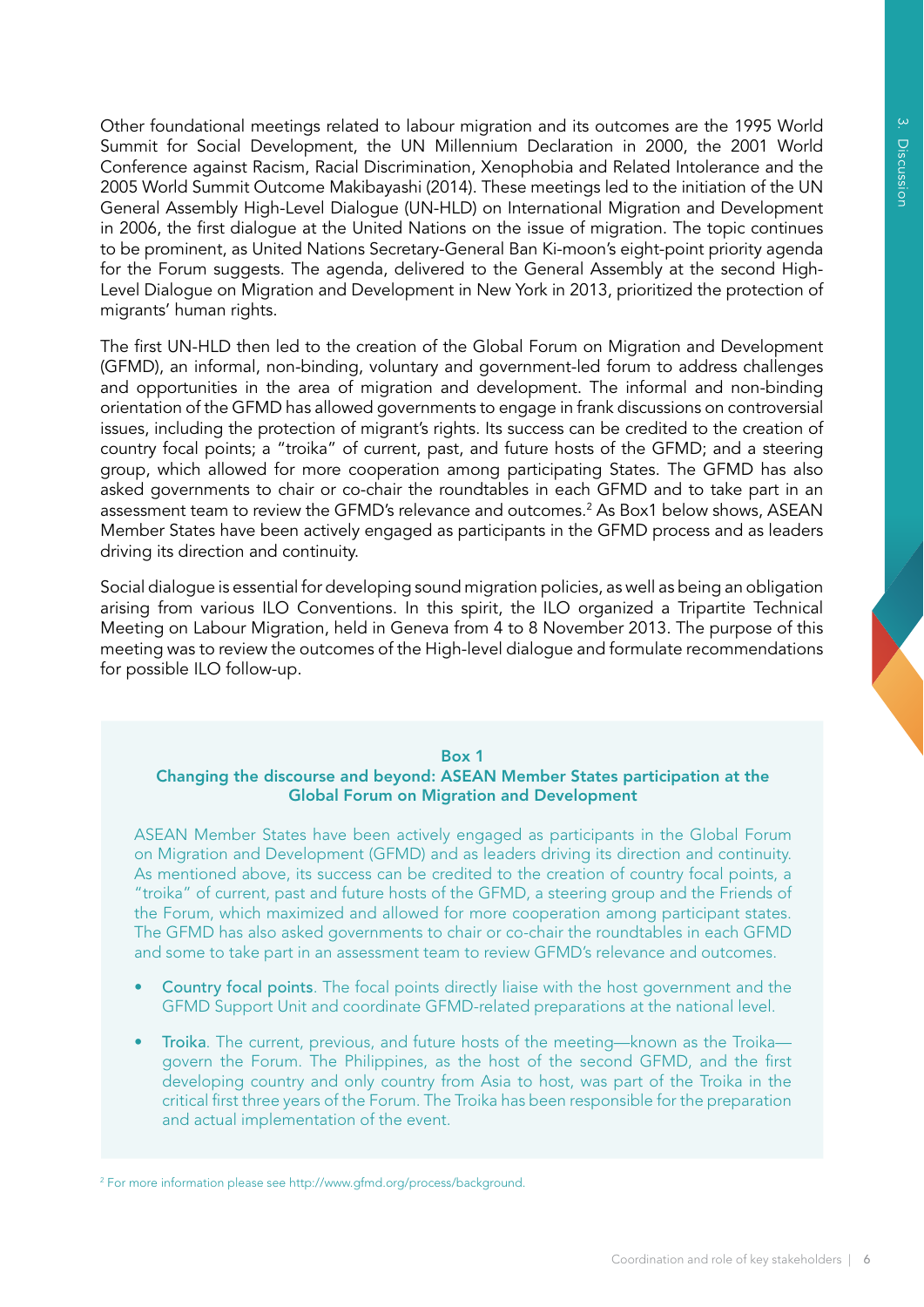Other foundational meetings related to labour migration and its outcomes are the 1995 World Summit for Social Development, the UN Millennium Declaration in 2000, the 2001 World Conference against Racism, Racial Discrimination, Xenophobia and Related Intolerance and the 2005 World Summit Outcome Makibayashi (2014). These meetings led to the initiation of the UN General Assembly High-Level Dialogue (UN-HLD) on International Migration and Development in 2006, the first dialogue at the United Nations on the issue of migration. The topic continues to be prominent, as United Nations Secretary-General Ban Ki-moon's eight-point priority agenda for the Forum suggests. The agenda, delivered to the General Assembly at the second High-Level Dialogue on Migration and Development in New York in 2013, prioritized the protection of migrants' human rights.

The first UN-HLD then led to the creation of the Global Forum on Migration and Development (GFMD), an informal, non-binding, voluntary and government-led forum to address challenges and opportunities in the area of migration and development. The informal and non-binding orientation of the GFMD has allowed governments to engage in frank discussions on controversial issues, including the protection of migrant's rights. Its success can be credited to the creation of country focal points; a "troika" of current, past, and future hosts of the GFMD; and a steering group, which allowed for more cooperation among participating States. The GFMD has also asked governments to chair or co-chair the roundtables in each GFMD and to take part in an assessment team to review the GFMD's relevance and outcomes.[2] As Box1 below shows, ASEAN Member States have been actively engaged as participants in the GFMD process and as leaders driving its direction and continuity.

Social dialogue is essential for developing sound migration policies, as well as being an obligation arising from various ILO Conventions. In this spirit, the ILO organized a Tripartite Technical Meeting on Labour Migration, held in Geneva from 4 to 8 November 2013. The purpose of this meeting was to review the outcomes of the High-level dialogue and formulate recommendations for possible ILO follow-up.

**Box 1**

**Changing the discourse and beyond: ASEAN Member States participation at the Global Forum on Migration and Development**

ASEAN Member States have been actively engaged as participants in the Global Forum on Migration and Development (GFMD) and as leaders driving its direction and continuity. As mentioned above, its success can be credited to the creation of country focal points, a "troika" of current, past and future hosts of the GFMD, a steering group and the Friends of the Forum, which maximized and allowed for more cooperation among participant states. The GFMD has also asked governments to chair or co-chair the roundtables in each GFMD and some to take part in an assessment team to review GFMD's relevance and outcomes.

- **Country focal points**. The focal points directly liaise with the host government and the GFMD Support Unit and coordinate GFMD-related preparations at the national level.
- **Troika**. The current, previous, and future hosts of the meeting—known as the Troika—govern the Forum. The Philippines, as the host of the second GFMD, and the first developing country and only country from Asia to host, was part of the Troika in the critical first three years of the Forum. The Troika has been responsible for the preparation and actual implementation of the event.

[2] For more information please see http://www.gfmd.org/process/background.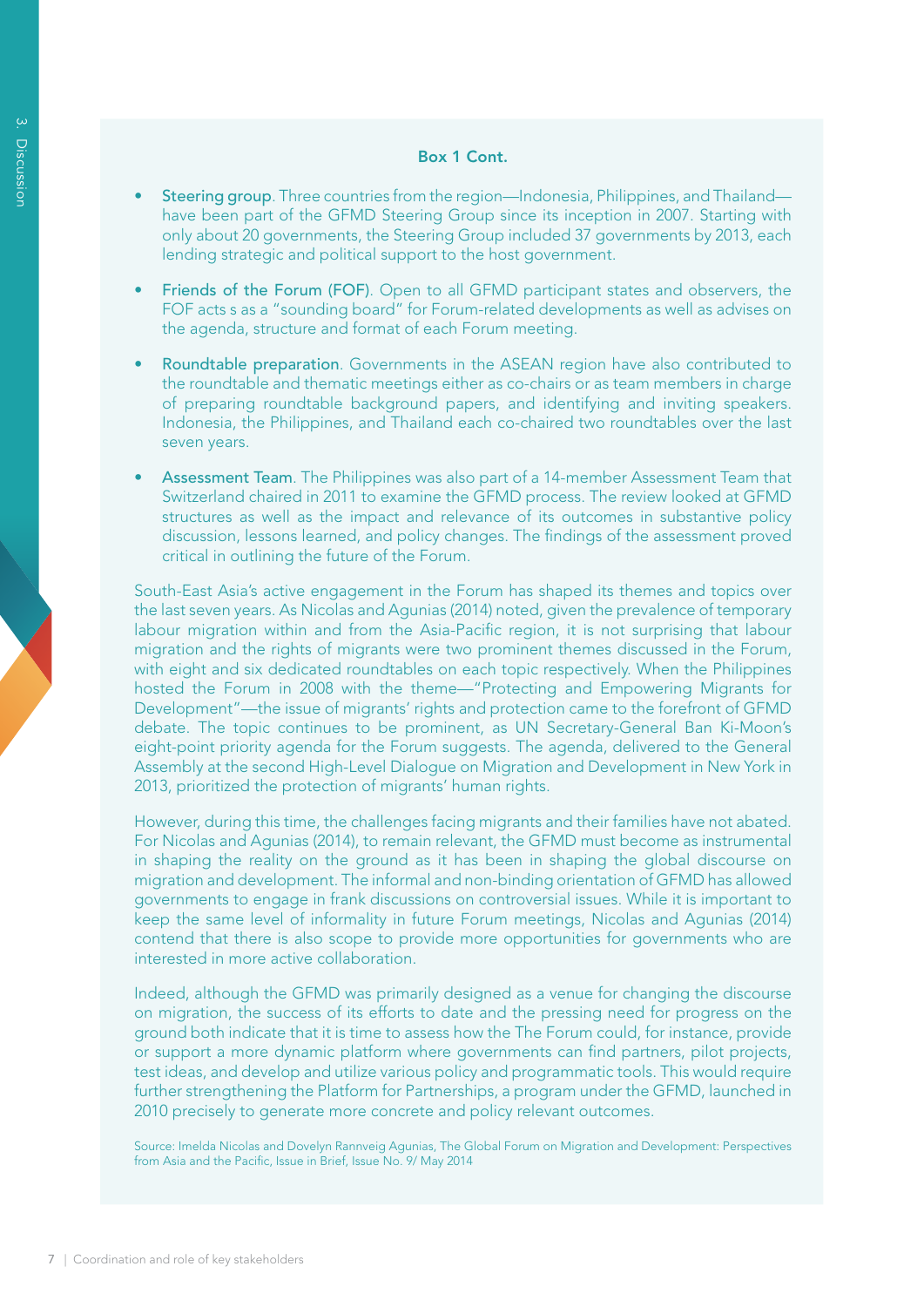**Box 1 Cont.**

- **Steering group**. Three countries from the region—Indonesia, Philippines, and Thailand—have been part of the GFMD Steering Group since its inception in 2007. Starting with only about 20 governments, the Steering Group included 37 governments by 2013, each lending strategic and political support to the host government.

- **Friends of the Forum (FOF)**. Open to all GFMD participant states and observers, the FOF acts s as a "sounding board" for Forum-related developments as well as advises on the agenda, structure and format of each Forum meeting.

- **Roundtable preparation**. Governments in the ASEAN region have also contributed to the roundtable and thematic meetings either as co-chairs or as team members in charge of preparing roundtable background papers, and identifying and inviting speakers. Indonesia, the Philippines, and Thailand each co-chaired two roundtables over the last seven years.

- **Assessment Team**. The Philippines was also part of a 14-member Assessment Team that Switzerland chaired in 2011 to examine the GFMD process. The review looked at GFMD structures as well as the impact and relevance of its outcomes in substantive policy discussion, lessons learned, and policy changes. The findings of the assessment proved critical in outlining the future of the Forum.

South-East Asia's active engagement in the Forum has shaped its themes and topics over the last seven years. As Nicolas and Agunias (2014) noted, given the prevalence of temporary labour migration within and from the Asia-Pacific region, it is not surprising that labour migration and the rights of migrants were two prominent themes discussed in the Forum, with eight and six dedicated roundtables on each topic respectively. When the Philippines hosted the Forum in 2008 with the theme—"Protecting and Empowering Migrants for Development"—the issue of migrants' rights and protection came to the forefront of GFMD debate. The topic continues to be prominent, as UN Secretary-General Ban Ki-Moon's eight-point priority agenda for the Forum suggests. The agenda, delivered to the General Assembly at the second High-Level Dialogue on Migration and Development in New York in 2013, prioritized the protection of migrants' human rights.

However, during this time, the challenges facing migrants and their families have not abated. For Nicolas and Agunias (2014), to remain relevant, the GFMD must become as instrumental in shaping the reality on the ground as it has been in shaping the global discourse on migration and development. The informal and non-binding orientation of GFMD has allowed governments to engage in frank discussions on controversial issues. While it is important to keep the same level of informality in future Forum meetings, Nicolas and Agunias (2014) contend that there is also scope to provide more opportunities for governments who are interested in more active collaboration.

Indeed, although the GFMD was primarily designed as a venue for changing the discourse on migration, the success of its efforts to date and the pressing need for progress on the ground both indicate that it is time to assess how the The Forum could, for instance, provide or support a more dynamic platform where governments can find partners, pilot projects, test ideas, and develop and utilize various policy and programmatic tools. This would require further strengthening the Platform for Partnerships, a program under the GFMD, launched in 2010 precisely to generate more concrete and policy relevant outcomes.

Source: Imelda Nicolas and Dovelyn Rannveig Agunias, The Global Forum on Migration and Development: Perspectives from Asia and the Pacific, Issue in Brief, Issue No. 9/ May 2014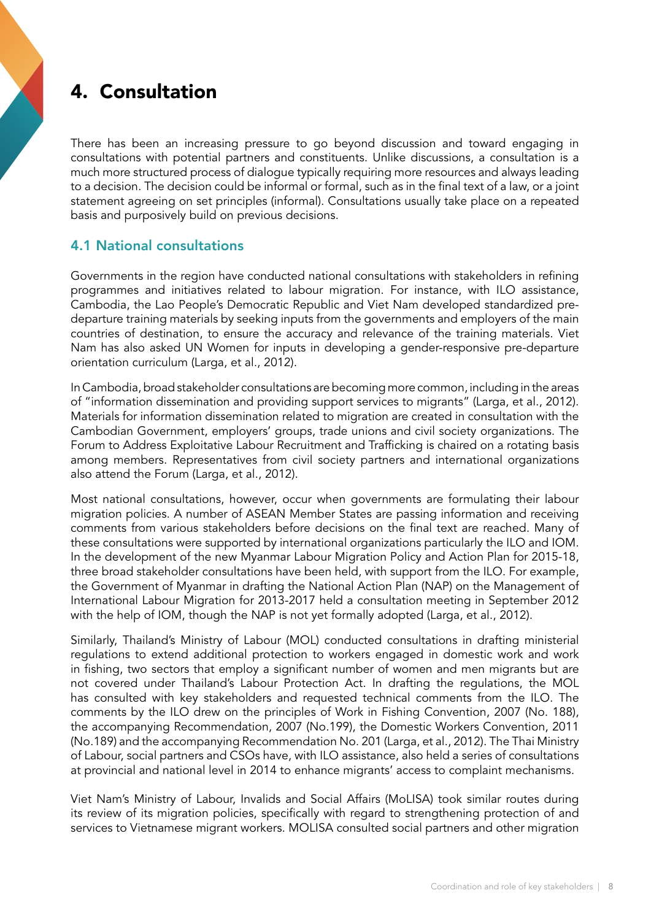# 4. Consultation

There has been an increasing pressure to go beyond discussion and toward engaging in consultations with potential partners and constituents. Unlike discussions, a consultation is a much more structured process of dialogue typically requiring more resources and always leading to a decision. The decision could be informal or formal, such as in the final text of a law, or a joint statement agreeing on set principles (informal). Consultations usually take place on a repeated basis and purposively build on previous decisions.

## 4.1 National consultations

Governments in the region have conducted national consultations with stakeholders in refining programmes and initiatives related to labour migration. For instance, with ILO assistance, Cambodia, the Lao People's Democratic Republic and Viet Nam developed standardized pre-departure training materials by seeking inputs from the governments and employers of the main countries of destination, to ensure the accuracy and relevance of the training materials. Viet Nam has also asked UN Women for inputs in developing a gender-responsive pre-departure orientation curriculum (Larga, et al., 2012).

In Cambodia, broad stakeholder consultations are becoming more common, including in the areas of "information dissemination and providing support services to migrants" (Larga, et al., 2012). Materials for information dissemination related to migration are created in consultation with the Cambodian Government, employers' groups, trade unions and civil society organizations. The Forum to Address Exploitative Labour Recruitment and Trafficking is chaired on a rotating basis among members. Representatives from civil society partners and international organizations also attend the Forum (Larga, et al., 2012).

Most national consultations, however, occur when governments are formulating their labour migration policies. A number of ASEAN Member States are passing information and receiving comments from various stakeholders before decisions on the final text are reached. Many of these consultations were supported by international organizations particularly the ILO and IOM. In the development of the new Myanmar Labour Migration Policy and Action Plan for 2015-18, three broad stakeholder consultations have been held, with support from the ILO. For example, the Government of Myanmar in drafting the National Action Plan (NAP) on the Management of International Labour Migration for 2013-2017 held a consultation meeting in September 2012 with the help of IOM, though the NAP is not yet formally adopted (Larga, et al., 2012).

Similarly, Thailand's Ministry of Labour (MOL) conducted consultations in drafting ministerial regulations to extend additional protection to workers engaged in domestic work and work in fishing, two sectors that employ a significant number of women and men migrants but are not covered under Thailand's Labour Protection Act. In drafting the regulations, the MOL has consulted with key stakeholders and requested technical comments from the ILO. The comments by the ILO drew on the principles of Work in Fishing Convention, 2007 (No. 188), the accompanying Recommendation, 2007 (No.199), the Domestic Workers Convention, 2011 (No.189) and the accompanying Recommendation No. 201 (Larga, et al., 2012). The Thai Ministry of Labour, social partners and CSOs have, with ILO assistance, also held a series of consultations at provincial and national level in 2014 to enhance migrants' access to complaint mechanisms.

Viet Nam's Ministry of Labour, Invalids and Social Affairs (MoLISA) took similar routes during its review of its migration policies, specifically with regard to strengthening protection of and services to Vietnamese migrant workers. MOLISA consulted social partners and other migration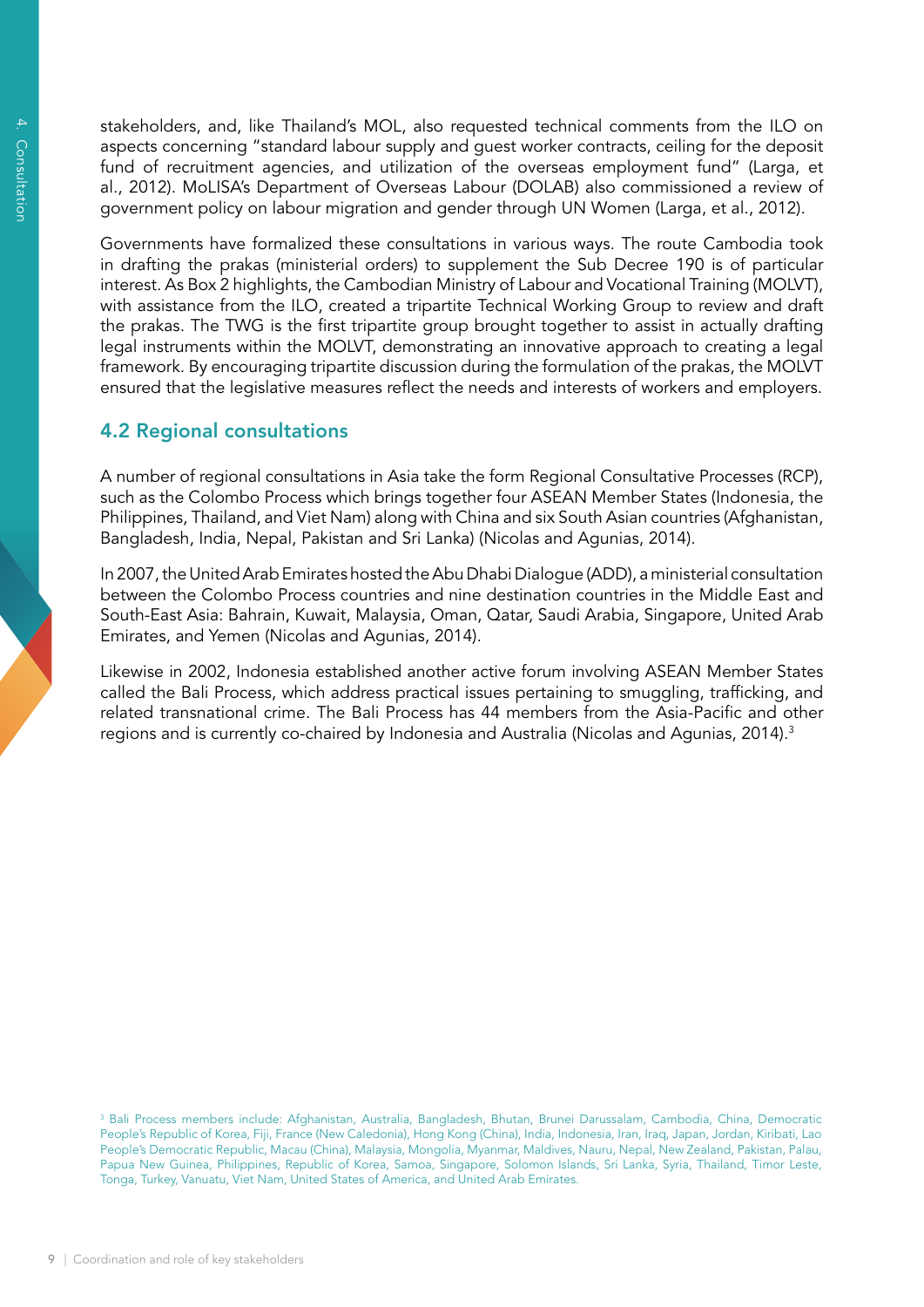stakeholders, and, like Thailand's MOL, also requested technical comments from the ILO on aspects concerning "standard labour supply and guest worker contracts, ceiling for the deposit fund of recruitment agencies, and utilization of the overseas employment fund" (Larga, et al., 2012). MoLISA's Department of Overseas Labour (DOLAB) also commissioned a review of government policy on labour migration and gender through UN Women (Larga, et al., 2012).

Governments have formalized these consultations in various ways. The route Cambodia took in drafting the prakas (ministerial orders) to supplement the Sub Decree 190 is of particular interest. As Box 2 highlights, the Cambodian Ministry of Labour and Vocational Training (MOLVT), with assistance from the ILO, created a tripartite Technical Working Group to review and draft the prakas. The TWG is the first tripartite group brought together to assist in actually drafting legal instruments within the MOLVT, demonstrating an innovative approach to creating a legal framework. By encouraging tripartite discussion during the formulation of the prakas, the MOLVT ensured that the legislative measures reflect the needs and interests of workers and employers.

## 4.2 Regional consultations

A number of regional consultations in Asia take the form Regional Consultative Processes (RCP), such as the Colombo Process which brings together four ASEAN Member States (Indonesia, the Philippines, Thailand, and Viet Nam) along with China and six South Asian countries (Afghanistan, Bangladesh, India, Nepal, Pakistan and Sri Lanka) (Nicolas and Agunias, 2014).

In 2007, the United Arab Emirates hosted the Abu Dhabi Dialogue (ADD), a ministerial consultation between the Colombo Process countries and nine destination countries in the Middle East and South-East Asia: Bahrain, Kuwait, Malaysia, Oman, Qatar, Saudi Arabia, Singapore, United Arab Emirates, and Yemen (Nicolas and Agunias, 2014).

Likewise in 2002, Indonesia established another active forum involving ASEAN Member States called the Bali Process, which address practical issues pertaining to smuggling, trafficking, and related transnational crime. The Bali Process has 44 members from the Asia-Pacific and other regions and is currently co-chaired by Indonesia and Australia (Nicolas and Agunias, 2014).[3]

[3] Bali Process members include: Afghanistan, Australia, Bangladesh, Bhutan, Brunei Darussalam, Cambodia, China, Democratic People's Republic of Korea, Fiji, France (New Caledonia), Hong Kong (China), India, Indonesia, Iran, Iraq, Japan, Jordan, Kiribati, Lao People's Democratic Republic, Macau (China), Malaysia, Mongolia, Myanmar, Maldives, Nauru, Nepal, New Zealand, Pakistan, Palau, Papua New Guinea, Philippines, Republic of Korea, Samoa, Singapore, Solomon Islands, Sri Lanka, Syria, Thailand, Timor Leste, Tonga, Turkey, Vanuatu, Viet Nam, United States of America, and United Arab Emirates.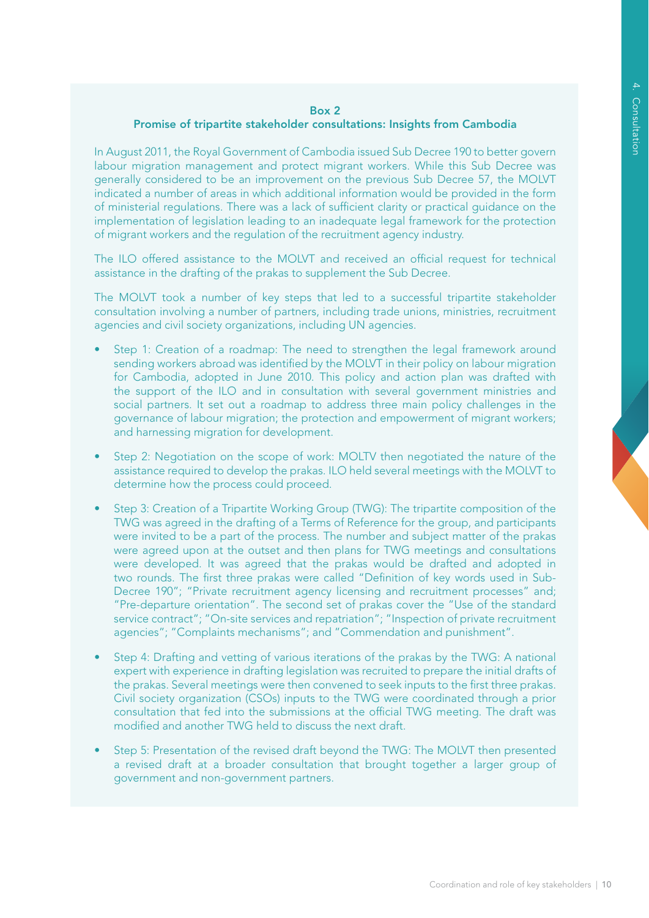**Box 2**

**Promise of tripartite stakeholder consultations: Insights from Cambodia**

In August 2011, the Royal Government of Cambodia issued Sub Decree 190 to better govern labour migration management and protect migrant workers. While this Sub Decree was generally considered to be an improvement on the previous Sub Decree 57, the MOLVT indicated a number of areas in which additional information would be provided in the form of ministerial regulations. There was a lack of sufficient clarity or practical guidance on the implementation of legislation leading to an inadequate legal framework for the protection of migrant workers and the regulation of the recruitment agency industry.

The ILO offered assistance to the MOLVT and received an official request for technical assistance in the drafting of the prakas to supplement the Sub Decree.

The MOLVT took a number of key steps that led to a successful tripartite stakeholder consultation involving a number of partners, including trade unions, ministries, recruitment agencies and civil society organizations, including UN agencies.

- Step 1: Creation of a roadmap: The need to strengthen the legal framework around sending workers abroad was identified by the MOLVT in their policy on labour migration for Cambodia, adopted in June 2010. This policy and action plan was drafted with the support of the ILO and in consultation with several government ministries and social partners. It set out a roadmap to address three main policy challenges in the governance of labour migration; the protection and empowerment of migrant workers; and harnessing migration for development.
- Step 2: Negotiation on the scope of work: MOLTV then negotiated the nature of the assistance required to develop the prakas. ILO held several meetings with the MOLVT to determine how the process could proceed.
- Step 3: Creation of a Tripartite Working Group (TWG): The tripartite composition of the TWG was agreed in the drafting of a Terms of Reference for the group, and participants were invited to be a part of the process. The number and subject matter of the prakas were agreed upon at the outset and then plans for TWG meetings and consultations were developed. It was agreed that the prakas would be drafted and adopted in two rounds. The first three prakas were called "Definition of key words used in Sub-Decree 190"; "Private recruitment agency licensing and recruitment processes" and; "Pre-departure orientation". The second set of prakas cover the "Use of the standard service contract"; "On-site services and repatriation"; "Inspection of private recruitment agencies"; "Complaints mechanisms"; and "Commendation and punishment".
- Step 4: Drafting and vetting of various iterations of the prakas by the TWG: A national expert with experience in drafting legislation was recruited to prepare the initial drafts of the prakas. Several meetings were then convened to seek inputs to the first three prakas. Civil society organization (CSOs) inputs to the TWG were coordinated through a prior consultation that fed into the submissions at the official TWG meeting. The draft was modified and another TWG held to discuss the next draft.
- Step 5: Presentation of the revised draft beyond the TWG: The MOLVT then presented a revised draft at a broader consultation that brought together a larger group of government and non-government partners.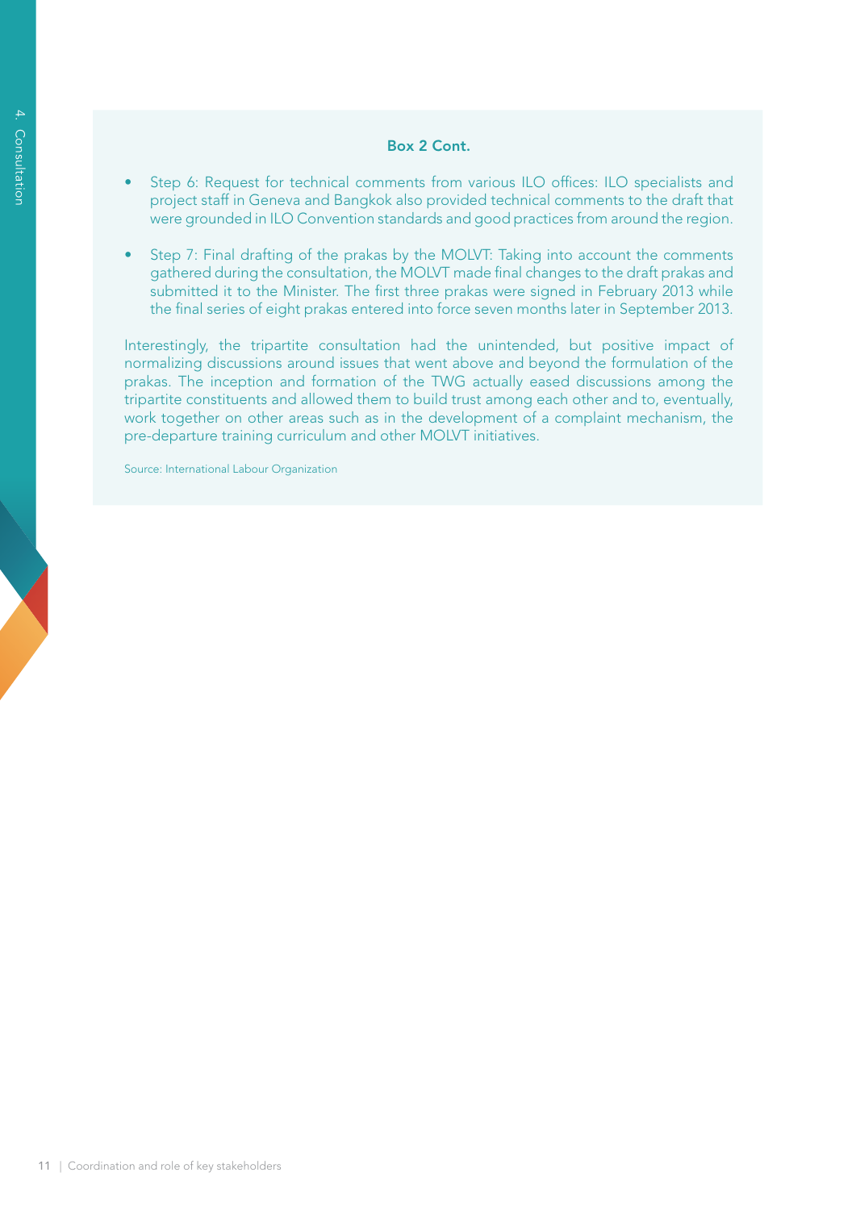### Box 2 Cont.

- Step 6: Request for technical comments from various ILO offices: ILO specialists and project staff in Geneva and Bangkok also provided technical comments to the draft that were grounded in ILO Convention standards and good practices from around the region.

- Step 7: Final drafting of the prakas by the MOLVT: Taking into account the comments gathered during the consultation, the MOLVT made final changes to the draft prakas and submitted it to the Minister. The first three prakas were signed in February 2013 while the final series of eight prakas entered into force seven months later in September 2013.

Interestingly, the tripartite consultation had the unintended, but positive impact of normalizing discussions around issues that went above and beyond the formulation of the prakas. The inception and formation of the TWG actually eased discussions among the tripartite constituents and allowed them to build trust among each other and to, eventually, work together on other areas such as in the development of a complaint mechanism, the pre-departure training curriculum and other MOLVT initiatives.

Source: International Labour Organization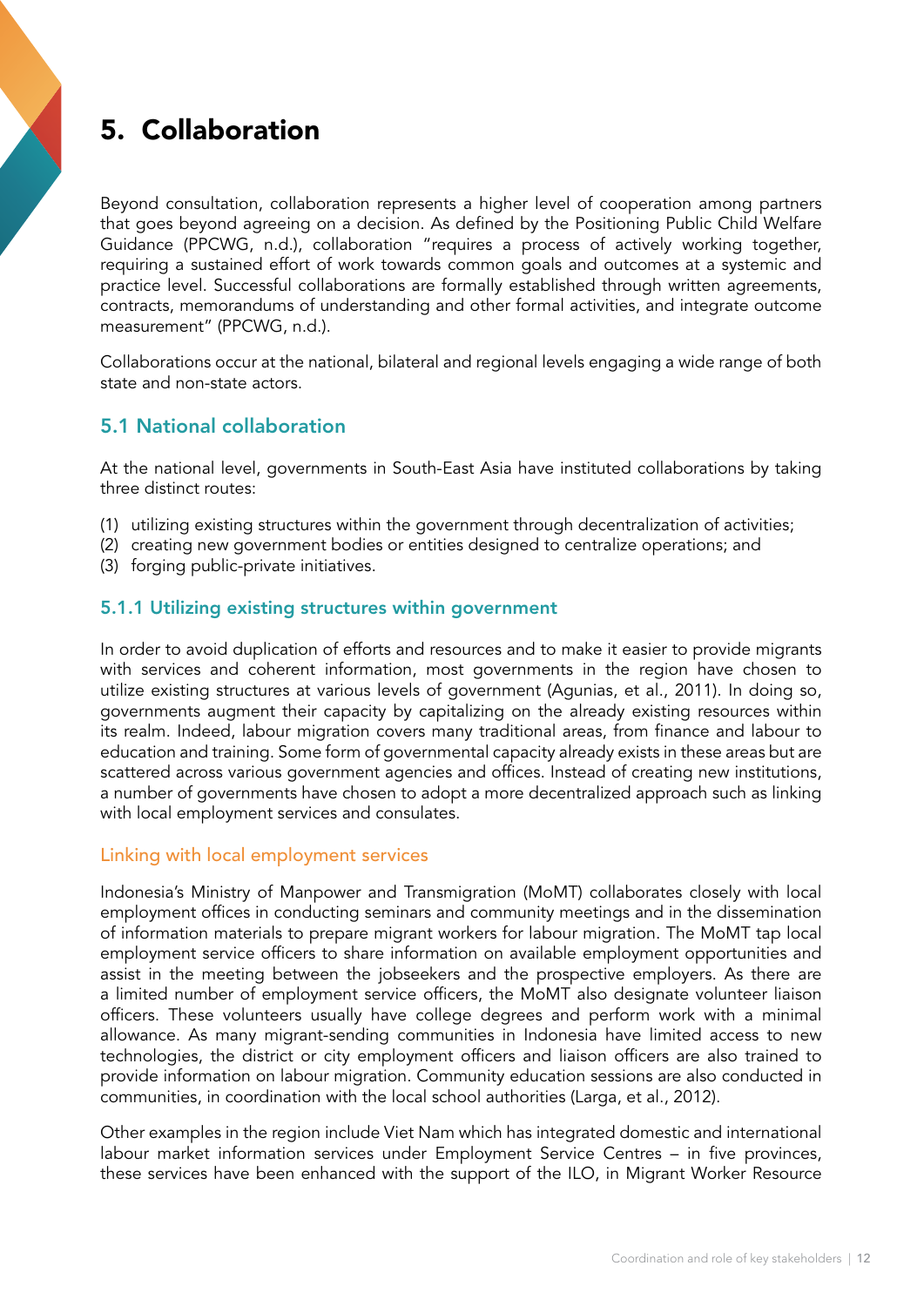# 5. Collaboration

Beyond consultation, collaboration represents a higher level of cooperation among partners that goes beyond agreeing on a decision. As defined by the Positioning Public Child Welfare Guidance (PPCWG, n.d.), collaboration "requires a process of actively working together, requiring a sustained effort of work towards common goals and outcomes at a systemic and practice level. Successful collaborations are formally established through written agreements, contracts, memorandums of understanding and other formal activities, and integrate outcome measurement" (PPCWG, n.d.).

Collaborations occur at the national, bilateral and regional levels engaging a wide range of both state and non-state actors.

## 5.1 National collaboration

At the national level, governments in South-East Asia have instituted collaborations by taking three distinct routes:

(1) utilizing existing structures within the government through decentralization of activities;
(2) creating new government bodies or entities designed to centralize operations; and
(3) forging public-private initiatives.

### 5.1.1 Utilizing existing structures within government

In order to avoid duplication of efforts and resources and to make it easier to provide migrants with services and coherent information, most governments in the region have chosen to utilize existing structures at various levels of government (Agunias, et al., 2011). In doing so, governments augment their capacity by capitalizing on the already existing resources within its realm. Indeed, labour migration covers many traditional areas, from finance and labour to education and training. Some form of governmental capacity already exists in these areas but are scattered across various government agencies and offices. Instead of creating new institutions, a number of governments have chosen to adopt a more decentralized approach such as linking with local employment services and consulates.

#### Linking with local employment services

Indonesia's Ministry of Manpower and Transmigration (MoMT) collaborates closely with local employment offices in conducting seminars and community meetings and in the dissemination of information materials to prepare migrant workers for labour migration. The MoMT tap local employment service officers to share information on available employment opportunities and assist in the meeting between the jobseekers and the prospective employers. As there are a limited number of employment service officers, the MoMT also designate volunteer liaison officers. These volunteers usually have college degrees and perform work with a minimal allowance. As many migrant-sending communities in Indonesia have limited access to new technologies, the district or city employment officers and liaison officers are also trained to provide information on labour migration. Community education sessions are also conducted in communities, in coordination with the local school authorities (Larga, et al., 2012).

Other examples in the region include Viet Nam which has integrated domestic and international labour market information services under Employment Service Centres – in five provinces, these services have been enhanced with the support of the ILO, in Migrant Worker Resource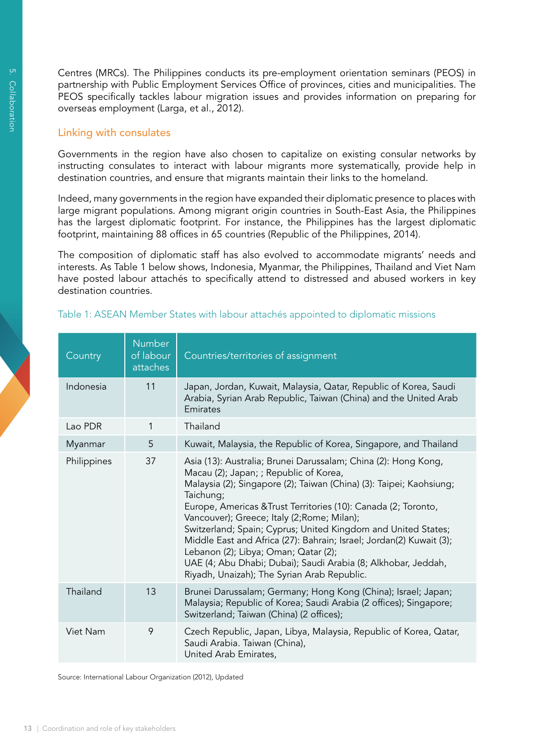Centres (MRCs). The Philippines conducts its pre-employment orientation seminars (PEOS) in partnership with Public Employment Services Office of provinces, cities and municipalities. The PEOS specifically tackles labour migration issues and provides information on preparing for overseas employment (Larga, et al., 2012).

### Linking with consulates

Governments in the region have also chosen to capitalize on existing consular networks by instructing consulates to interact with labour migrants more systematically, provide help in destination countries, and ensure that migrants maintain their links to the homeland.

Indeed, many governments in the region have expanded their diplomatic presence to places with large migrant populations. Among migrant origin countries in South-East Asia, the Philippines has the largest diplomatic footprint. For instance, the Philippines has the largest diplomatic footprint, maintaining 88 offices in 65 countries (Republic of the Philippines, 2014).

The composition of diplomatic staff has also evolved to accommodate migrants' needs and interests. As Table 1 below shows, Indonesia, Myanmar, the Philippines, Thailand and Viet Nam have posted labour attachés to specifically attend to distressed and abused workers in key destination countries.

Table 1: ASEAN Member States with labour attachés appointed to diplomatic missions

| Country | Number of labour attaches | Countries/territories of assignment |
|---|---|---|
| Indonesia | 11 | Japan, Jordan, Kuwait, Malaysia, Qatar, Republic of Korea, Saudi Arabia, Syrian Arab Republic, Taiwan (China) and the United Arab Emirates |
| Lao PDR | 1 | Thailand |
| Myanmar | 5 | Kuwait, Malaysia, the Republic of Korea, Singapore, and Thailand |
| Philippines | 37 | Asia (13): Australia; Brunei Darussalam; China (2): Hong Kong, Macau (2); Japan; ; Republic of Korea, Malaysia (2); Singapore (2); Taiwan (China) (3): Taipei; Kaohsiung; Taichung; Europe, Americas &Trust Territories (10): Canada (2; Toronto, Vancouver); Greece; Italy (2;Rome; Milan); Switzerland; Spain; Cyprus; United Kingdom and United States; Middle East and Africa (27): Bahrain; Israel; Jordan(2) Kuwait (3); Lebanon (2); Libya; Oman; Qatar (2); UAE (4; Abu Dhabi; Dubai); Saudi Arabia (8; Alkhobar, Jeddah, Riyadh, Unaizah); The Syrian Arab Republic. |
| Thailand | 13 | Brunei Darussalam; Germany; Hong Kong (China); Israel; Japan; Malaysia; Republic of Korea; Saudi Arabia (2 offices); Singapore; Switzerland; Taiwan (China) (2 offices); |
| Viet Nam | 9 | Czech Republic, Japan, Libya, Malaysia, Republic of Korea, Qatar, Saudi Arabia. Taiwan (China), United Arab Emirates, |

Source: International Labour Organization (2012), Updated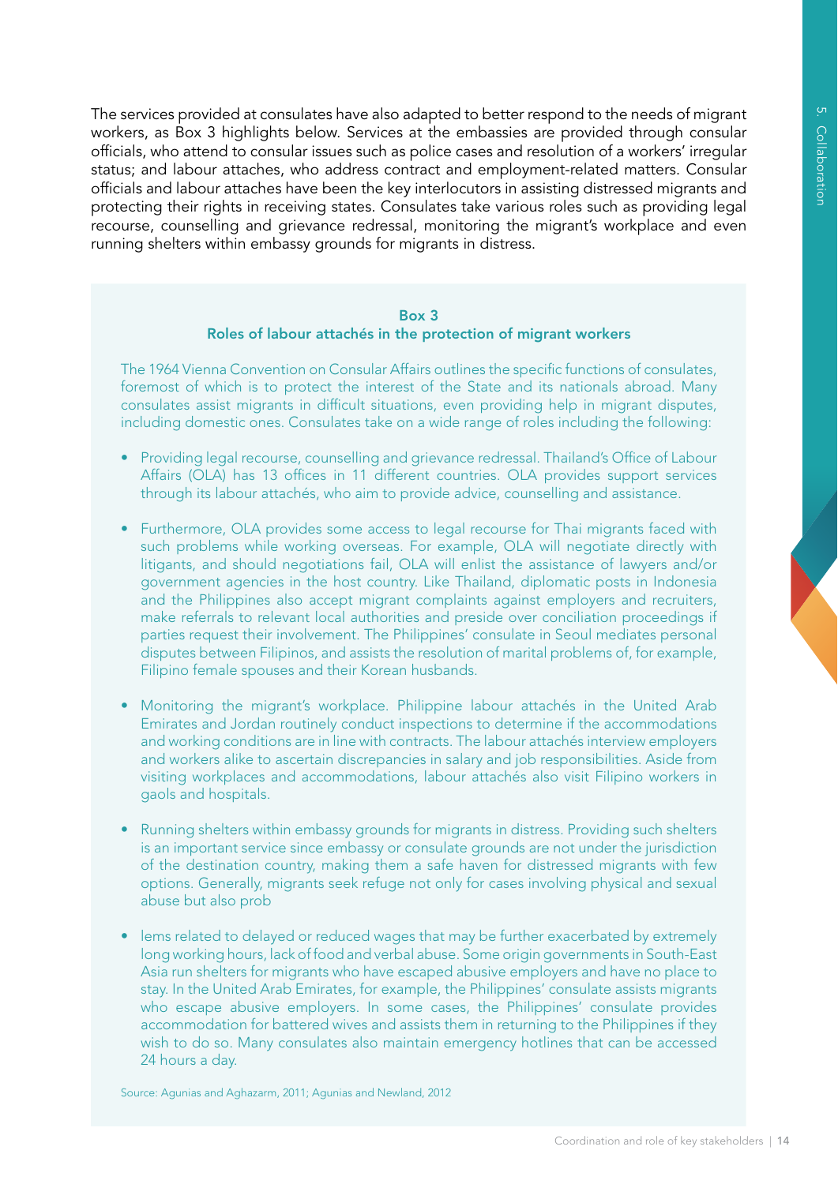The services provided at consulates have also adapted to better respond to the needs of migrant workers, as Box 3 highlights below. Services at the embassies are provided through consular officials, who attend to consular issues such as police cases and resolution of a workers' irregular status; and labour attaches, who address contract and employment-related matters. Consular officials and labour attaches have been the key interlocutors in assisting distressed migrants and protecting their rights in receiving states. Consulates take various roles such as providing legal recourse, counselling and grievance redressal, monitoring the migrant's workplace and even running shelters within embassy grounds for migrants in distress.

**Box 3**
**Roles of labour attachés in the protection of migrant workers**

The 1964 Vienna Convention on Consular Affairs outlines the specific functions of consulates, foremost of which is to protect the interest of the State and its nationals abroad. Many consulates assist migrants in difficult situations, even providing help in migrant disputes, including domestic ones. Consulates take on a wide range of roles including the following:

- Providing legal recourse, counselling and grievance redressal. Thailand's Office of Labour Affairs (OLA) has 13 offices in 11 different countries. OLA provides support services through its labour attachés, who aim to provide advice, counselling and assistance.
- Furthermore, OLA provides some access to legal recourse for Thai migrants faced with such problems while working overseas. For example, OLA will negotiate directly with litigants, and should negotiations fail, OLA will enlist the assistance of lawyers and/or government agencies in the host country. Like Thailand, diplomatic posts in Indonesia and the Philippines also accept migrant complaints against employers and recruiters, make referrals to relevant local authorities and preside over conciliation proceedings if parties request their involvement. The Philippines' consulate in Seoul mediates personal disputes between Filipinos, and assists the resolution of marital problems of, for example, Filipino female spouses and their Korean husbands.
- Monitoring the migrant's workplace. Philippine labour attachés in the United Arab Emirates and Jordan routinely conduct inspections to determine if the accommodations and working conditions are in line with contracts. The labour attachés interview employers and workers alike to ascertain discrepancies in salary and job responsibilities. Aside from visiting workplaces and accommodations, labour attachés also visit Filipino workers in gaols and hospitals.
- Running shelters within embassy grounds for migrants in distress. Providing such shelters is an important service since embassy or consulate grounds are not under the jurisdiction of the destination country, making them a safe haven for distressed migrants with few options. Generally, migrants seek refuge not only for cases involving physical and sexual abuse but also prob
- lems related to delayed or reduced wages that may be further exacerbated by extremely long working hours, lack of food and verbal abuse. Some origin governments in South-East Asia run shelters for migrants who have escaped abusive employers and have no place to stay. In the United Arab Emirates, for example, the Philippines' consulate assists migrants who escape abusive employers. In some cases, the Philippines' consulate provides accommodation for battered wives and assists them in returning to the Philippines if they wish to do so. Many consulates also maintain emergency hotlines that can be accessed 24 hours a day.

Source: Agunias and Aghazarm, 2011; Agunias and Newland, 2012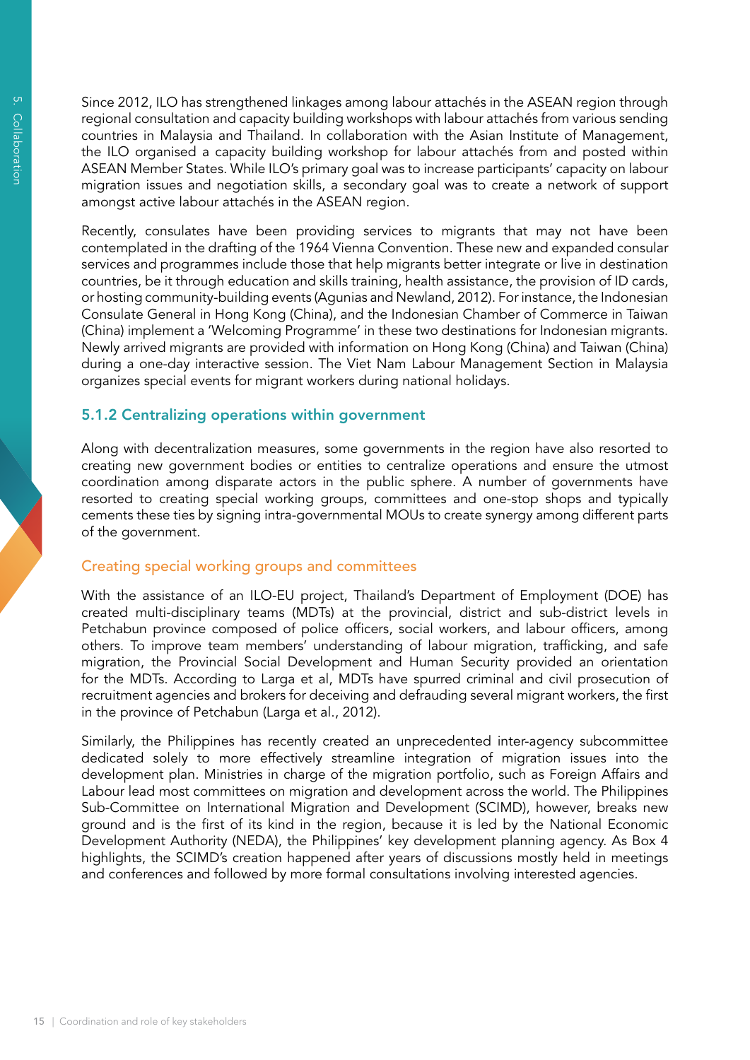Since 2012, ILO has strengthened linkages among labour attachés in the ASEAN region through regional consultation and capacity building workshops with labour attachés from various sending countries in Malaysia and Thailand. In collaboration with the Asian Institute of Management, the ILO organised a capacity building workshop for labour attachés from and posted within ASEAN Member States. While ILO's primary goal was to increase participants' capacity on labour migration issues and negotiation skills, a secondary goal was to create a network of support amongst active labour attachés in the ASEAN region.

Recently, consulates have been providing services to migrants that may not have been contemplated in the drafting of the 1964 Vienna Convention. These new and expanded consular services and programmes include those that help migrants better integrate or live in destination countries, be it through education and skills training, health assistance, the provision of ID cards, or hosting community-building events (Agunias and Newland, 2012). For instance, the Indonesian Consulate General in Hong Kong (China), and the Indonesian Chamber of Commerce in Taiwan (China) implement a 'Welcoming Programme' in these two destinations for Indonesian migrants. Newly arrived migrants are provided with information on Hong Kong (China) and Taiwan (China) during a one-day interactive session. The Viet Nam Labour Management Section in Malaysia organizes special events for migrant workers during national holidays.

### 5.1.2 Centralizing operations within government

Along with decentralization measures, some governments in the region have also resorted to creating new government bodies or entities to centralize operations and ensure the utmost coordination among disparate actors in the public sphere. A number of governments have resorted to creating special working groups, committees and one-stop shops and typically cements these ties by signing intra-governmental MOUs to create synergy among different parts of the government.

#### Creating special working groups and committees

With the assistance of an ILO-EU project, Thailand's Department of Employment (DOE) has created multi-disciplinary teams (MDTs) at the provincial, district and sub-district levels in Petchabun province composed of police officers, social workers, and labour officers, among others. To improve team members' understanding of labour migration, trafficking, and safe migration, the Provincial Social Development and Human Security provided an orientation for the MDTs. According to Larga et al, MDTs have spurred criminal and civil prosecution of recruitment agencies and brokers for deceiving and defrauding several migrant workers, the first in the province of Petchabun (Larga et al., 2012).

Similarly, the Philippines has recently created an unprecedented inter-agency subcommittee dedicated solely to more effectively streamline integration of migration issues into the development plan. Ministries in charge of the migration portfolio, such as Foreign Affairs and Labour lead most committees on migration and development across the world. The Philippines Sub-Committee on International Migration and Development (SCIMD), however, breaks new ground and is the first of its kind in the region, because it is led by the National Economic Development Authority (NEDA), the Philippines' key development planning agency. As Box 4 highlights, the SCIMD's creation happened after years of discussions mostly held in meetings and conferences and followed by more formal consultations involving interested agencies.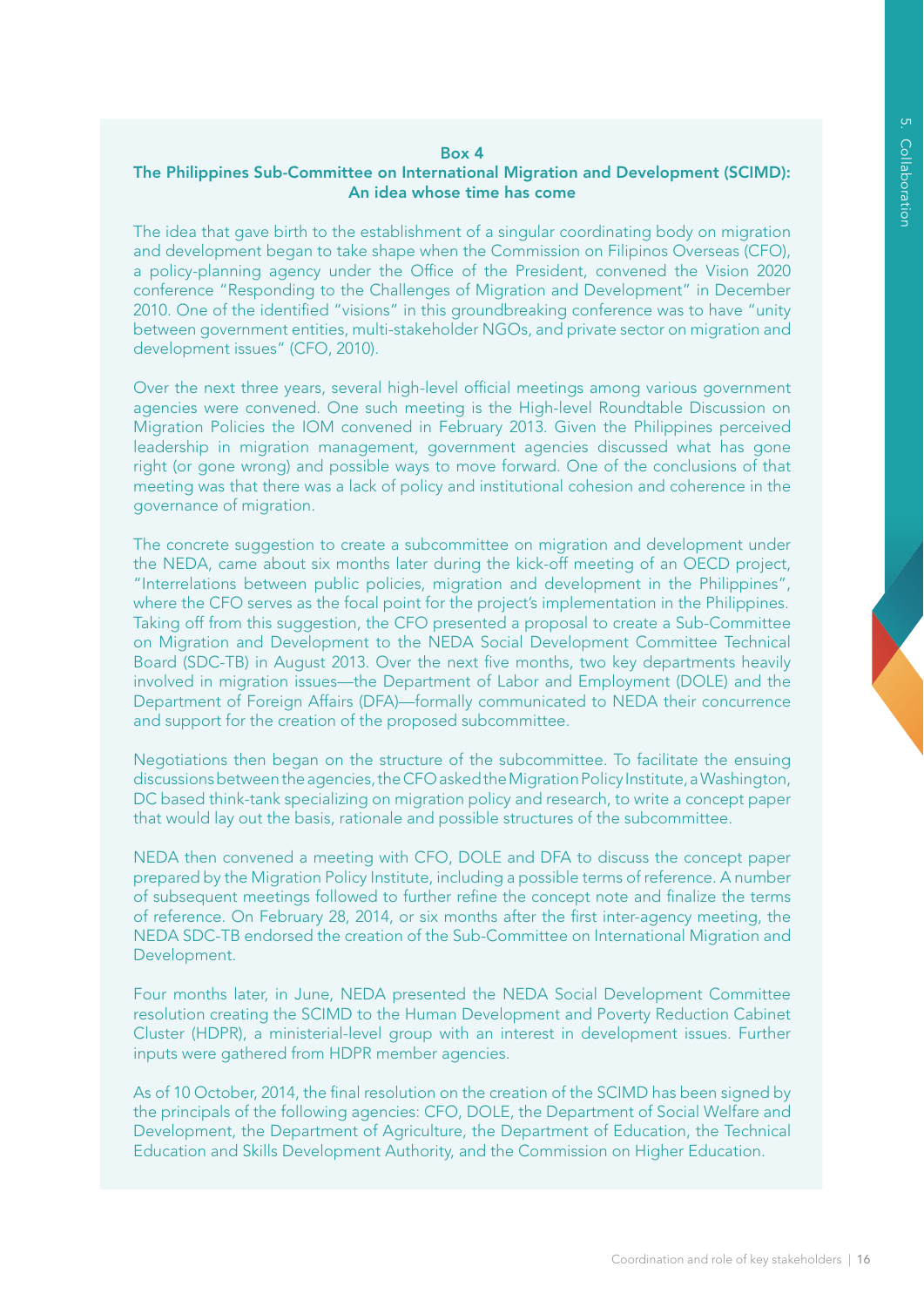**Box 4**

**The Philippines Sub-Committee on International Migration and Development (SCIMD): An idea whose time has come**

The idea that gave birth to the establishment of a singular coordinating body on migration and development began to take shape when the Commission on Filipinos Overseas (CFO), a policy-planning agency under the Office of the President, convened the Vision 2020 conference "Responding to the Challenges of Migration and Development" in December 2010. One of the identified "visions" in this groundbreaking conference was to have "unity between government entities, multi-stakeholder NGOs, and private sector on migration and development issues" (CFO, 2010).

Over the next three years, several high-level official meetings among various government agencies were convened. One such meeting is the High-level Roundtable Discussion on Migration Policies the IOM convened in February 2013. Given the Philippines perceived leadership in migration management, government agencies discussed what has gone right (or gone wrong) and possible ways to move forward. One of the conclusions of that meeting was that there was a lack of policy and institutional cohesion and coherence in the governance of migration.

The concrete suggestion to create a subcommittee on migration and development under the NEDA, came about six months later during the kick-off meeting of an OECD project, "Interrelations between public policies, migration and development in the Philippines", where the CFO serves as the focal point for the project's implementation in the Philippines. Taking off from this suggestion, the CFO presented a proposal to create a Sub-Committee on Migration and Development to the NEDA Social Development Committee Technical Board (SDC-TB) in August 2013. Over the next five months, two key departments heavily involved in migration issues—the Department of Labor and Employment (DOLE) and the Department of Foreign Affairs (DFA)—formally communicated to NEDA their concurrence and support for the creation of the proposed subcommittee.

Negotiations then began on the structure of the subcommittee. To facilitate the ensuing discussions between the agencies, the CFO asked the Migration Policy Institute, a Washington, DC based think-tank specializing on migration policy and research, to write a concept paper that would lay out the basis, rationale and possible structures of the subcommittee.

NEDA then convened a meeting with CFO, DOLE and DFA to discuss the concept paper prepared by the Migration Policy Institute, including a possible terms of reference. A number of subsequent meetings followed to further refine the concept note and finalize the terms of reference. On February 28, 2014, or six months after the first inter-agency meeting, the NEDA SDC-TB endorsed the creation of the Sub-Committee on International Migration and Development.

Four months later, in June, NEDA presented the NEDA Social Development Committee resolution creating the SCIMD to the Human Development and Poverty Reduction Cabinet Cluster (HDPR), a ministerial-level group with an interest in development issues. Further inputs were gathered from HDPR member agencies.

As of 10 October, 2014, the final resolution on the creation of the SCIMD has been signed by the principals of the following agencies: CFO, DOLE, the Department of Social Welfare and Development, the Department of Agriculture, the Department of Education, the Technical Education and Skills Development Authority, and the Commission on Higher Education.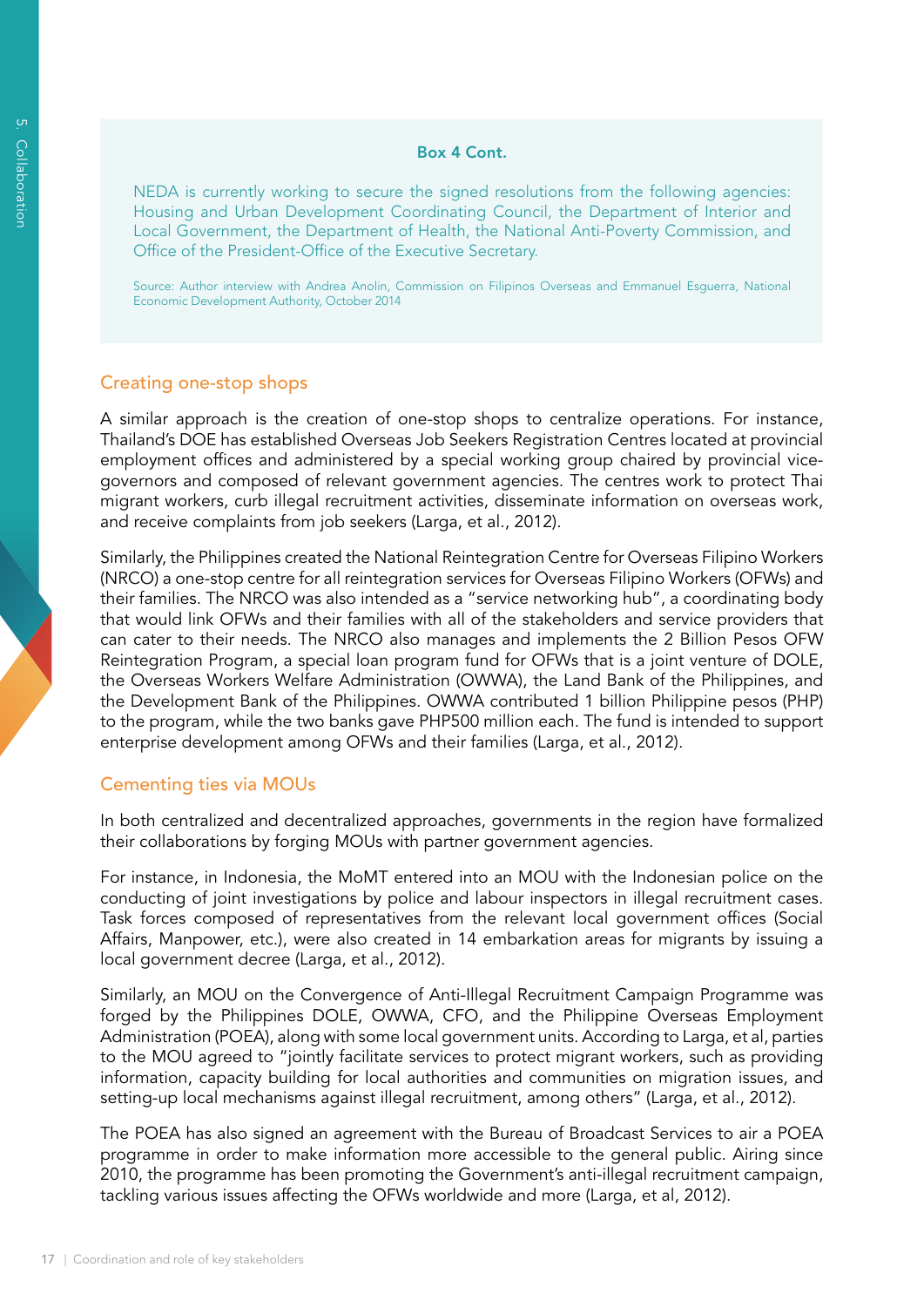**Box 4 Cont.**

NEDA is currently working to secure the signed resolutions from the following agencies: Housing and Urban Development Coordinating Council, the Department of Interior and Local Government, the Department of Health, the National Anti-Poverty Commission, and Office of the President-Office of the Executive Secretary.

Source: Author interview with Andrea Anolin, Commission on Filipinos Overseas and Emmanuel Esguerra, National Economic Development Authority, October 2014

## Creating one-stop shops

A similar approach is the creation of one-stop shops to centralize operations. For instance, Thailand's DOE has established Overseas Job Seekers Registration Centres located at provincial employment offices and administered by a special working group chaired by provincial vice-governors and composed of relevant government agencies. The centres work to protect Thai migrant workers, curb illegal recruitment activities, disseminate information on overseas work, and receive complaints from job seekers (Larga, et al., 2012).

Similarly, the Philippines created the National Reintegration Centre for Overseas Filipino Workers (NRCO) a one-stop centre for all reintegration services for Overseas Filipino Workers (OFWs) and their families. The NRCO was also intended as a "service networking hub", a coordinating body that would link OFWs and their families with all of the stakeholders and service providers that can cater to their needs. The NRCO also manages and implements the 2 Billion Pesos OFW Reintegration Program, a special loan program fund for OFWs that is a joint venture of DOLE, the Overseas Workers Welfare Administration (OWWA), the Land Bank of the Philippines, and the Development Bank of the Philippines. OWWA contributed 1 billion Philippine pesos (PHP) to the program, while the two banks gave PHP500 million each. The fund is intended to support enterprise development among OFWs and their families (Larga, et al., 2012).

## Cementing ties via MOUs

In both centralized and decentralized approaches, governments in the region have formalized their collaborations by forging MOUs with partner government agencies.

For instance, in Indonesia, the MoMT entered into an MOU with the Indonesian police on the conducting of joint investigations by police and labour inspectors in illegal recruitment cases. Task forces composed of representatives from the relevant local government offices (Social Affairs, Manpower, etc.), were also created in 14 embarkation areas for migrants by issuing a local government decree (Larga, et al., 2012).

Similarly, an MOU on the Convergence of Anti-Illegal Recruitment Campaign Programme was forged by the Philippines DOLE, OWWA, CFO, and the Philippine Overseas Employment Administration (POEA), along with some local government units. According to Larga, et al, parties to the MOU agreed to "jointly facilitate services to protect migrant workers, such as providing information, capacity building for local authorities and communities on migration issues, and setting-up local mechanisms against illegal recruitment, among others" (Larga, et al., 2012).

The POEA has also signed an agreement with the Bureau of Broadcast Services to air a POEA programme in order to make information more accessible to the general public. Airing since 2010, the programme has been promoting the Government's anti-illegal recruitment campaign, tackling various issues affecting the OFWs worldwide and more (Larga, et al, 2012).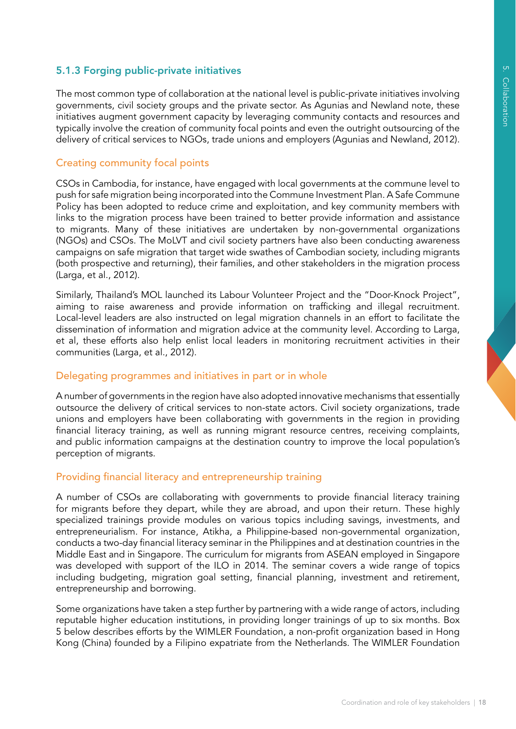### 5.1.3 Forging public-private initiatives

The most common type of collaboration at the national level is public-private initiatives involving governments, civil society groups and the private sector. As Agunias and Newland note, these initiatives augment government capacity by leveraging community contacts and resources and typically involve the creation of community focal points and even the outright outsourcing of the delivery of critical services to NGOs, trade unions and employers (Agunias and Newland, 2012).

#### Creating community focal points

CSOs in Cambodia, for instance, have engaged with local governments at the commune level to push for safe migration being incorporated into the Commune Investment Plan. A Safe Commune Policy has been adopted to reduce crime and exploitation, and key community members with links to the migration process have been trained to better provide information and assistance to migrants. Many of these initiatives are undertaken by non-governmental organizations (NGOs) and CSOs. The MoLVT and civil society partners have also been conducting awareness campaigns on safe migration that target wide swathes of Cambodian society, including migrants (both prospective and returning), their families, and other stakeholders in the migration process (Larga, et al., 2012).

Similarly, Thailand's MOL launched its Labour Volunteer Project and the "Door-Knock Project", aiming to raise awareness and provide information on trafficking and illegal recruitment. Local-level leaders are also instructed on legal migration channels in an effort to facilitate the dissemination of information and migration advice at the community level. According to Larga, et al, these efforts also help enlist local leaders in monitoring recruitment activities in their communities (Larga, et al., 2012).

#### Delegating programmes and initiatives in part or in whole

A number of governments in the region have also adopted innovative mechanisms that essentially outsource the delivery of critical services to non-state actors. Civil society organizations, trade unions and employers have been collaborating with governments in the region in providing financial literacy training, as well as running migrant resource centres, receiving complaints, and public information campaigns at the destination country to improve the local population's perception of migrants.

#### Providing financial literacy and entrepreneurship training

A number of CSOs are collaborating with governments to provide financial literacy training for migrants before they depart, while they are abroad, and upon their return. These highly specialized trainings provide modules on various topics including savings, investments, and entrepreneurialism. For instance, Atikha, a Philippine-based non-governmental organization, conducts a two-day financial literacy seminar in the Philippines and at destination countries in the Middle East and in Singapore. The curriculum for migrants from ASEAN employed in Singapore was developed with support of the ILO in 2014. The seminar covers a wide range of topics including budgeting, migration goal setting, financial planning, investment and retirement, entrepreneurship and borrowing.

Some organizations have taken a step further by partnering with a wide range of actors, including reputable higher education institutions, in providing longer trainings of up to six months. Box 5 below describes efforts by the WIMLER Foundation, a non-profit organization based in Hong Kong (China) founded by a Filipino expatriate from the Netherlands. The WIMLER Foundation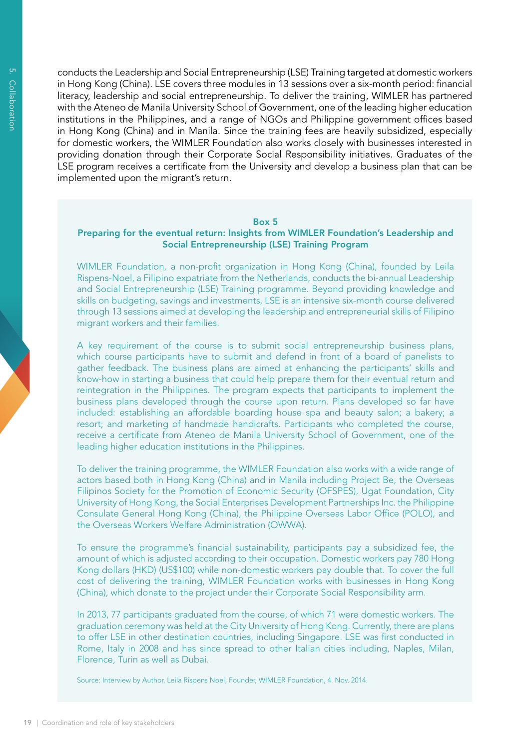conducts the Leadership and Social Entrepreneurship (LSE) Training targeted at domestic workers in Hong Kong (China). LSE covers three modules in 13 sessions over a six-month period: financial literacy, leadership and social entrepreneurship. To deliver the training, WIMLER has partnered with the Ateneo de Manila University School of Government, one of the leading higher education institutions in the Philippines, and a range of NGOs and Philippine government offices based in Hong Kong (China) and in Manila. Since the training fees are heavily subsidized, especially for domestic workers, the WIMLER Foundation also works closely with businesses interested in providing donation through their Corporate Social Responsibility initiatives. Graduates of the LSE program receives a certificate from the University and develop a business plan that can be implemented upon the migrant's return.

**Box 5**

**Preparing for the eventual return: Insights from WIMLER Foundation's Leadership and Social Entrepreneurship (LSE) Training Program**

WIMLER Foundation, a non-profit organization in Hong Kong (China), founded by Leila Rispens-Noel, a Filipino expatriate from the Netherlands, conducts the bi-annual Leadership and Social Entrepreneurship (LSE) Training programme. Beyond providing knowledge and skills on budgeting, savings and investments, LSE is an intensive six-month course delivered through 13 sessions aimed at developing the leadership and entrepreneurial skills of Filipino migrant workers and their families.

A key requirement of the course is to submit social entrepreneurship business plans, which course participants have to submit and defend in front of a board of panelists to gather feedback. The business plans are aimed at enhancing the participants' skills and know-how in starting a business that could help prepare them for their eventual return and reintegration in the Philippines. The program expects that participants to implement the business plans developed through the course upon return. Plans developed so far have included: establishing an affordable boarding house spa and beauty salon; a bakery; a resort; and marketing of handmade handicrafts. Participants who completed the course, receive a certificate from Ateneo de Manila University School of Government, one of the leading higher education institutions in the Philippines.

To deliver the training programme, the WIMLER Foundation also works with a wide range of actors based both in Hong Kong (China) and in Manila including Project Be, the Overseas Filipinos Society for the Promotion of Economic Security (OFSPES), Ugat Foundation, City University of Hong Kong, the Social Enterprises Development Partnerships Inc. the Philippine Consulate General Hong Kong (China), the Philippine Overseas Labor Office (POLO), and the Overseas Workers Welfare Administration (OWWA).

To ensure the programme's financial sustainability, participants pay a subsidized fee, the amount of which is adjusted according to their occupation. Domestic workers pay 780 Hong Kong dollars (HKD) (US$100) while non-domestic workers pay double that. To cover the full cost of delivering the training, WIMLER Foundation works with businesses in Hong Kong (China), which donate to the project under their Corporate Social Responsibility arm.

In 2013, 77 participants graduated from the course, of which 71 were domestic workers. The graduation ceremony was held at the City University of Hong Kong. Currently, there are plans to offer LSE in other destination countries, including Singapore. LSE was first conducted in Rome, Italy in 2008 and has since spread to other Italian cities including, Naples, Milan, Florence, Turin as well as Dubai.

Source: Interview by Author, Leila Rispens Noel, Founder, WIMLER Foundation, 4. Nov. 2014.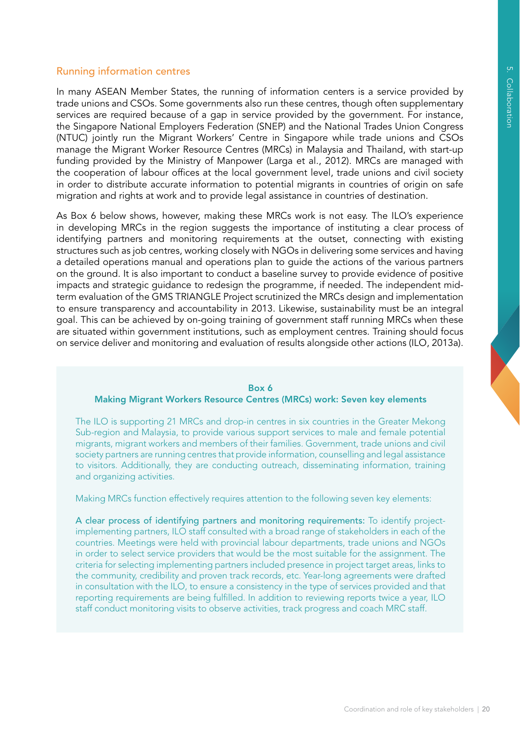### Running information centres

In many ASEAN Member States, the running of information centers is a service provided by trade unions and CSOs. Some governments also run these centres, though often supplementary services are required because of a gap in service provided by the government. For instance, the Singapore National Employers Federation (SNEP) and the National Trades Union Congress (NTUC) jointly run the Migrant Workers' Centre in Singapore while trade unions and CSOs manage the Migrant Worker Resource Centres (MRCs) in Malaysia and Thailand, with start-up funding provided by the Ministry of Manpower (Larga et al., 2012). MRCs are managed with the cooperation of labour offices at the local government level, trade unions and civil society in order to distribute accurate information to potential migrants in countries of origin on safe migration and rights at work and to provide legal assistance in countries of destination.

As Box 6 below shows, however, making these MRCs work is not easy. The ILO's experience in developing MRCs in the region suggests the importance of instituting a clear process of identifying partners and monitoring requirements at the outset, connecting with existing structures such as job centres, working closely with NGOs in delivering some services and having a detailed operations manual and operations plan to guide the actions of the various partners on the ground. It is also important to conduct a baseline survey to provide evidence of positive impacts and strategic guidance to redesign the programme, if needed. The independent mid-term evaluation of the GMS TRIANGLE Project scrutinized the MRCs design and implementation to ensure transparency and accountability in 2013. Likewise, sustainability must be an integral goal. This can be achieved by on-going training of government staff running MRCs when these are situated within government institutions, such as employment centres. Training should focus on service deliver and monitoring and evaluation of results alongside other actions (ILO, 2013a).

**Box 6**
**Making Migrant Workers Resource Centres (MRCs) work: Seven key elements**

The ILO is supporting 21 MRCs and drop-in centres in six countries in the Greater Mekong Sub-region and Malaysia, to provide various support services to male and female potential migrants, migrant workers and members of their families. Government, trade unions and civil society partners are running centres that provide information, counselling and legal assistance to visitors. Additionally, they are conducting outreach, disseminating information, training and organizing activities.

Making MRCs function effectively requires attention to the following seven key elements:

**A clear process of identifying partners and monitoring requirements:** To identify project-implementing partners, ILO staff consulted with a broad range of stakeholders in each of the countries. Meetings were held with provincial labour departments, trade unions and NGOs in order to select service providers that would be the most suitable for the assignment. The criteria for selecting implementing partners included presence in project target areas, links to the community, credibility and proven track records, etc. Year-long agreements were drafted in consultation with the ILO, to ensure a consistency in the type of services provided and that reporting requirements are being fulfilled. In addition to reviewing reports twice a year, ILO staff conduct monitoring visits to observe activities, track progress and coach MRC staff.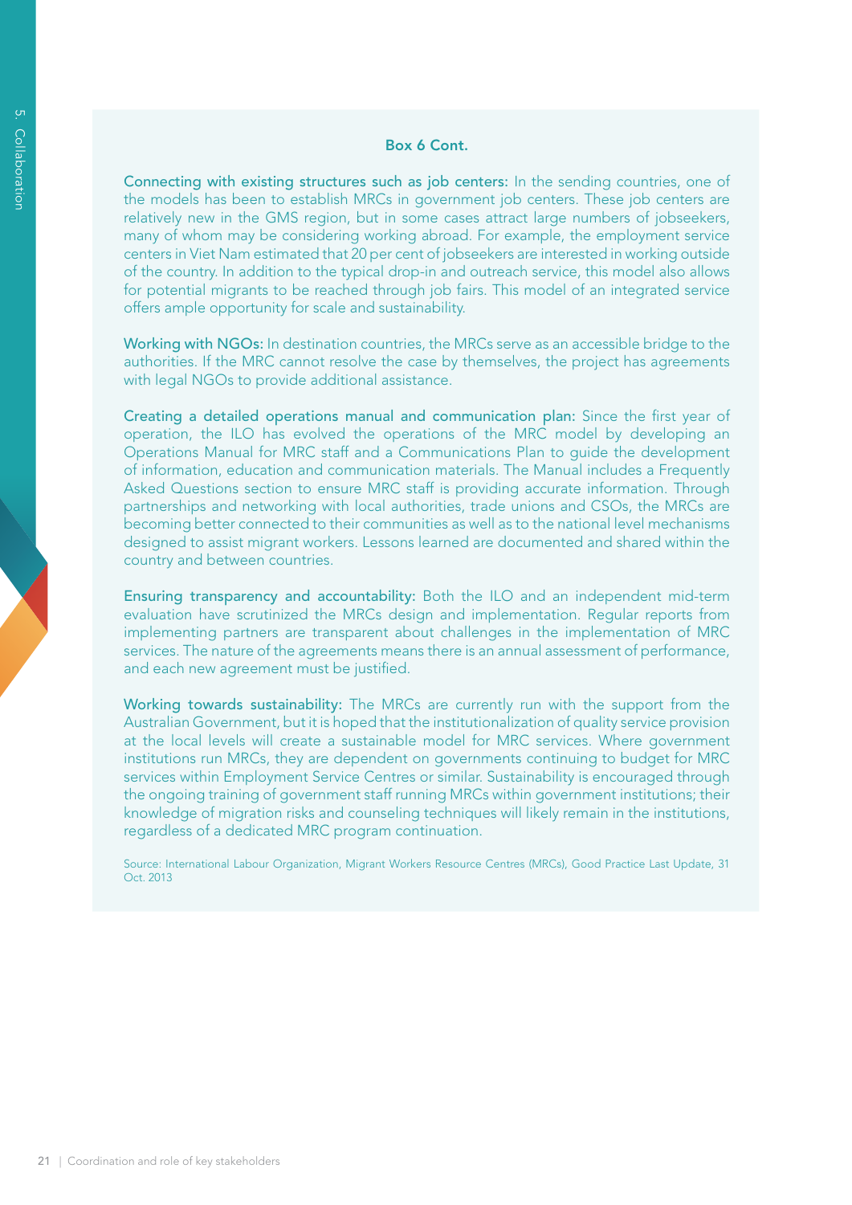### Box 6 Cont.

**Connecting with existing structures such as job centers:** In the sending countries, one of the models has been to establish MRCs in government job centers. These job centers are relatively new in the GMS region, but in some cases attract large numbers of jobseekers, many of whom may be considering working abroad. For example, the employment service centers in Viet Nam estimated that 20 per cent of jobseekers are interested in working outside of the country. In addition to the typical drop-in and outreach service, this model also allows for potential migrants to be reached through job fairs. This model of an integrated service offers ample opportunity for scale and sustainability.

**Working with NGOs:** In destination countries, the MRCs serve as an accessible bridge to the authorities. If the MRC cannot resolve the case by themselves, the project has agreements with legal NGOs to provide additional assistance.

**Creating a detailed operations manual and communication plan:** Since the first year of operation, the ILO has evolved the operations of the MRC model by developing an Operations Manual for MRC staff and a Communications Plan to guide the development of information, education and communication materials. The Manual includes a Frequently Asked Questions section to ensure MRC staff is providing accurate information. Through partnerships and networking with local authorities, trade unions and CSOs, the MRCs are becoming better connected to their communities as well as to the national level mechanisms designed to assist migrant workers. Lessons learned are documented and shared within the country and between countries.

**Ensuring transparency and accountability:** Both the ILO and an independent mid-term evaluation have scrutinized the MRCs design and implementation. Regular reports from implementing partners are transparent about challenges in the implementation of MRC services. The nature of the agreements means there is an annual assessment of performance, and each new agreement must be justified.

**Working towards sustainability:** The MRCs are currently run with the support from the Australian Government, but it is hoped that the institutionalization of quality service provision at the local levels will create a sustainable model for MRC services. Where government institutions run MRCs, they are dependent on governments continuing to budget for MRC services within Employment Service Centres or similar. Sustainability is encouraged through the ongoing training of government staff running MRCs within government institutions; their knowledge of migration risks and counseling techniques will likely remain in the institutions, regardless of a dedicated MRC program continuation.

Source: International Labour Organization, Migrant Workers Resource Centres (MRCs), Good Practice Last Update, 31 Oct. 2013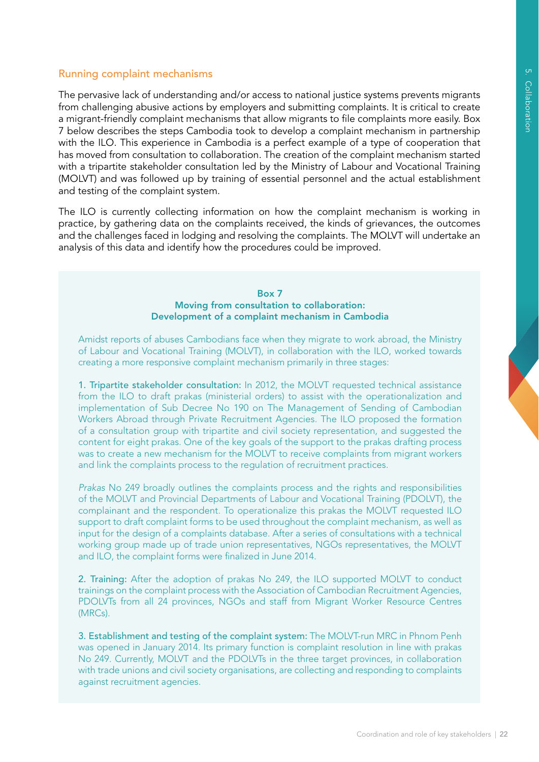## Running complaint mechanisms

The pervasive lack of understanding and/or access to national justice systems prevents migrants from challenging abusive actions by employers and submitting complaints. It is critical to create a migrant-friendly complaint mechanisms that allow migrants to file complaints more easily. Box 7 below describes the steps Cambodia took to develop a complaint mechanism in partnership with the ILO. This experience in Cambodia is a perfect example of a type of cooperation that has moved from consultation to collaboration. The creation of the complaint mechanism started with a tripartite stakeholder consultation led by the Ministry of Labour and Vocational Training (MOLVT) and was followed up by training of essential personnel and the actual establishment and testing of the complaint system.

The ILO is currently collecting information on how the complaint mechanism is working in practice, by gathering data on the complaints received, the kinds of grievances, the outcomes and the challenges faced in lodging and resolving the complaints. The MOLVT will undertake an analysis of this data and identify how the procedures could be improved.

### Box 7
### Moving from consultation to collaboration: Development of a complaint mechanism in Cambodia

Amidst reports of abuses Cambodians face when they migrate to work abroad, the Ministry of Labour and Vocational Training (MOLVT), in collaboration with the ILO, worked towards creating a more responsive complaint mechanism primarily in three stages:

**1. Tripartite stakeholder consultation:** In 2012, the MOLVT requested technical assistance from the ILO to draft prakas (ministerial orders) to assist with the operationalization and implementation of Sub Decree No 190 on The Management of Sending of Cambodian Workers Abroad through Private Recruitment Agencies. The ILO proposed the formation of a consultation group with tripartite and civil society representation, and suggested the content for eight prakas. One of the key goals of the support to the prakas drafting process was to create a new mechanism for the MOLVT to receive complaints from migrant workers and link the complaints process to the regulation of recruitment practices.

*Prakas* No 249 broadly outlines the complaints process and the rights and responsibilities of the MOLVT and Provincial Departments of Labour and Vocational Training (PDOLVT), the complainant and the respondent. To operationalize this prakas the MOLVT requested ILO support to draft complaint forms to be used throughout the complaint mechanism, as well as input for the design of a complaints database. After a series of consultations with a technical working group made up of trade union representatives, NGOs representatives, the MOLVT and ILO, the complaint forms were finalized in June 2014.

**2. Training:** After the adoption of prakas No 249, the ILO supported MOLVT to conduct trainings on the complaint process with the Association of Cambodian Recruitment Agencies, PDOLVTs from all 24 provinces, NGOs and staff from Migrant Worker Resource Centres (MRCs).

**3. Establishment and testing of the complaint system:** The MOLVT-run MRC in Phnom Penh was opened in January 2014. Its primary function is complaint resolution in line with prakas No 249. Currently, MOLVT and the PDOLVTs in the three target provinces, in collaboration with trade unions and civil society organisations, are collecting and responding to complaints against recruitment agencies.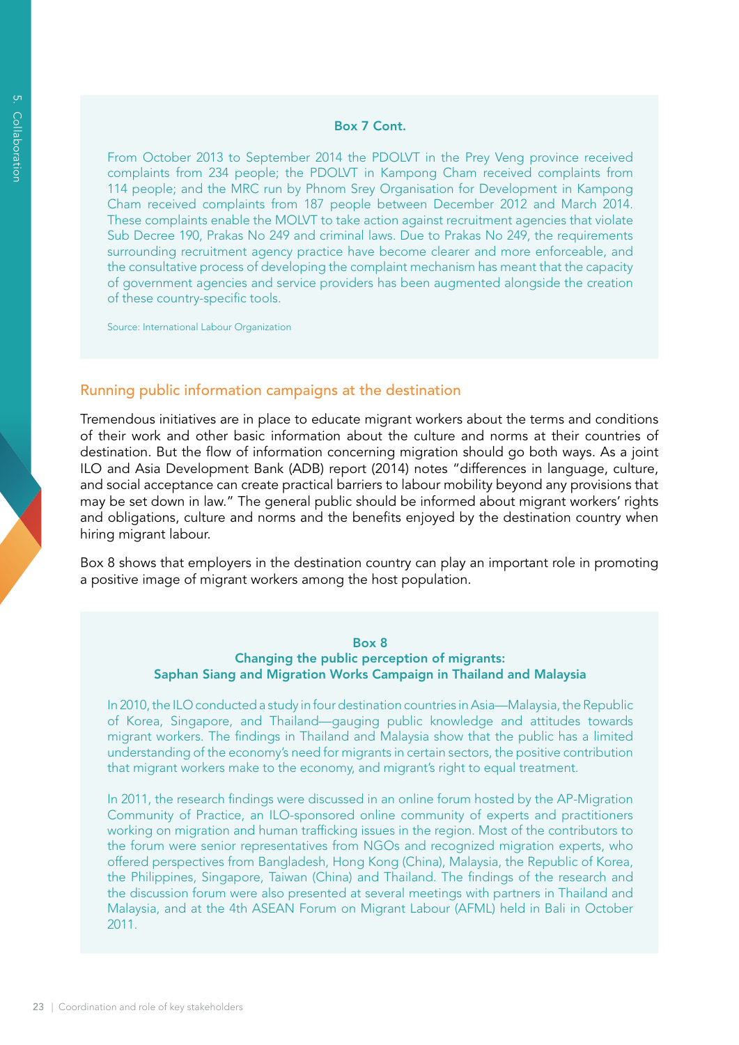**Box 7 Cont.**

From October 2013 to September 2014 the PDOLVT in the Prey Veng province received complaints from 234 people; the PDOLVT in Kampong Cham received complaints from 114 people; and the MRC run by Phnom Srey Organisation for Development in Kampong Cham received complaints from 187 people between December 2012 and March 2014. These complaints enable the MOLVT to take action against recruitment agencies that violate Sub Decree 190, Prakas No 249 and criminal laws. Due to Prakas No 249, the requirements surrounding recruitment agency practice have become clearer and more enforceable, and the consultative process of developing the complaint mechanism has meant that the capacity of government agencies and service providers has been augmented alongside the creation of these country-specific tools.

Source: International Labour Organization

## Running public information campaigns at the destination

Tremendous initiatives are in place to educate migrant workers about the terms and conditions of their work and other basic information about the culture and norms at their countries of destination. But the flow of information concerning migration should go both ways. As a joint ILO and Asia Development Bank (ADB) report (2014) notes "differences in language, culture, and social acceptance can create practical barriers to labour mobility beyond any provisions that may be set down in law." The general public should be informed about migrant workers' rights and obligations, culture and norms and the benefits enjoyed by the destination country when hiring migrant labour.

Box 8 shows that employers in the destination country can play an important role in promoting a positive image of migrant workers among the host population.

**Box 8**
**Changing the public perception of migrants:**
**Saphan Siang and Migration Works Campaign in Thailand and Malaysia**

In 2010, the ILO conducted a study in four destination countries in Asia—Malaysia, the Republic of Korea, Singapore, and Thailand—gauging public knowledge and attitudes towards migrant workers. The findings in Thailand and Malaysia show that the public has a limited understanding of the economy's need for migrants in certain sectors, the positive contribution that migrant workers make to the economy, and migrant's right to equal treatment.

In 2011, the research findings were discussed in an online forum hosted by the AP-Migration Community of Practice, an ILO-sponsored online community of experts and practitioners working on migration and human trafficking issues in the region. Most of the contributors to the forum were senior representatives from NGOs and recognized migration experts, who offered perspectives from Bangladesh, Hong Kong (China), Malaysia, the Republic of Korea, the Philippines, Singapore, Taiwan (China) and Thailand. The findings of the research and the discussion forum were also presented at several meetings with partners in Thailand and Malaysia, and at the 4th ASEAN Forum on Migrant Labour (AFML) held in Bali in October 2011.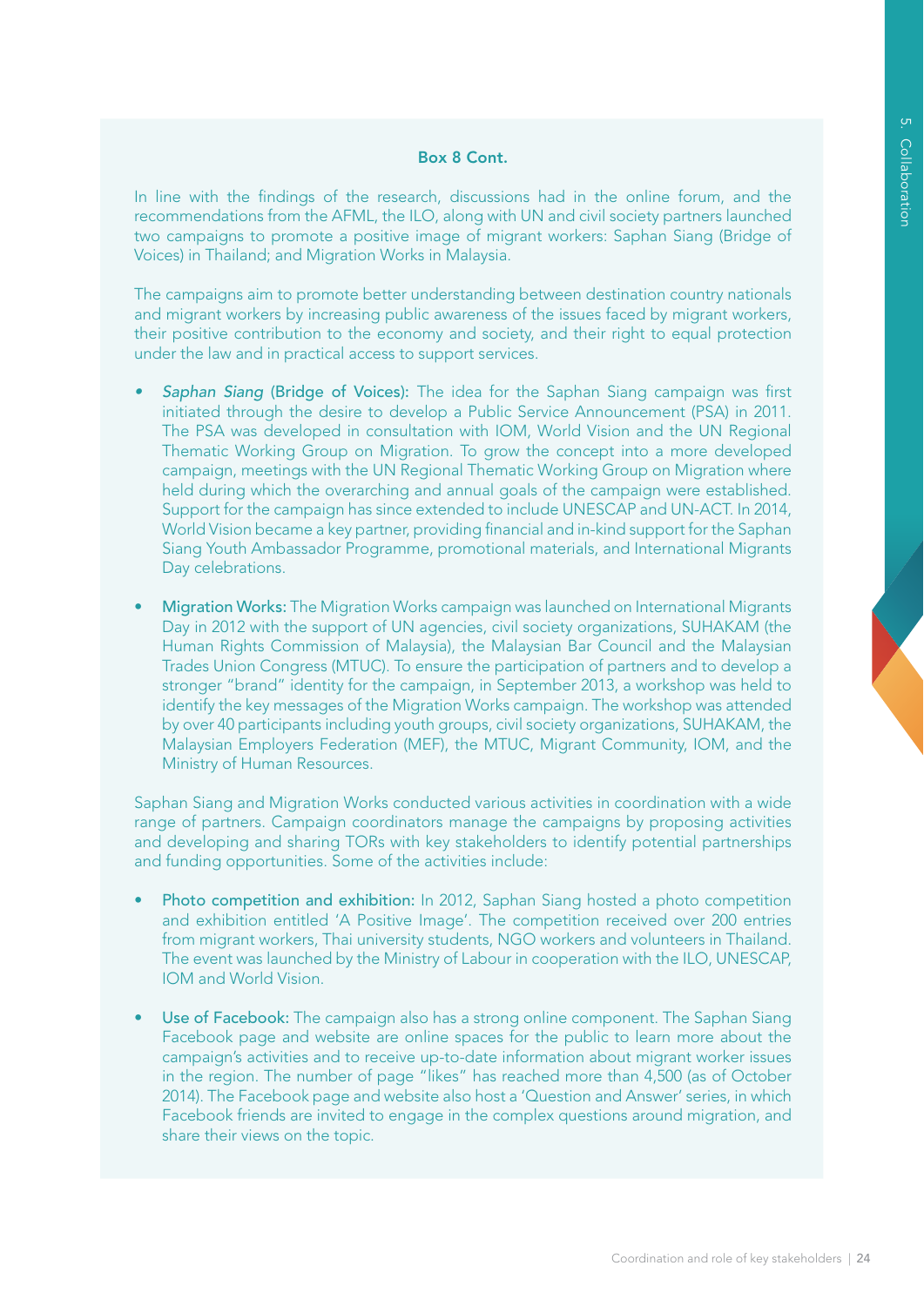**Box 8 Cont.**

In line with the findings of the research, discussions had in the online forum, and the recommendations from the AFML, the ILO, along with UN and civil society partners launched two campaigns to promote a positive image of migrant workers: Saphan Siang (Bridge of Voices) in Thailand; and Migration Works in Malaysia.

The campaigns aim to promote better understanding between destination country nationals and migrant workers by increasing public awareness of the issues faced by migrant workers, their positive contribution to the economy and society, and their right to equal protection under the law and in practical access to support services.

- *Saphan Siang* (Bridge of Voices): The idea for the Saphan Siang campaign was first initiated through the desire to develop a Public Service Announcement (PSA) in 2011. The PSA was developed in consultation with IOM, World Vision and the UN Regional Thematic Working Group on Migration. To grow the concept into a more developed campaign, meetings with the UN Regional Thematic Working Group on Migration where held during which the overarching and annual goals of the campaign were established. Support for the campaign has since extended to include UNESCAP and UN-ACT. In 2014, World Vision became a key partner, providing financial and in-kind support for the Saphan Siang Youth Ambassador Programme, promotional materials, and International Migrants Day celebrations.

- Migration Works: The Migration Works campaign was launched on International Migrants Day in 2012 with the support of UN agencies, civil society organizations, SUHAKAM (the Human Rights Commission of Malaysia), the Malaysian Bar Council and the Malaysian Trades Union Congress (MTUC). To ensure the participation of partners and to develop a stronger "brand" identity for the campaign, in September 2013, a workshop was held to identify the key messages of the Migration Works campaign. The workshop was attended by over 40 participants including youth groups, civil society organizations, SUHAKAM, the Malaysian Employers Federation (MEF), the MTUC, Migrant Community, IOM, and the Ministry of Human Resources.

Saphan Siang and Migration Works conducted various activities in coordination with a wide range of partners. Campaign coordinators manage the campaigns by proposing activities and developing and sharing TORs with key stakeholders to identify potential partnerships and funding opportunities. Some of the activities include:

- Photo competition and exhibition: In 2012, Saphan Siang hosted a photo competition and exhibition entitled 'A Positive Image'. The competition received over 200 entries from migrant workers, Thai university students, NGO workers and volunteers in Thailand. The event was launched by the Ministry of Labour in cooperation with the ILO, UNESCAP, IOM and World Vision.

- Use of Facebook: The campaign also has a strong online component. The Saphan Siang Facebook page and website are online spaces for the public to learn more about the campaign's activities and to receive up-to-date information about migrant worker issues in the region. The number of page "likes" has reached more than 4,500 (as of October 2014). The Facebook page and website also host a 'Question and Answer' series, in which Facebook friends are invited to engage in the complex questions around migration, and share their views on the topic.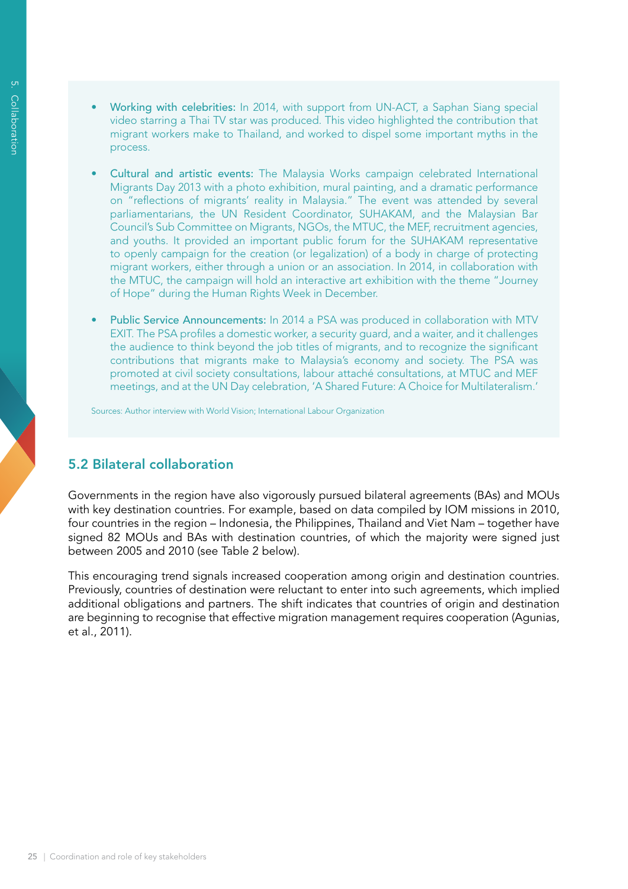- **Working with celebrities:** In 2014, with support from UN-ACT, a Saphan Siang special video starring a Thai TV star was produced. This video highlighted the contribution that migrant workers make to Thailand, and worked to dispel some important myths in the process.

- **Cultural and artistic events:** The Malaysia Works campaign celebrated International Migrants Day 2013 with a photo exhibition, mural painting, and a dramatic performance on "reflections of migrants' reality in Malaysia." The event was attended by several parliamentarians, the UN Resident Coordinator, SUHAKAM, and the Malaysian Bar Council's Sub Committee on Migrants, NGOs, the MTUC, the MEF, recruitment agencies, and youths. It provided an important public forum for the SUHAKAM representative to openly campaign for the creation (or legalization) of a body in charge of protecting migrant workers, either through a union or an association. In 2014, in collaboration with the MTUC, the campaign will hold an interactive art exhibition with the theme "Journey of Hope" during the Human Rights Week in December.

- **Public Service Announcements:** In 2014 a PSA was produced in collaboration with MTV EXIT. The PSA profiles a domestic worker, a security guard, and a waiter, and it challenges the audience to think beyond the job titles of migrants, and to recognize the significant contributions that migrants make to Malaysia's economy and society. The PSA was promoted at civil society consultations, labour attaché consultations, at MTUC and MEF meetings, and at the UN Day celebration, 'A Shared Future: A Choice for Multilateralism.'

Sources: Author interview with World Vision; International Labour Organization

## 5.2 Bilateral collaboration

Governments in the region have also vigorously pursued bilateral agreements (BAs) and MOUs with key destination countries. For example, based on data compiled by IOM missions in 2010, four countries in the region – Indonesia, the Philippines, Thailand and Viet Nam – together have signed 82 MOUs and BAs with destination countries, of which the majority were signed just between 2005 and 2010 (see Table 2 below).

This encouraging trend signals increased cooperation among origin and destination countries. Previously, countries of destination were reluctant to enter into such agreements, which implied additional obligations and partners. The shift indicates that countries of origin and destination are beginning to recognise that effective migration management requires cooperation (Agunias, et al., 2011).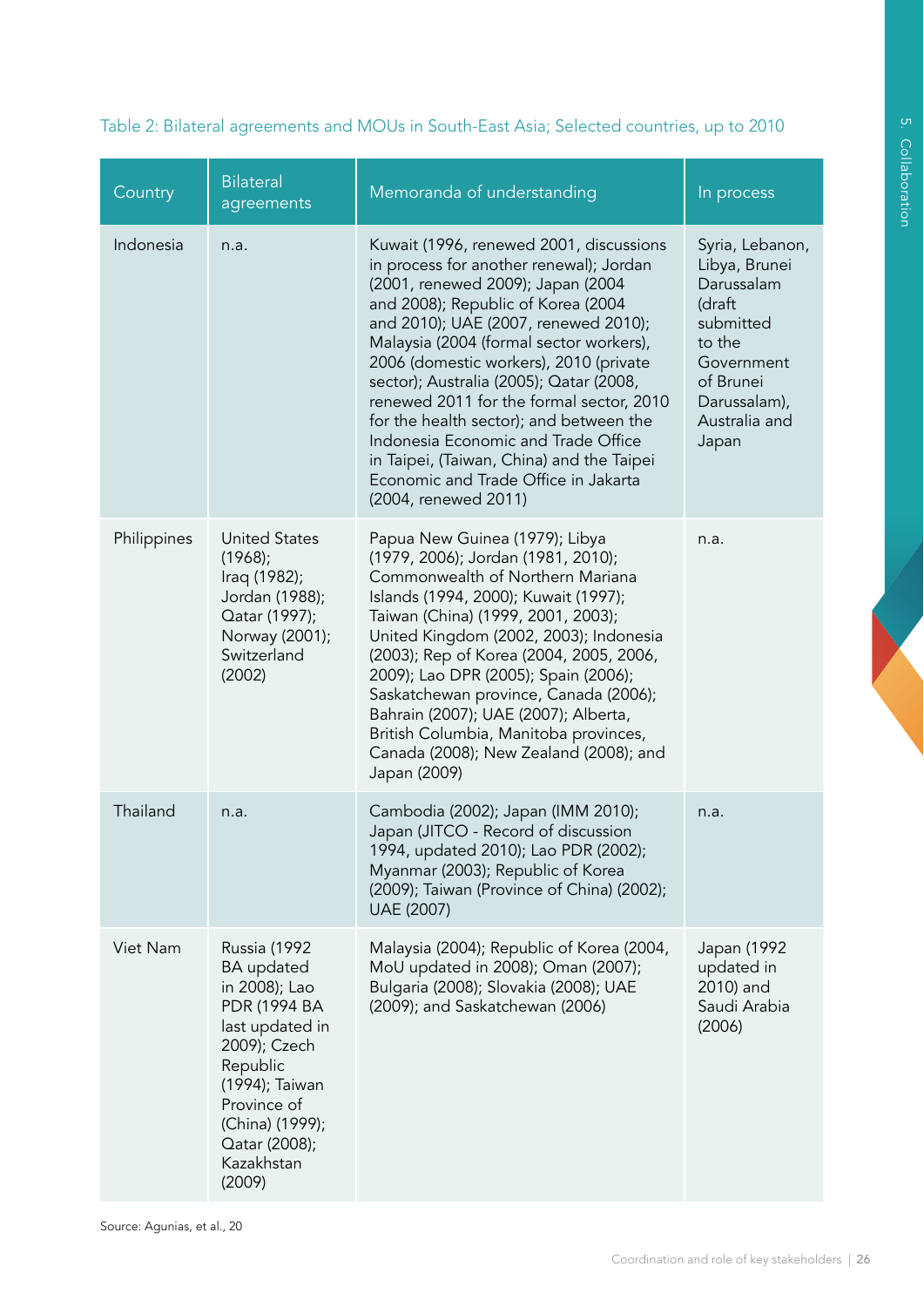Table 2: Bilateral agreements and MOUs in South-East Asia; Selected countries, up to 2010

| Country | Bilateral agreements | Memoranda of understanding | In process |
|---|---|---|---|
| Indonesia | n.a. | Kuwait (1996, renewed 2001, discussions in process for another renewal); Jordan (2001, renewed 2009); Japan (2004 and 2008); Republic of Korea (2004 and 2010); UAE (2007, renewed 2010); Malaysia (2004 (formal sector workers), 2006 (domestic workers), 2010 (private sector); Australia (2005); Qatar (2008, renewed 2011 for the formal sector, 2010 for the health sector); and between the Indonesia Economic and Trade Office in Taipei, (Taiwan, China) and the Taipei Economic and Trade Office in Jakarta (2004, renewed 2011) | Syria, Lebanon, Libya, Brunei Darussalam (draft submitted to the Government of Brunei Darussalam), Australia and Japan |
| Philippines | United States (1968); Iraq (1982); Jordan (1988); Qatar (1997); Norway (2001); Switzerland (2002) | Papua New Guinea (1979); Libya (1979, 2006); Jordan (1981, 2010); Commonwealth of Northern Mariana Islands (1994, 2000); Kuwait (1997); Taiwan (China) (1999, 2001, 2003); United Kingdom (2002, 2003); Indonesia (2003); Rep of Korea (2004, 2005, 2006, 2009); Lao DPR (2005); Spain (2006); Saskatchewan province, Canada (2006); Bahrain (2007); UAE (2007); Alberta, British Columbia, Manitoba provinces, Canada (2008); New Zealand (2008); and Japan (2009) | n.a. |
| Thailand | n.a. | Cambodia (2002); Japan (IMM 2010); Japan (JITCO - Record of discussion 1994, updated 2010); Lao PDR (2002); Myanmar (2003); Republic of Korea (2009); Taiwan (Province of China) (2002); UAE (2007) | n.a. |
| Viet Nam | Russia (1992 BA updated in 2008); Lao PDR (1994 BA last updated in 2009); Czech Republic (1994); Taiwan Province of (China) (1999); Qatar (2008); Kazakhstan (2009) | Malaysia (2004); Republic of Korea (2004, MoU updated in 2008); Oman (2007); Bulgaria (2008); Slovakia (2008); UAE (2009); and Saskatchewan (2006) | Japan (1992 updated in 2010) and Saudi Arabia (2006) |

Source: Agunias, et al., 20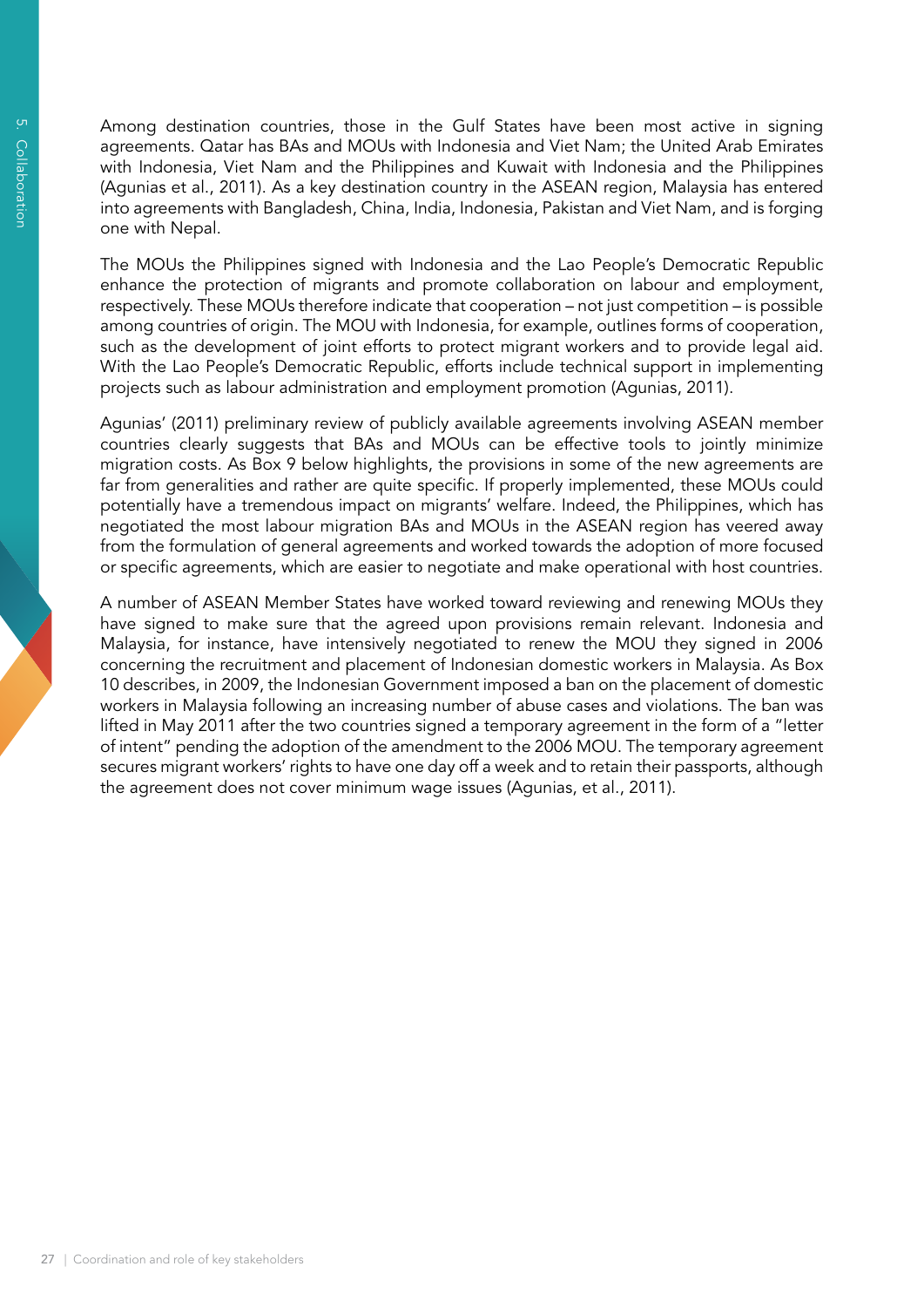Among destination countries, those in the Gulf States have been most active in signing agreements. Qatar has BAs and MOUs with Indonesia and Viet Nam; the United Arab Emirates with Indonesia, Viet Nam and the Philippines and Kuwait with Indonesia and the Philippines (Agunias et al., 2011). As a key destination country in the ASEAN region, Malaysia has entered into agreements with Bangladesh, China, India, Indonesia, Pakistan and Viet Nam, and is forging one with Nepal.

The MOUs the Philippines signed with Indonesia and the Lao People's Democratic Republic enhance the protection of migrants and promote collaboration on labour and employment, respectively. These MOUs therefore indicate that cooperation – not just competition – is possible among countries of origin. The MOU with Indonesia, for example, outlines forms of cooperation, such as the development of joint efforts to protect migrant workers and to provide legal aid. With the Lao People's Democratic Republic, efforts include technical support in implementing projects such as labour administration and employment promotion (Agunias, 2011).

Agunias' (2011) preliminary review of publicly available agreements involving ASEAN member countries clearly suggests that BAs and MOUs can be effective tools to jointly minimize migration costs. As Box 9 below highlights, the provisions in some of the new agreements are far from generalities and rather are quite specific. If properly implemented, these MOUs could potentially have a tremendous impact on migrants' welfare. Indeed, the Philippines, which has negotiated the most labour migration BAs and MOUs in the ASEAN region has veered away from the formulation of general agreements and worked towards the adoption of more focused or specific agreements, which are easier to negotiate and make operational with host countries.

A number of ASEAN Member States have worked toward reviewing and renewing MOUs they have signed to make sure that the agreed upon provisions remain relevant. Indonesia and Malaysia, for instance, have intensively negotiated to renew the MOU they signed in 2006 concerning the recruitment and placement of Indonesian domestic workers in Malaysia. As Box 10 describes, in 2009, the Indonesian Government imposed a ban on the placement of domestic workers in Malaysia following an increasing number of abuse cases and violations. The ban was lifted in May 2011 after the two countries signed a temporary agreement in the form of a "letter of intent" pending the adoption of the amendment to the 2006 MOU. The temporary agreement secures migrant workers' rights to have one day off a week and to retain their passports, although the agreement does not cover minimum wage issues (Agunias, et al., 2011).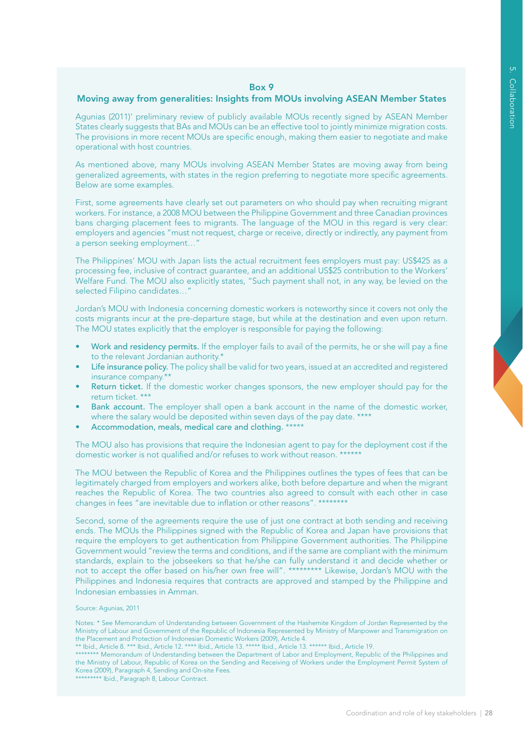### Box 9

### Moving away from generalities: Insights from MOUs involving ASEAN Member States

Agunias (2011)' preliminary review of publicly available MOUs recently signed by ASEAN Member States clearly suggests that BAs and MOUs can be an effective tool to jointly minimize migration costs. The provisions in more recent MOUs are specific enough, making them easier to negotiate and make operational with host countries.

As mentioned above, many MOUs involving ASEAN Member States are moving away from being generalized agreements, with states in the region preferring to negotiate more specific agreements. Below are some examples.

First, some agreements have clearly set out parameters on who should pay when recruiting migrant workers. For instance, a 2008 MOU between the Philippine Government and three Canadian provinces bans charging placement fees to migrants. The language of the MOU in this regard is very clear: employers and agencies "must not request, charge or receive, directly or indirectly, any payment from a person seeking employment…"

The Philippines' MOU with Japan lists the actual recruitment fees employers must pay: US$425 as a processing fee, inclusive of contract guarantee, and an additional US$25 contribution to the Workers' Welfare Fund. The MOU also explicitly states, "Such payment shall not, in any way, be levied on the selected Filipino candidates…"

Jordan's MOU with Indonesia concerning domestic workers is noteworthy since it covers not only the costs migrants incur at the pre-departure stage, but while at the destination and even upon return. The MOU states explicitly that the employer is responsible for paying the following:

- **Work and residency permits.** If the employer fails to avail of the permits, he or she will pay a fine to the relevant Jordanian authority.*
- **Life insurance policy.** The policy shall be valid for two years, issued at an accredited and registered insurance company.**
- **Return ticket.** If the domestic worker changes sponsors, the new employer should pay for the return ticket. ***
- **Bank account.** The employer shall open a bank account in the name of the domestic worker, where the salary would be deposited within seven days of the pay date. ****
- **Accommodation, meals, medical care and clothing.** *****

The MOU also has provisions that require the Indonesian agent to pay for the deployment cost if the domestic worker is not qualified and/or refuses to work without reason. ******

The MOU between the Republic of Korea and the Philippines outlines the types of fees that can be legitimately charged from employers and workers alike, both before departure and when the migrant reaches the Republic of Korea. The two countries also agreed to consult with each other in case changes in fees "are inevitable due to inflation or other reasons". ********

Second, some of the agreements require the use of just one contract at both sending and receiving ends. The MOUs the Philippines signed with the Republic of Korea and Japan have provisions that require the employers to get authentication from Philippine Government authorities. The Philippine Government would "review the terms and conditions, and if the same are compliant with the minimum standards, explain to the jobseekers so that he/she can fully understand it and decide whether or not to accept the offer based on his/her own free will". ********* Likewise, Jordan's MOU with the Philippines and Indonesia requires that contracts are approved and stamped by the Philippine and Indonesian embassies in Amman.

Source: Agunias, 2011

Notes: * See Memorandum of Understanding between Government of the Hashemite Kingdom of Jordan Represented by the Ministry of Labour and Government of the Republic of Indonesia Represented by Ministry of Manpower and Transmigration on the Placement and Protection of Indonesian Domestic Workers (2009), Article 4.
** Ibid., Article 8. *** Ibid., Article 12. **** Ibid., Article 13. ***** Ibid., Article 13. ****** Ibid., Article 19.
******** Memorandum of Understanding between the Department of Labor and Employment, Republic of the Philippines and the Ministry of Labour, Republic of Korea on the Sending and Receiving of Workers under the Employment Permit System of Korea (2009), Paragraph 4, Sending and On-site Fees.
********* Ibid., Paragraph 8, Labour Contract.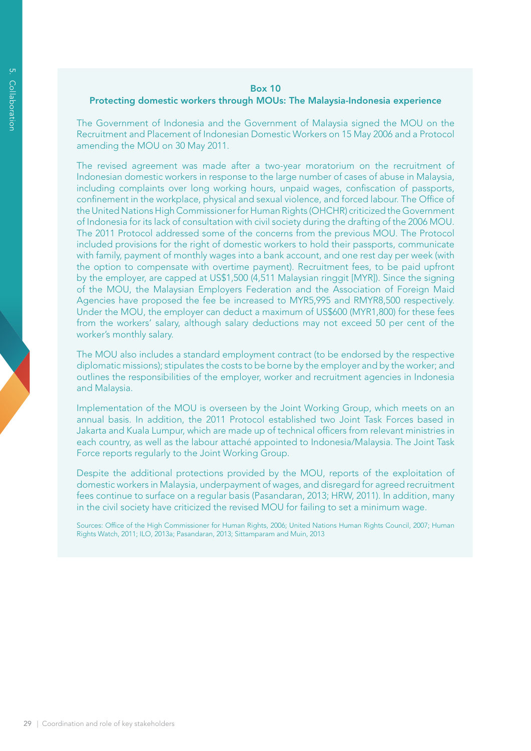**Box 10**

**Protecting domestic workers through MOUs: The Malaysia-Indonesia experience**

The Government of Indonesia and the Government of Malaysia signed the MOU on the Recruitment and Placement of Indonesian Domestic Workers on 15 May 2006 and a Protocol amending the MOU on 30 May 2011.

The revised agreement was made after a two-year moratorium on the recruitment of Indonesian domestic workers in response to the large number of cases of abuse in Malaysia, including complaints over long working hours, unpaid wages, confiscation of passports, confinement in the workplace, physical and sexual violence, and forced labour. The Office of the United Nations High Commissioner for Human Rights (OHCHR) criticized the Government of Indonesia for its lack of consultation with civil society during the drafting of the 2006 MOU. The 2011 Protocol addressed some of the concerns from the previous MOU. The Protocol included provisions for the right of domestic workers to hold their passports, communicate with family, payment of monthly wages into a bank account, and one rest day per week (with the option to compensate with overtime payment). Recruitment fees, to be paid upfront by the employer, are capped at US$1,500 (4,511 Malaysian ringgit [MYR]). Since the signing of the MOU, the Malaysian Employers Federation and the Association of Foreign Maid Agencies have proposed the fee be increased to MYR5,995 and RMYR8,500 respectively. Under the MOU, the employer can deduct a maximum of US$600 (MYR1,800) for these fees from the workers' salary, although salary deductions may not exceed 50 per cent of the worker's monthly salary.

The MOU also includes a standard employment contract (to be endorsed by the respective diplomatic missions); stipulates the costs to be borne by the employer and by the worker; and outlines the responsibilities of the employer, worker and recruitment agencies in Indonesia and Malaysia.

Implementation of the MOU is overseen by the Joint Working Group, which meets on an annual basis. In addition, the 2011 Protocol established two Joint Task Forces based in Jakarta and Kuala Lumpur, which are made up of technical officers from relevant ministries in each country, as well as the labour attaché appointed to Indonesia/Malaysia. The Joint Task Force reports regularly to the Joint Working Group.

Despite the additional protections provided by the MOU, reports of the exploitation of domestic workers in Malaysia, underpayment of wages, and disregard for agreed recruitment fees continue to surface on a regular basis (Pasandaran, 2013; HRW, 2011). In addition, many in the civil society have criticized the revised MOU for failing to set a minimum wage.

Sources: Office of the High Commissioner for Human Rights, 2006; United Nations Human Rights Council, 2007; Human Rights Watch, 2011; ILO, 2013a; Pasandaran, 2013; Sittamparam and Muin, 2013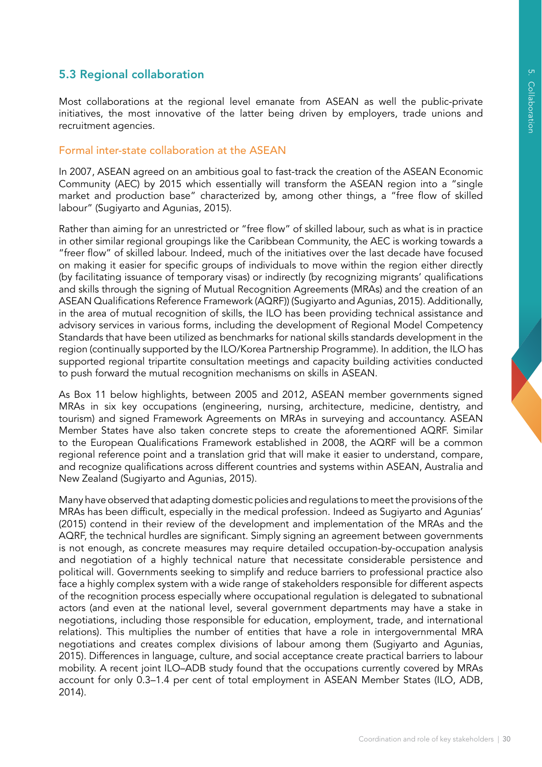## 5.3 Regional collaboration

Most collaborations at the regional level emanate from ASEAN as well the public-private initiatives, the most innovative of the latter being driven by employers, trade unions and recruitment agencies.

### Formal inter-state collaboration at the ASEAN

In 2007, ASEAN agreed on an ambitious goal to fast-track the creation of the ASEAN Economic Community (AEC) by 2015 which essentially will transform the ASEAN region into a "single market and production base" characterized by, among other things, a "free flow of skilled labour" (Sugiyarto and Agunias, 2015).

Rather than aiming for an unrestricted or "free flow" of skilled labour, such as what is in practice in other similar regional groupings like the Caribbean Community, the AEC is working towards a "freer flow" of skilled labour. Indeed, much of the initiatives over the last decade have focused on making it easier for specific groups of individuals to move within the region either directly (by facilitating issuance of temporary visas) or indirectly (by recognizing migrants' qualifications and skills through the signing of Mutual Recognition Agreements (MRAs) and the creation of an ASEAN Qualifications Reference Framework (AQRF)) (Sugiyarto and Agunias, 2015). Additionally, in the area of mutual recognition of skills, the ILO has been providing technical assistance and advisory services in various forms, including the development of Regional Model Competency Standards that have been utilized as benchmarks for national skills standards development in the region (continually supported by the ILO/Korea Partnership Programme). In addition, the ILO has supported regional tripartite consultation meetings and capacity building activities conducted to push forward the mutual recognition mechanisms on skills in ASEAN.

As Box 11 below highlights, between 2005 and 2012, ASEAN member governments signed MRAs in six key occupations (engineering, nursing, architecture, medicine, dentistry, and tourism) and signed Framework Agreements on MRAs in surveying and accountancy. ASEAN Member States have also taken concrete steps to create the aforementioned AQRF. Similar to the European Qualifications Framework established in 2008, the AQRF will be a common regional reference point and a translation grid that will make it easier to understand, compare, and recognize qualifications across different countries and systems within ASEAN, Australia and New Zealand (Sugiyarto and Agunias, 2015).

Many have observed that adapting domestic policies and regulations to meet the provisions of the MRAs has been difficult, especially in the medical profession. Indeed as Sugiyarto and Agunias' (2015) contend in their review of the development and implementation of the MRAs and the AQRF, the technical hurdles are significant. Simply signing an agreement between governments is not enough, as concrete measures may require detailed occupation-by-occupation analysis and negotiation of a highly technical nature that necessitate considerable persistence and political will. Governments seeking to simplify and reduce barriers to professional practice also face a highly complex system with a wide range of stakeholders responsible for different aspects of the recognition process especially where occupational regulation is delegated to subnational actors (and even at the national level, several government departments may have a stake in negotiations, including those responsible for education, employment, trade, and international relations). This multiplies the number of entities that have a role in intergovernmental MRA negotiations and creates complex divisions of labour among them (Sugiyarto and Agunias, 2015). Differences in language, culture, and social acceptance create practical barriers to labour mobility. A recent joint ILO–ADB study found that the occupations currently covered by MRAs account for only 0.3–1.4 per cent of total employment in ASEAN Member States (ILO, ADB, 2014).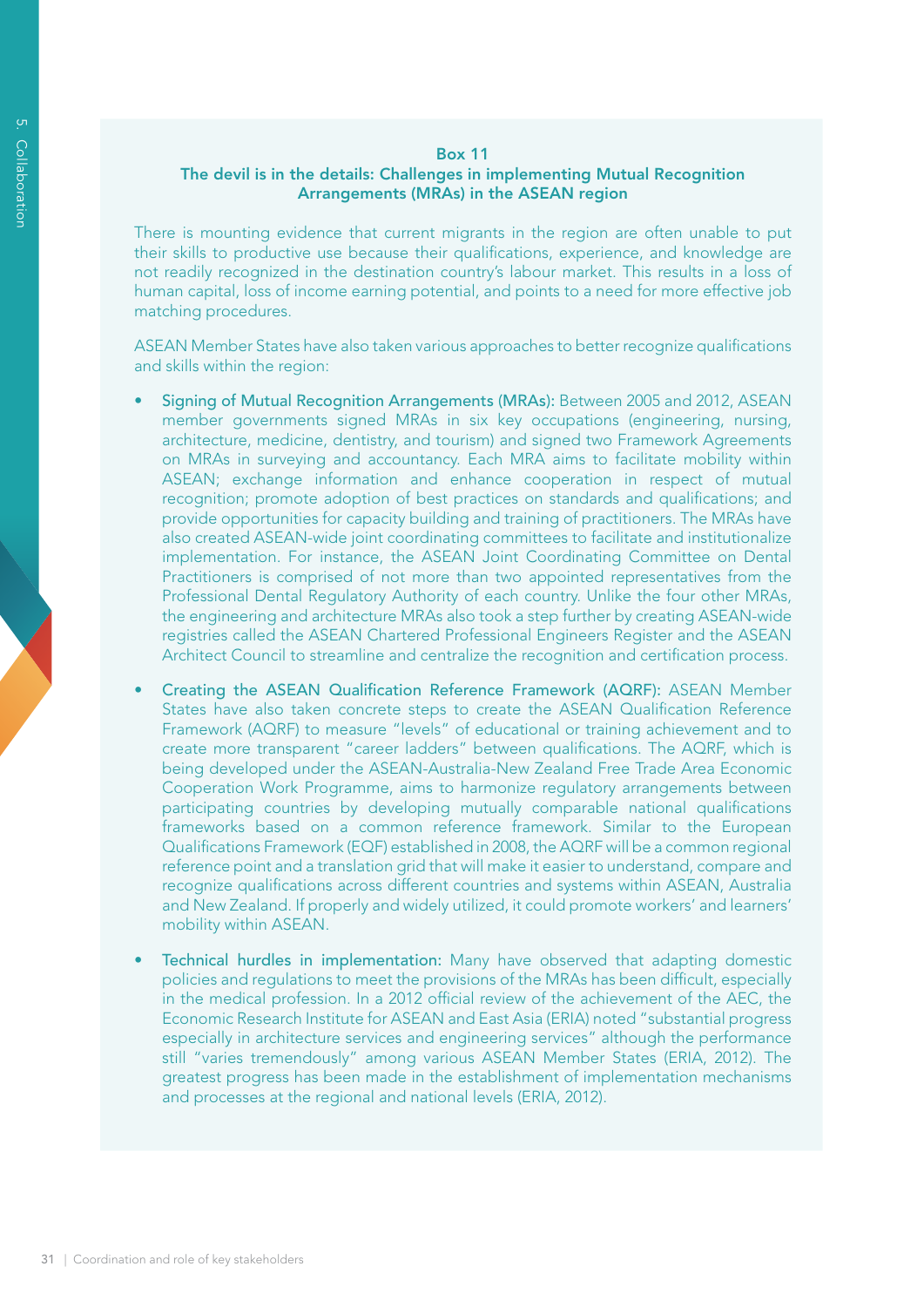### Box 11
### The devil is in the details: Challenges in implementing Mutual Recognition Arrangements (MRAs) in the ASEAN region

There is mounting evidence that current migrants in the region are often unable to put their skills to productive use because their qualifications, experience, and knowledge are not readily recognized in the destination country's labour market. This results in a loss of human capital, loss of income earning potential, and points to a need for more effective job matching procedures.

ASEAN Member States have also taken various approaches to better recognize qualifications and skills within the region:

- **Signing of Mutual Recognition Arrangements (MRAs):** Between 2005 and 2012, ASEAN member governments signed MRAs in six key occupations (engineering, nursing, architecture, medicine, dentistry, and tourism) and signed two Framework Agreements on MRAs in surveying and accountancy. Each MRA aims to facilitate mobility within ASEAN; exchange information and enhance cooperation in respect of mutual recognition; promote adoption of best practices on standards and qualifications; and provide opportunities for capacity building and training of practitioners. The MRAs have also created ASEAN-wide joint coordinating committees to facilitate and institutionalize implementation. For instance, the ASEAN Joint Coordinating Committee on Dental Practitioners is comprised of not more than two appointed representatives from the Professional Dental Regulatory Authority of each country. Unlike the four other MRAs, the engineering and architecture MRAs also took a step further by creating ASEAN-wide registries called the ASEAN Chartered Professional Engineers Register and the ASEAN Architect Council to streamline and centralize the recognition and certification process.

- **Creating the ASEAN Qualification Reference Framework (AQRF):** ASEAN Member States have also taken concrete steps to create the ASEAN Qualification Reference Framework (AQRF) to measure "levels" of educational or training achievement and to create more transparent "career ladders" between qualifications. The AQRF, which is being developed under the ASEAN-Australia-New Zealand Free Trade Area Economic Cooperation Work Programme, aims to harmonize regulatory arrangements between participating countries by developing mutually comparable national qualifications frameworks based on a common reference framework. Similar to the European Qualifications Framework (EQF) established in 2008, the AQRF will be a common regional reference point and a translation grid that will make it easier to understand, compare and recognize qualifications across different countries and systems within ASEAN, Australia and New Zealand. If properly and widely utilized, it could promote workers' and learners' mobility within ASEAN.

- **Technical hurdles in implementation:** Many have observed that adapting domestic policies and regulations to meet the provisions of the MRAs has been difficult, especially in the medical profession. In a 2012 official review of the achievement of the AEC, the Economic Research Institute for ASEAN and East Asia (ERIA) noted "substantial progress especially in architecture services and engineering services" although the performance still "varies tremendously" among various ASEAN Member States (ERIA, 2012). The greatest progress has been made in the establishment of implementation mechanisms and processes at the regional and national levels (ERIA, 2012).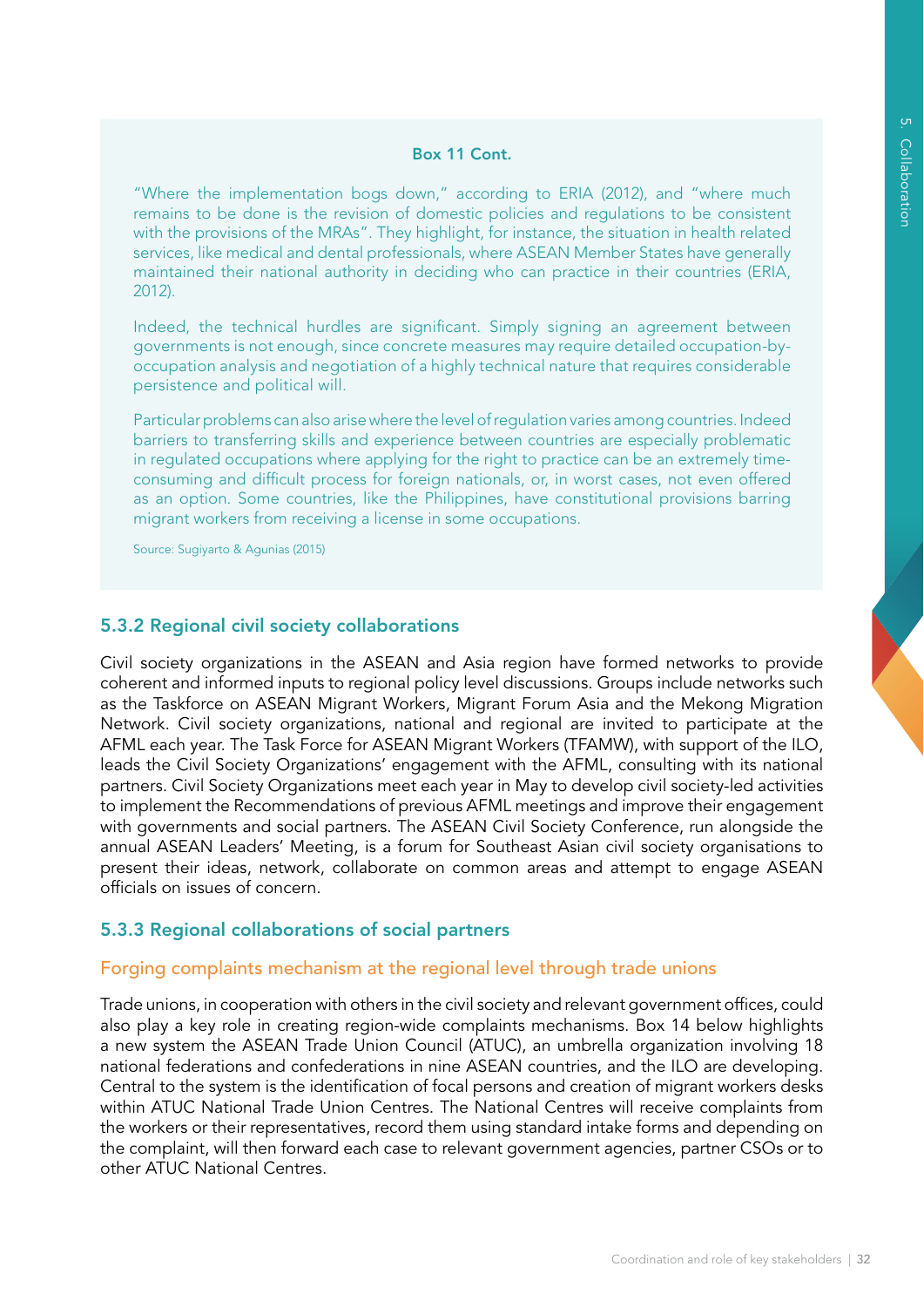**Box 11 Cont.**

"Where the implementation bogs down," according to ERIA (2012), and "where much remains to be done is the revision of domestic policies and regulations to be consistent with the provisions of the MRAs". They highlight, for instance, the situation in health related services, like medical and dental professionals, where ASEAN Member States have generally maintained their national authority in deciding who can practice in their countries (ERIA, 2012).

Indeed, the technical hurdles are significant. Simply signing an agreement between governments is not enough, since concrete measures may require detailed occupation-by-occupation analysis and negotiation of a highly technical nature that requires considerable persistence and political will.

Particular problems can also arise where the level of regulation varies among countries. Indeed barriers to transferring skills and experience between countries are especially problematic in regulated occupations where applying for the right to practice can be an extremely time-consuming and difficult process for foreign nationals, or, in worst cases, not even offered as an option. Some countries, like the Philippines, have constitutional provisions barring migrant workers from receiving a license in some occupations.

Source: Sugiyarto & Agunias (2015)

### 5.3.2 Regional civil society collaborations

Civil society organizations in the ASEAN and Asia region have formed networks to provide coherent and informed inputs to regional policy level discussions. Groups include networks such as the Taskforce on ASEAN Migrant Workers, Migrant Forum Asia and the Mekong Migration Network. Civil society organizations, national and regional are invited to participate at the AFML each year. The Task Force for ASEAN Migrant Workers (TFAMW), with support of the ILO, leads the Civil Society Organizations' engagement with the AFML, consulting with its national partners. Civil Society Organizations meet each year in May to develop civil society-led activities to implement the Recommendations of previous AFML meetings and improve their engagement with governments and social partners. The ASEAN Civil Society Conference, run alongside the annual ASEAN Leaders' Meeting, is a forum for Southeast Asian civil society organisations to present their ideas, network, collaborate on common areas and attempt to engage ASEAN officials on issues of concern.

### 5.3.3 Regional collaborations of social partners

#### Forging complaints mechanism at the regional level through trade unions

Trade unions, in cooperation with others in the civil society and relevant government offices, could also play a key role in creating region-wide complaints mechanisms. Box 14 below highlights a new system the ASEAN Trade Union Council (ATUC), an umbrella organization involving 18 national federations and confederations in nine ASEAN countries, and the ILO are developing. Central to the system is the identification of focal persons and creation of migrant workers desks within ATUC National Trade Union Centres. The National Centres will receive complaints from the workers or their representatives, record them using standard intake forms and depending on the complaint, will then forward each case to relevant government agencies, partner CSOs or to other ATUC National Centres.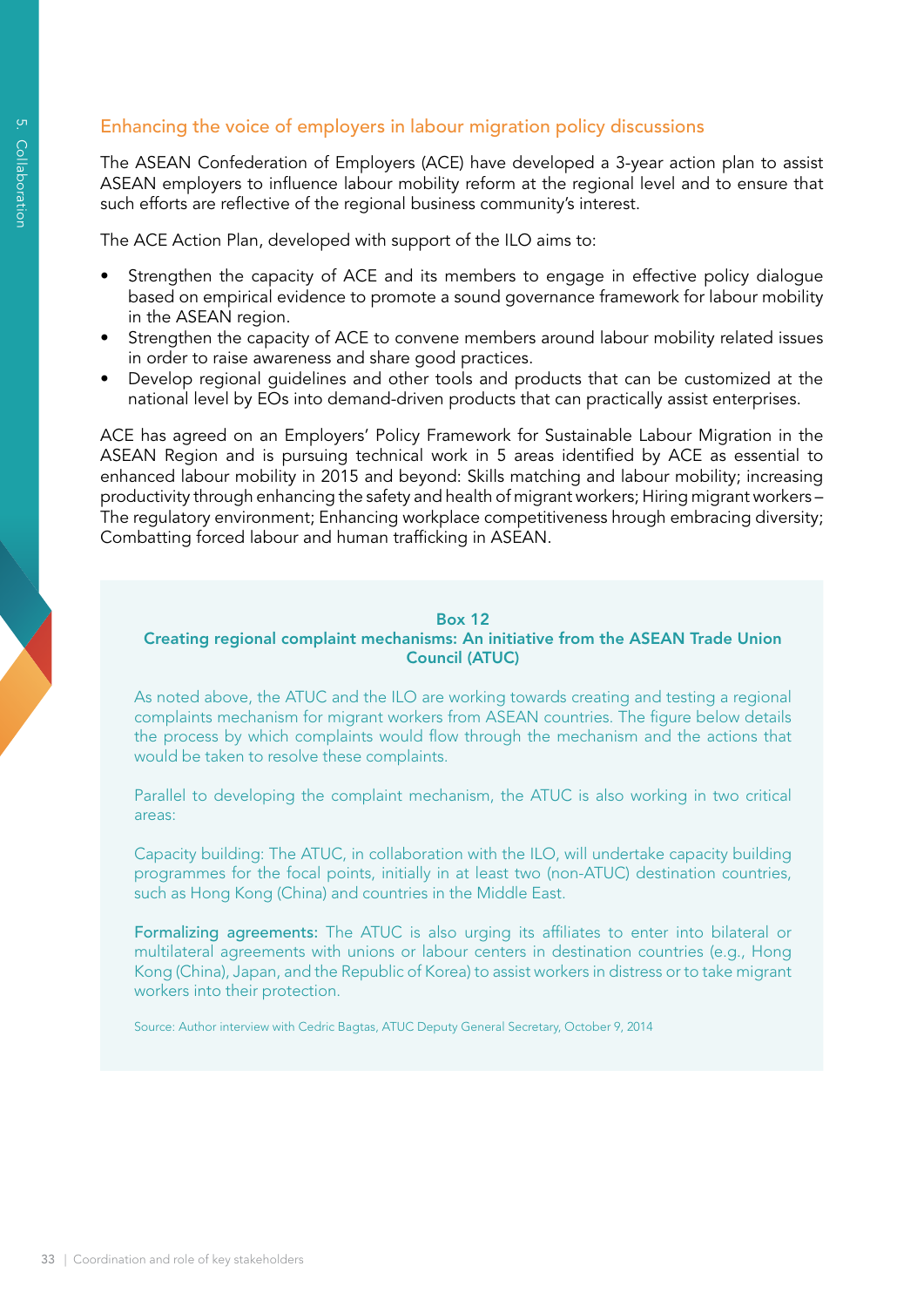## Enhancing the voice of employers in labour migration policy discussions

The ASEAN Confederation of Employers (ACE) have developed a 3-year action plan to assist ASEAN employers to influence labour mobility reform at the regional level and to ensure that such efforts are reflective of the regional business community's interest.

The ACE Action Plan, developed with support of the ILO aims to:

- Strengthen the capacity of ACE and its members to engage in effective policy dialogue based on empirical evidence to promote a sound governance framework for labour mobility in the ASEAN region.
- Strengthen the capacity of ACE to convene members around labour mobility related issues in order to raise awareness and share good practices.
- Develop regional guidelines and other tools and products that can be customized at the national level by EOs into demand-driven products that can practically assist enterprises.

ACE has agreed on an Employers' Policy Framework for Sustainable Labour Migration in the ASEAN Region and is pursuing technical work in 5 areas identified by ACE as essential to enhanced labour mobility in 2015 and beyond: Skills matching and labour mobility; increasing productivity through enhancing the safety and health of migrant workers; Hiring migrant workers – The regulatory environment; Enhancing workplace competitiveness hrough embracing diversity; Combatting forced labour and human trafficking in ASEAN.

**Box 12**
**Creating regional complaint mechanisms: An initiative from the ASEAN Trade Union Council (ATUC)**

As noted above, the ATUC and the ILO are working towards creating and testing a regional complaints mechanism for migrant workers from ASEAN countries. The figure below details the process by which complaints would flow through the mechanism and the actions that would be taken to resolve these complaints.

Parallel to developing the complaint mechanism, the ATUC is also working in two critical areas:

Capacity building: The ATUC, in collaboration with the ILO, will undertake capacity building programmes for the focal points, initially in at least two (non-ATUC) destination countries, such as Hong Kong (China) and countries in the Middle East.

**Formalizing agreements:** The ATUC is also urging its affiliates to enter into bilateral or multilateral agreements with unions or labour centers in destination countries (e.g., Hong Kong (China), Japan, and the Republic of Korea) to assist workers in distress or to take migrant workers into their protection.

Source: Author interview with Cedric Bagtas, ATUC Deputy General Secretary, October 9, 2014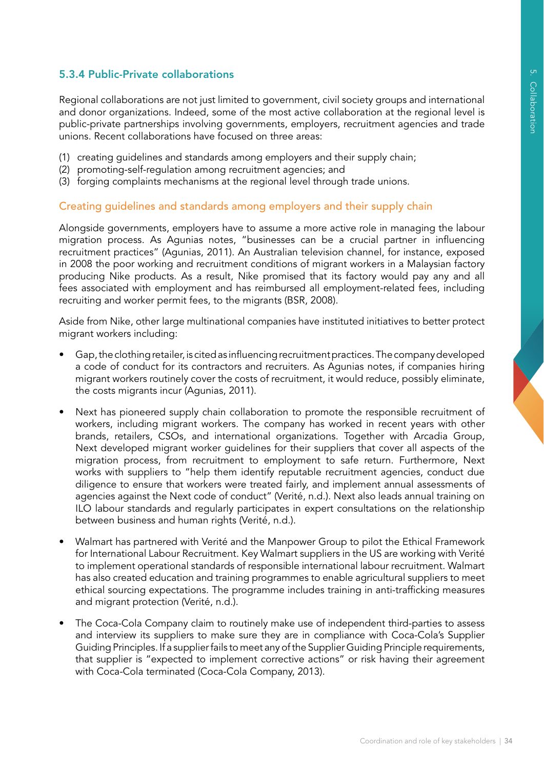### 5.3.4 Public-Private collaborations

Regional collaborations are not just limited to government, civil society groups and international and donor organizations. Indeed, some of the most active collaboration at the regional level is public-private partnerships involving governments, employers, recruitment agencies and trade unions. Recent collaborations have focused on three areas:

(1) creating guidelines and standards among employers and their supply chain;
(2) promoting-self-regulation among recruitment agencies; and
(3) forging complaints mechanisms at the regional level through trade unions.

#### Creating guidelines and standards among employers and their supply chain

Alongside governments, employers have to assume a more active role in managing the labour migration process. As Agunias notes, "businesses can be a crucial partner in influencing recruitment practices" (Agunias, 2011). An Australian television channel, for instance, exposed in 2008 the poor working and recruitment conditions of migrant workers in a Malaysian factory producing Nike products. As a result, Nike promised that its factory would pay any and all fees associated with employment and has reimbursed all employment-related fees, including recruiting and worker permit fees, to the migrants (BSR, 2008).

Aside from Nike, other large multinational companies have instituted initiatives to better protect migrant workers including:

- Gap, the clothing retailer, is cited as influencing recruitment practices. The company developed a code of conduct for its contractors and recruiters. As Agunias notes, if companies hiring migrant workers routinely cover the costs of recruitment, it would reduce, possibly eliminate, the costs migrants incur (Agunias, 2011).

- Next has pioneered supply chain collaboration to promote the responsible recruitment of workers, including migrant workers. The company has worked in recent years with other brands, retailers, CSOs, and international organizations. Together with Arcadia Group, Next developed migrant worker guidelines for their suppliers that cover all aspects of the migration process, from recruitment to employment to safe return. Furthermore, Next works with suppliers to "help them identify reputable recruitment agencies, conduct due diligence to ensure that workers were treated fairly, and implement annual assessments of agencies against the Next code of conduct" (Verité, n.d.). Next also leads annual training on ILO labour standards and regularly participates in expert consultations on the relationship between business and human rights (Verité, n.d.).

- Walmart has partnered with Verité and the Manpower Group to pilot the Ethical Framework for International Labour Recruitment. Key Walmart suppliers in the US are working with Verité to implement operational standards of responsible international labour recruitment. Walmart has also created education and training programmes to enable agricultural suppliers to meet ethical sourcing expectations. The programme includes training in anti-trafficking measures and migrant protection (Verité, n.d.).

- The Coca-Cola Company claim to routinely make use of independent third-parties to assess and interview its suppliers to make sure they are in compliance with Coca-Cola's Supplier Guiding Principles. If a supplier fails to meet any of the Supplier Guiding Principle requirements, that supplier is "expected to implement corrective actions" or risk having their agreement with Coca-Cola terminated (Coca-Cola Company, 2013).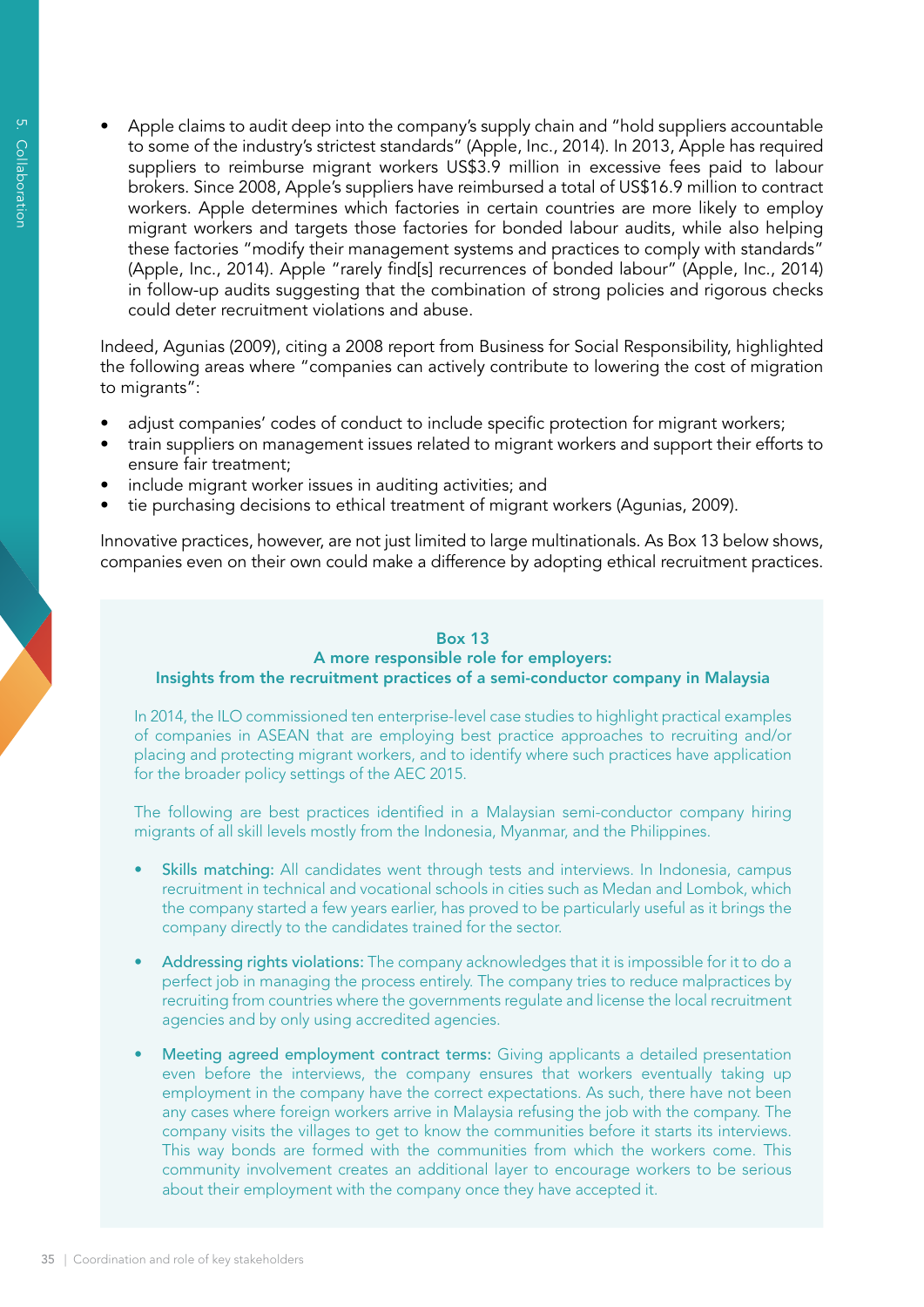- Apple claims to audit deep into the company's supply chain and "hold suppliers accountable to some of the industry's strictest standards" (Apple, Inc., 2014). In 2013, Apple has required suppliers to reimburse migrant workers US$3.9 million in excessive fees paid to labour brokers. Since 2008, Apple's suppliers have reimbursed a total of US$16.9 million to contract workers. Apple determines which factories in certain countries are more likely to employ migrant workers and targets those factories for bonded labour audits, while also helping these factories "modify their management systems and practices to comply with standards" (Apple, Inc., 2014). Apple "rarely find[s] recurrences of bonded labour" (Apple, Inc., 2014) in follow-up audits suggesting that the combination of strong policies and rigorous checks could deter recruitment violations and abuse.

Indeed, Agunias (2009), citing a 2008 report from Business for Social Responsibility, highlighted the following areas where "companies can actively contribute to lowering the cost of migration to migrants":

- adjust companies' codes of conduct to include specific protection for migrant workers;
- train suppliers on management issues related to migrant workers and support their efforts to ensure fair treatment;
- include migrant worker issues in auditing activities; and
- tie purchasing decisions to ethical treatment of migrant workers (Agunias, 2009).

Innovative practices, however, are not just limited to large multinationals. As Box 13 below shows, companies even on their own could make a difference by adopting ethical recruitment practices.

### Box 13
### A more responsible role for employers: Insights from the recruitment practices of a semi-conductor company in Malaysia

In 2014, the ILO commissioned ten enterprise-level case studies to highlight practical examples of companies in ASEAN that are employing best practice approaches to recruiting and/or placing and protecting migrant workers, and to identify where such practices have application for the broader policy settings of the AEC 2015.

The following are best practices identified in a Malaysian semi-conductor company hiring migrants of all skill levels mostly from the Indonesia, Myanmar, and the Philippines.

- **Skills matching:** All candidates went through tests and interviews. In Indonesia, campus recruitment in technical and vocational schools in cities such as Medan and Lombok, which the company started a few years earlier, has proved to be particularly useful as it brings the company directly to the candidates trained for the sector.

- **Addressing rights violations:** The company acknowledges that it is impossible for it to do a perfect job in managing the process entirely. The company tries to reduce malpractices by recruiting from countries where the governments regulate and license the local recruitment agencies and by only using accredited agencies.

- **Meeting agreed employment contract terms:** Giving applicants a detailed presentation even before the interviews, the company ensures that workers eventually taking up employment in the company have the correct expectations. As such, there have not been any cases where foreign workers arrive in Malaysia refusing the job with the company. The company visits the villages to get to know the communities before it starts its interviews. This way bonds are formed with the communities from which the workers come. This community involvement creates an additional layer to encourage workers to be serious about their employment with the company once they have accepted it.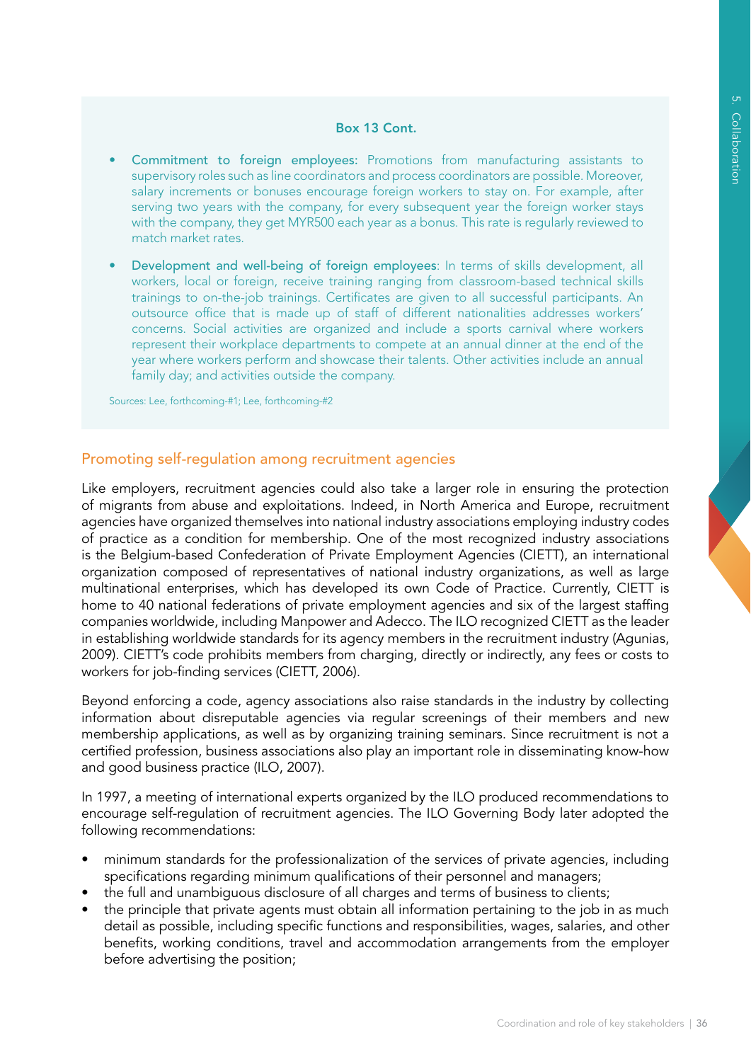**Box 13 Cont.**

- **Commitment to foreign employees:** Promotions from manufacturing assistants to supervisory roles such as line coordinators and process coordinators are possible. Moreover, salary increments or bonuses encourage foreign workers to stay on. For example, after serving two years with the company, for every subsequent year the foreign worker stays with the company, they get MYR500 each year as a bonus. This rate is regularly reviewed to match market rates.
- **Development and well-being of foreign employees**: In terms of skills development, all workers, local or foreign, receive training ranging from classroom-based technical skills trainings to on-the-job trainings. Certificates are given to all successful participants. An outsource office that is made up of staff of different nationalities addresses workers' concerns. Social activities are organized and include a sports carnival where workers represent their workplace departments to compete at an annual dinner at the end of the year where workers perform and showcase their talents. Other activities include an annual family day; and activities outside the company.

Sources: Lee, forthcoming-#1; Lee, forthcoming-#2

## Promoting self-regulation among recruitment agencies

Like employers, recruitment agencies could also take a larger role in ensuring the protection of migrants from abuse and exploitations. Indeed, in North America and Europe, recruitment agencies have organized themselves into national industry associations employing industry codes of practice as a condition for membership. One of the most recognized industry associations is the Belgium-based Confederation of Private Employment Agencies (CIETT), an international organization composed of representatives of national industry organizations, as well as large multinational enterprises, which has developed its own Code of Practice. Currently, CIETT is home to 40 national federations of private employment agencies and six of the largest staffing companies worldwide, including Manpower and Adecco. The ILO recognized CIETT as the leader in establishing worldwide standards for its agency members in the recruitment industry (Agunias, 2009). CIETT's code prohibits members from charging, directly or indirectly, any fees or costs to workers for job-finding services (CIETT, 2006).

Beyond enforcing a code, agency associations also raise standards in the industry by collecting information about disreputable agencies via regular screenings of their members and new membership applications, as well as by organizing training seminars. Since recruitment is not a certified profession, business associations also play an important role in disseminating know-how and good business practice (ILO, 2007).

In 1997, a meeting of international experts organized by the ILO produced recommendations to encourage self-regulation of recruitment agencies. The ILO Governing Body later adopted the following recommendations:

- minimum standards for the professionalization of the services of private agencies, including specifications regarding minimum qualifications of their personnel and managers;
- the full and unambiguous disclosure of all charges and terms of business to clients;
- the principle that private agents must obtain all information pertaining to the job in as much detail as possible, including specific functions and responsibilities, wages, salaries, and other benefits, working conditions, travel and accommodation arrangements from the employer before advertising the position;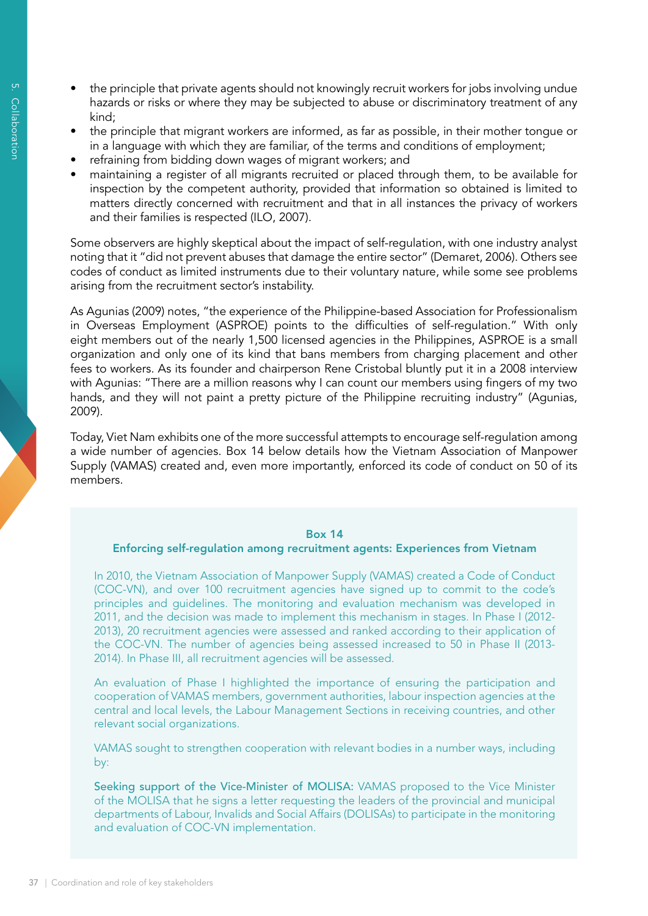- the principle that private agents should not knowingly recruit workers for jobs involving undue hazards or risks or where they may be subjected to abuse or discriminatory treatment of any kind;
- the principle that migrant workers are informed, as far as possible, in their mother tongue or in a language with which they are familiar, of the terms and conditions of employment;
- refraining from bidding down wages of migrant workers; and
- maintaining a register of all migrants recruited or placed through them, to be available for inspection by the competent authority, provided that information so obtained is limited to matters directly concerned with recruitment and that in all instances the privacy of workers and their families is respected (ILO, 2007).

Some observers are highly skeptical about the impact of self-regulation, with one industry analyst noting that it "did not prevent abuses that damage the entire sector" (Demaret, 2006). Others see codes of conduct as limited instruments due to their voluntary nature, while some see problems arising from the recruitment sector's instability.

As Agunias (2009) notes, "the experience of the Philippine-based Association for Professionalism in Overseas Employment (ASPROE) points to the difficulties of self-regulation." With only eight members out of the nearly 1,500 licensed agencies in the Philippines, ASPROE is a small organization and only one of its kind that bans members from charging placement and other fees to workers. As its founder and chairperson Rene Cristobal bluntly put it in a 2008 interview with Agunias: "There are a million reasons why I can count our members using fingers of my two hands, and they will not paint a pretty picture of the Philippine recruiting industry" (Agunias, 2009).

Today, Viet Nam exhibits one of the more successful attempts to encourage self-regulation among a wide number of agencies. Box 14 below details how the Vietnam Association of Manpower Supply (VAMAS) created and, even more importantly, enforced its code of conduct on 50 of its members.

**Box 14**

**Enforcing self-regulation among recruitment agents: Experiences from Vietnam**

In 2010, the Vietnam Association of Manpower Supply (VAMAS) created a Code of Conduct (COC-VN), and over 100 recruitment agencies have signed up to commit to the code's principles and guidelines. The monitoring and evaluation mechanism was developed in 2011, and the decision was made to implement this mechanism in stages. In Phase I (2012-2013), 20 recruitment agencies were assessed and ranked according to their application of the COC-VN. The number of agencies being assessed increased to 50 in Phase II (2013-2014). In Phase III, all recruitment agencies will be assessed.

An evaluation of Phase I highlighted the importance of ensuring the participation and cooperation of VAMAS members, government authorities, labour inspection agencies at the central and local levels, the Labour Management Sections in receiving countries, and other relevant social organizations.

VAMAS sought to strengthen cooperation with relevant bodies in a number ways, including by:

**Seeking support of the Vice-Minister of MOLISA:** VAMAS proposed to the Vice Minister of the MOLISA that he signs a letter requesting the leaders of the provincial and municipal departments of Labour, Invalids and Social Affairs (DOLISAs) to participate in the monitoring and evaluation of COC-VN implementation.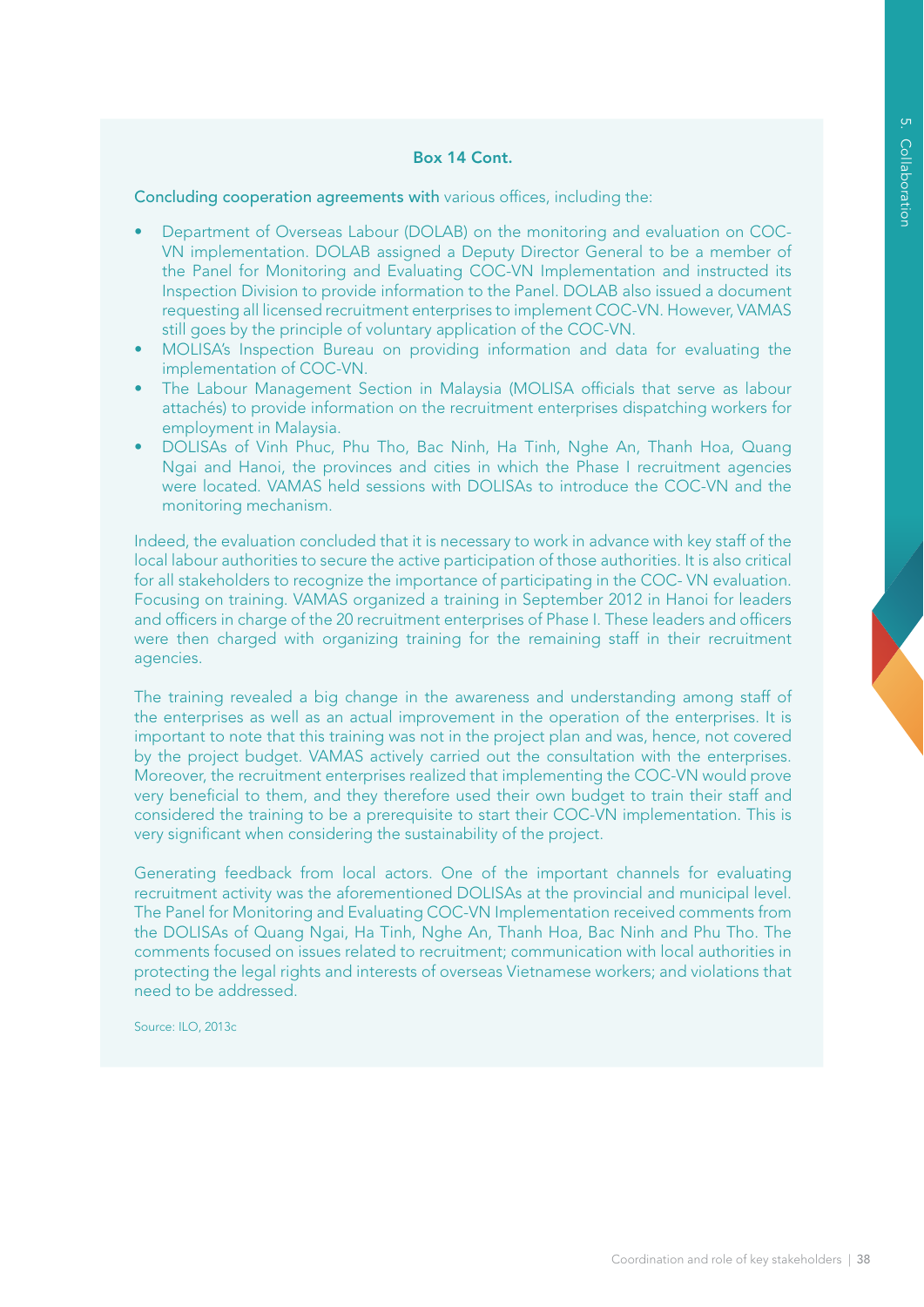**Box 14 Cont.**

Concluding cooperation agreements with various offices, including the:

- Department of Overseas Labour (DOLAB) on the monitoring and evaluation on COC-VN implementation. DOLAB assigned a Deputy Director General to be a member of the Panel for Monitoring and Evaluating COC-VN Implementation and instructed its Inspection Division to provide information to the Panel. DOLAB also issued a document requesting all licensed recruitment enterprises to implement COC-VN. However, VAMAS still goes by the principle of voluntary application of the COC-VN.
- MOLISA's Inspection Bureau on providing information and data for evaluating the implementation of COC-VN.
- The Labour Management Section in Malaysia (MOLISA officials that serve as labour attachés) to provide information on the recruitment enterprises dispatching workers for employment in Malaysia.
- DOLISAs of Vinh Phuc, Phu Tho, Bac Ninh, Ha Tinh, Nghe An, Thanh Hoa, Quang Ngai and Hanoi, the provinces and cities in which the Phase I recruitment agencies were located. VAMAS held sessions with DOLISAs to introduce the COC-VN and the monitoring mechanism.

Indeed, the evaluation concluded that it is necessary to work in advance with key staff of the local labour authorities to secure the active participation of those authorities. It is also critical for all stakeholders to recognize the importance of participating in the COC- VN evaluation. Focusing on training. VAMAS organized a training in September 2012 in Hanoi for leaders and officers in charge of the 20 recruitment enterprises of Phase I. These leaders and officers were then charged with organizing training for the remaining staff in their recruitment agencies.

The training revealed a big change in the awareness and understanding among staff of the enterprises as well as an actual improvement in the operation of the enterprises. It is important to note that this training was not in the project plan and was, hence, not covered by the project budget. VAMAS actively carried out the consultation with the enterprises. Moreover, the recruitment enterprises realized that implementing the COC-VN would prove very beneficial to them, and they therefore used their own budget to train their staff and considered the training to be a prerequisite to start their COC-VN implementation. This is very significant when considering the sustainability of the project.

Generating feedback from local actors. One of the important channels for evaluating recruitment activity was the aforementioned DOLISAs at the provincial and municipal level. The Panel for Monitoring and Evaluating COC-VN Implementation received comments from the DOLISAs of Quang Ngai, Ha Tinh, Nghe An, Thanh Hoa, Bac Ninh and Phu Tho. The comments focused on issues related to recruitment; communication with local authorities in protecting the legal rights and interests of overseas Vietnamese workers; and violations that need to be addressed.

Source: ILO, 2013c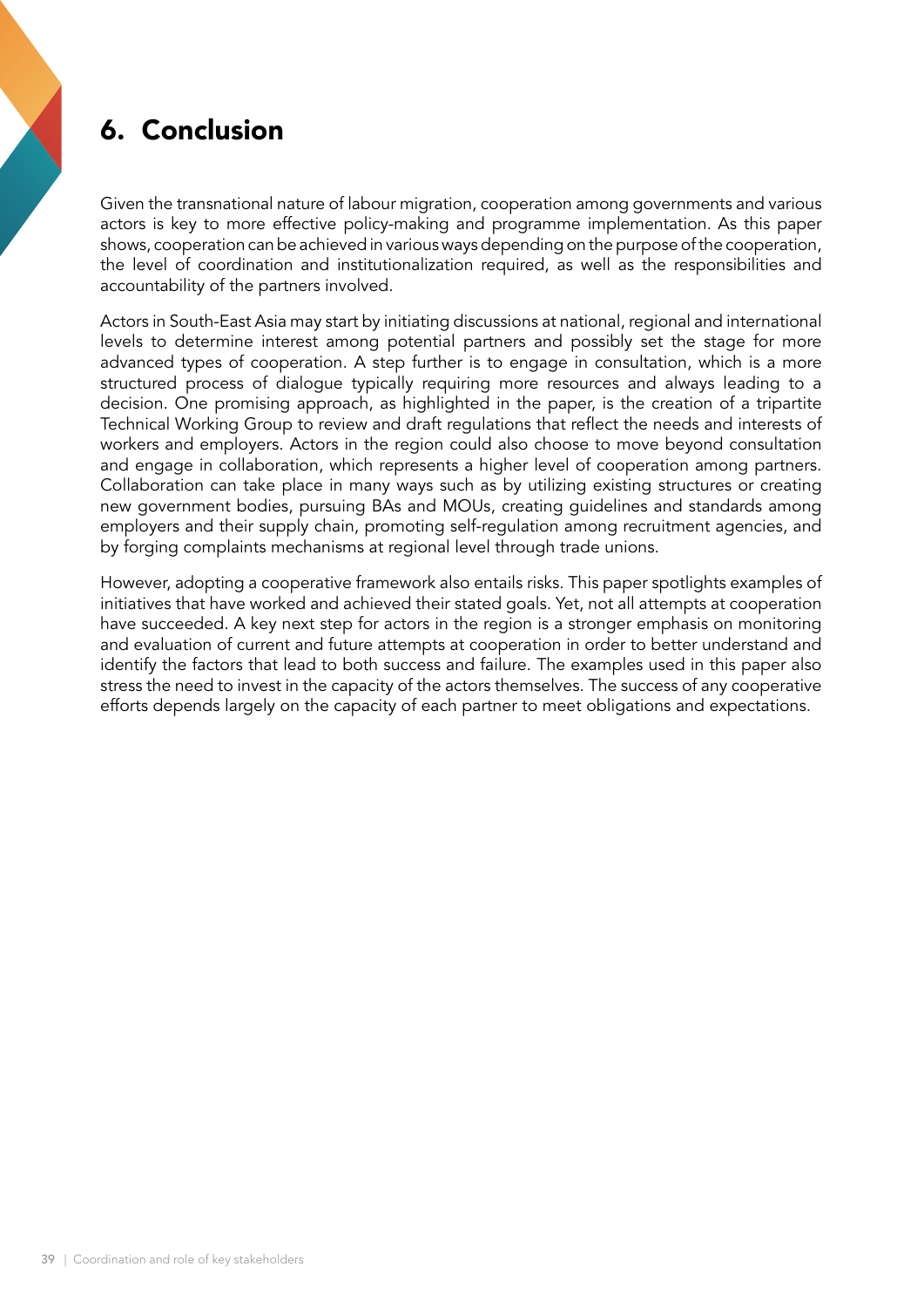# 6. Conclusion

Given the transnational nature of labour migration, cooperation among governments and various actors is key to more effective policy-making and programme implementation. As this paper shows, cooperation can be achieved in various ways depending on the purpose of the cooperation, the level of coordination and institutionalization required, as well as the responsibilities and accountability of the partners involved.

Actors in South-East Asia may start by initiating discussions at national, regional and international levels to determine interest among potential partners and possibly set the stage for more advanced types of cooperation. A step further is to engage in consultation, which is a more structured process of dialogue typically requiring more resources and always leading to a decision. One promising approach, as highlighted in the paper, is the creation of a tripartite Technical Working Group to review and draft regulations that reflect the needs and interests of workers and employers. Actors in the region could also choose to move beyond consultation and engage in collaboration, which represents a higher level of cooperation among partners. Collaboration can take place in many ways such as by utilizing existing structures or creating new government bodies, pursuing BAs and MOUs, creating guidelines and standards among employers and their supply chain, promoting self-regulation among recruitment agencies, and by forging complaints mechanisms at regional level through trade unions.

However, adopting a cooperative framework also entails risks. This paper spotlights examples of initiatives that have worked and achieved their stated goals. Yet, not all attempts at cooperation have succeeded. A key next step for actors in the region is a stronger emphasis on monitoring and evaluation of current and future attempts at cooperation in order to better understand and identify the factors that lead to both success and failure. The examples used in this paper also stress the need to invest in the capacity of the actors themselves. The success of any cooperative efforts depends largely on the capacity of each partner to meet obligations and expectations.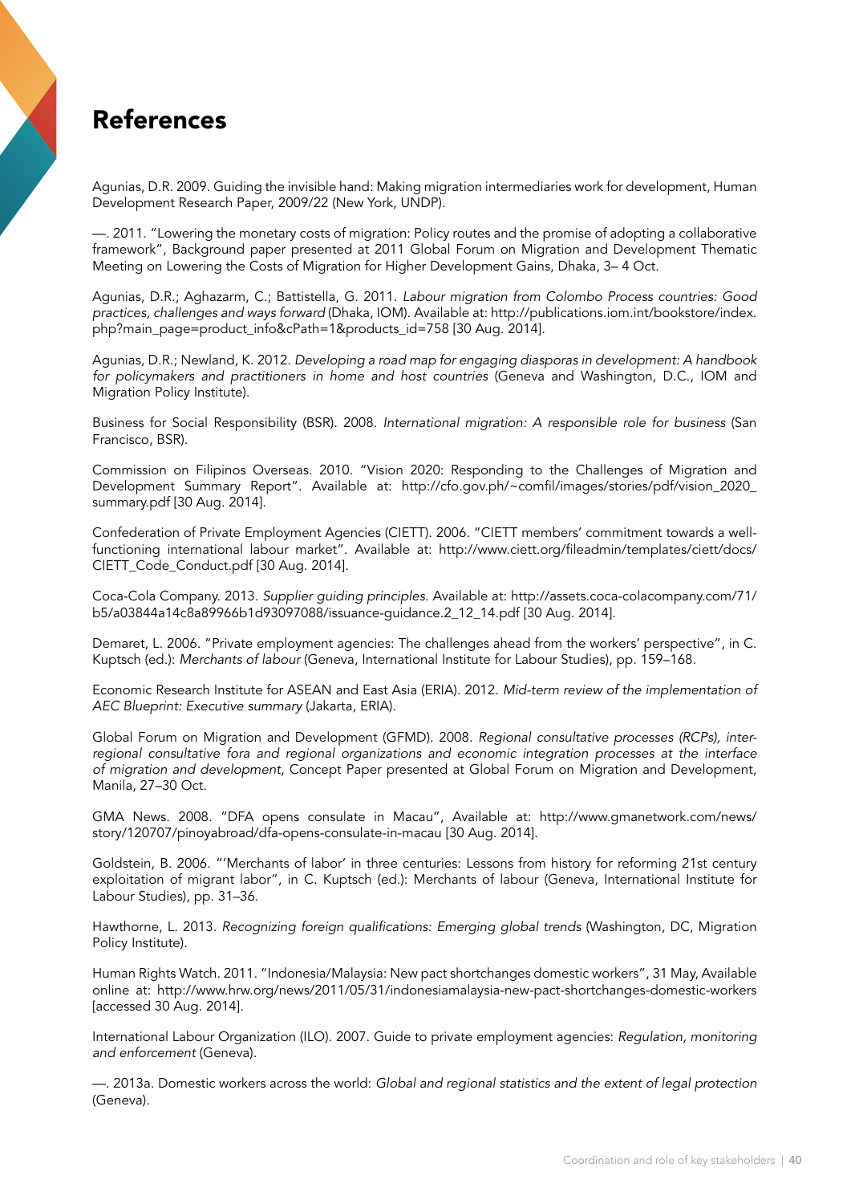# References

Agunias, D.R. 2009. Guiding the invisible hand: Making migration intermediaries work for development, Human Development Research Paper, 2009/22 (New York, UNDP).

—. 2011. "Lowering the monetary costs of migration: Policy routes and the promise of adopting a collaborative framework", Background paper presented at 2011 Global Forum on Migration and Development Thematic Meeting on Lowering the Costs of Migration for Higher Development Gains, Dhaka, 3– 4 Oct.

Agunias, D.R.; Aghazarm, C.; Battistella, G. 2011. *Labour migration from Colombo Process countries: Good practices, challenges and ways forward* (Dhaka, IOM). Available at: http://publications.iom.int/bookstore/index.php?main_page=product_info&cPath=1&products_id=758 [30 Aug. 2014].

Agunias, D.R.; Newland, K. 2012. *Developing a road map for engaging diasporas in development: A handbook for policymakers and practitioners in home and host countries* (Geneva and Washington, D.C., IOM and Migration Policy Institute).

Business for Social Responsibility (BSR). 2008. *International migration: A responsible role for business* (San Francisco, BSR).

Commission on Filipinos Overseas. 2010. "Vision 2020: Responding to the Challenges of Migration and Development Summary Report". Available at: http://cfo.gov.ph/~comfil/images/stories/pdf/vision_2020_summary.pdf [30 Aug. 2014].

Confederation of Private Employment Agencies (CIETT). 2006. "CIETT members' commitment towards a well-functioning international labour market". Available at: http://www.ciett.org/fileadmin/templates/ciett/docs/CIETT_Code_Conduct.pdf [30 Aug. 2014].

Coca-Cola Company. 2013. *Supplier guiding principles.* Available at: http://assets.coca-colacompany.com/71/b5/a03844a14c8a89966b1d93097088/issuance-guidance.2_12_14.pdf [30 Aug. 2014].

Demaret, L. 2006. "Private employment agencies: The challenges ahead from the workers' perspective", in C. Kuptsch (ed.): *Merchants of labour* (Geneva, International Institute for Labour Studies), pp. 159–168.

Economic Research Institute for ASEAN and East Asia (ERIA). 2012. *Mid-term review of the implementation of AEC Blueprint: Executive summary* (Jakarta, ERIA).

Global Forum on Migration and Development (GFMD). 2008. *Regional consultative processes (RCPs), inter-regional consultative fora and regional organizations and economic integration processes at the interface of migration and development*, Concept Paper presented at Global Forum on Migration and Development, Manila, 27–30 Oct.

GMA News. 2008. "DFA opens consulate in Macau", Available at: http://www.gmanetwork.com/news/story/120707/pinoyabroad/dfa-opens-consulate-in-macau [30 Aug. 2014].

Goldstein, B. 2006. "'Merchants of labor' in three centuries: Lessons from history for reforming 21st century exploitation of migrant labor", in C. Kuptsch (ed.): Merchants of labour (Geneva, International Institute for Labour Studies), pp. 31–36.

Hawthorne, L. 2013. *Recognizing foreign qualifications: Emerging global trends* (Washington, DC, Migration Policy Institute).

Human Rights Watch. 2011. "Indonesia/Malaysia: New pact shortchanges domestic workers", 31 May, Available online at: http://www.hrw.org/news/2011/05/31/indonesiamalaysia-new-pact-shortchanges-domestic-workers [accessed 30 Aug. 2014].

International Labour Organization (ILO). 2007. Guide to private employment agencies: *Regulation, monitoring and enforcement* (Geneva).

—. 2013a. Domestic workers across the world: *Global and regional statistics and the extent of legal protection* (Geneva).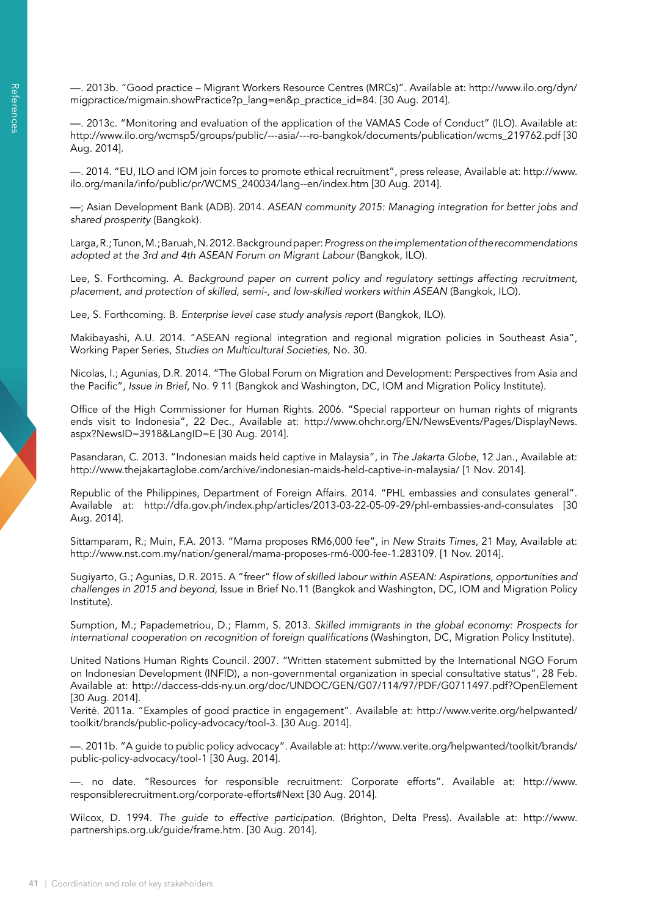—. 2013b. "Good practice – Migrant Workers Resource Centres (MRCs)". Available at: http://www.ilo.org/dyn/migpractice/migmain.showPractice?p_lang=en&p_practice_id=84. [30 Aug. 2014].

—. 2013c. "Monitoring and evaluation of the application of the VAMAS Code of Conduct" (ILO). Available at: http://www.ilo.org/wcmsp5/groups/public/---asia/---ro-bangkok/documents/publication/wcms_219762.pdf [30 Aug. 2014].

—. 2014. "EU, ILO and IOM join forces to promote ethical recruitment", press release, Available at: http://www.ilo.org/manila/info/public/pr/WCMS_240034/lang--en/index.htm [30 Aug. 2014].

—; Asian Development Bank (ADB). 2014. *ASEAN community 2015: Managing integration for better jobs and shared prosperity* (Bangkok).

Larga, R.; Tunon, M.; Baruah, N. 2012. Background paper: *Progress on the implementation of the recommendations adopted at the 3rd and 4th ASEAN Forum on Migrant Labour* (Bangkok, ILO).

Lee, S. Forthcoming. *A. Background paper on current policy and regulatory settings affecting recruitment, placement, and protection of skilled, semi-, and low-skilled workers within ASEAN* (Bangkok, ILO).

Lee, S. Forthcoming. B. *Enterprise level case study analysis report* (Bangkok, ILO).

Makibayashi, A.U. 2014. "ASEAN regional integration and regional migration policies in Southeast Asia", Working Paper Series, *Studies on Multicultural Societies*, No. 30.

Nicolas, I.; Agunias, D.R. 2014. "The Global Forum on Migration and Development: Perspectives from Asia and the Pacific", *Issue in Brief*, No. 9 11 (Bangkok and Washington, DC, IOM and Migration Policy Institute).

Office of the High Commissioner for Human Rights. 2006. "Special rapporteur on human rights of migrants ends visit to Indonesia", 22 Dec., Available at: http://www.ohchr.org/EN/NewsEvents/Pages/DisplayNews.aspx?NewsID=3918&LangID=E [30 Aug. 2014].

Pasandaran, C. 2013. "Indonesian maids held captive in Malaysia", in *The Jakarta Globe*, 12 Jan., Available at: http://www.thejakartaglobe.com/archive/indonesian-maids-held-captive-in-malaysia/ [1 Nov. 2014].

Republic of the Philippines, Department of Foreign Affairs. 2014. "PHL embassies and consulates general". Available at: http://dfa.gov.ph/index.php/articles/2013-03-22-05-09-29/phl-embassies-and-consulates [30 Aug. 2014].

Sittamparam, R.; Muin, F.A. 2013. "Mama proposes RM6,000 fee", in *New Straits Times*, 21 May, Available at: http://www.nst.com.my/nation/general/mama-proposes-rm6-000-fee-1.283109. [1 Nov. 2014].

Sugiyarto, G.; Agunias, D.R. 2015. A "freer" *flow of skilled labour within ASEAN: Aspirations, opportunities and challenges in 2015 and beyond*, Issue in Brief No.11 (Bangkok and Washington, DC, IOM and Migration Policy Institute).

Sumption, M.; Papademetriou, D.; Flamm, S. 2013. *Skilled immigrants in the global economy: Prospects for international cooperation on recognition of foreign qualifications* (Washington, DC, Migration Policy Institute).

United Nations Human Rights Council. 2007. "Written statement submitted by the International NGO Forum on Indonesian Development (INFID), a non-governmental organization in special consultative status", 28 Feb. Available at: http://daccess-dds-ny.un.org/doc/UNDOC/GEN/G07/114/97/PDF/G0711497.pdf?OpenElement [30 Aug. 2014].

Verité. 2011a. "Examples of good practice in engagement". Available at: http://www.verite.org/helpwanted/toolkit/brands/public-policy-advocacy/tool-3. [30 Aug. 2014].

—. 2011b. "A guide to public policy advocacy". Available at: http://www.verite.org/helpwanted/toolkit/brands/public-policy-advocacy/tool-1 [30 Aug. 2014].

—. no date. "Resources for responsible recruitment: Corporate efforts". Available at: http://www.responsiblerecruitment.org/corporate-efforts#Next [30 Aug. 2014].

Wilcox, D. 1994. *The guide to effective participation*. (Brighton, Delta Press). Available at: http://www.partnerships.org.uk/guide/frame.htm. [30 Aug. 2014].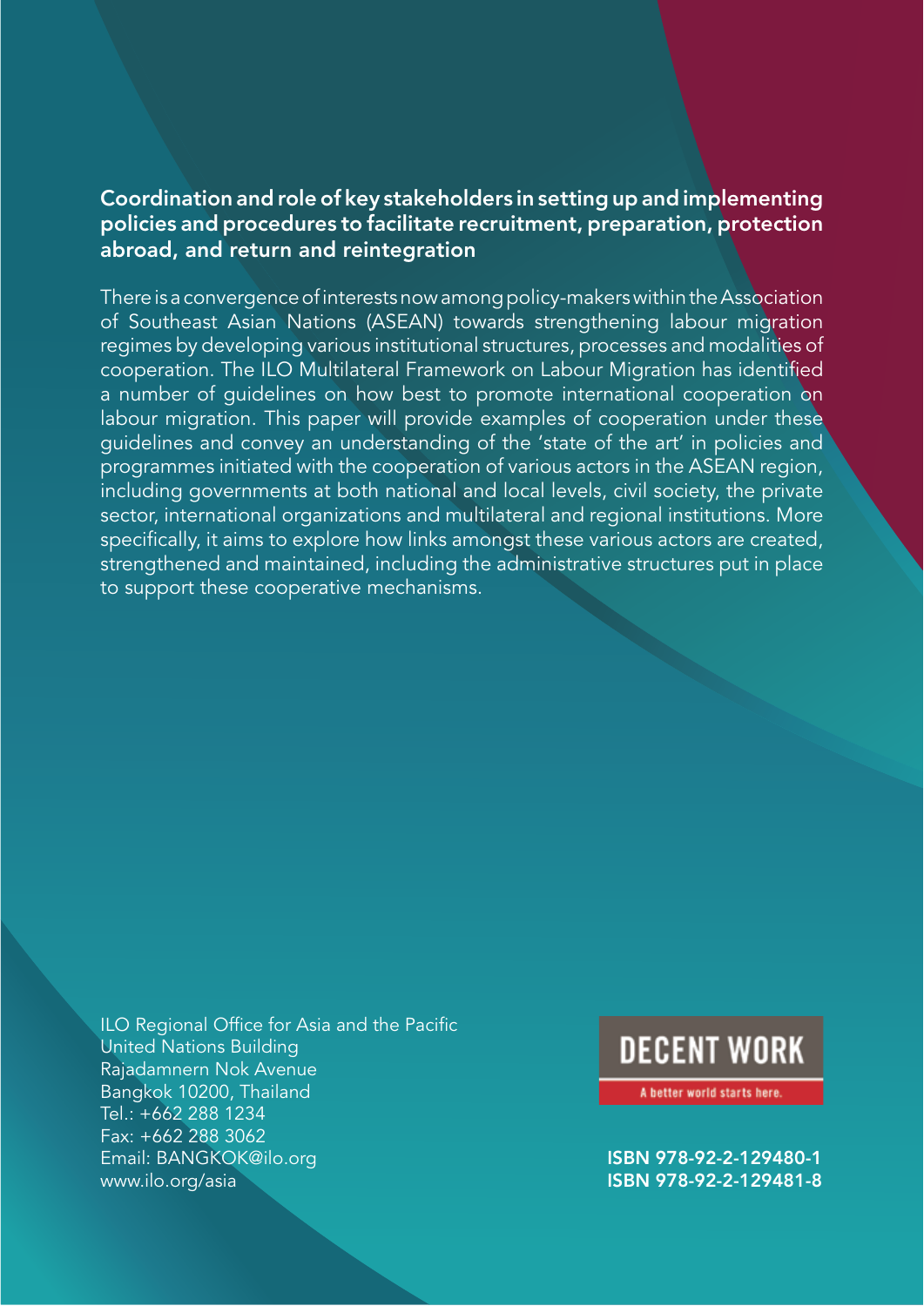**Coordination and role of key stakeholders in setting up and implementing policies and procedures to facilitate recruitment, preparation, protection abroad, and return and reintegration**

There is a convergence of interests now among policy-makers within the Association of Southeast Asian Nations (ASEAN) towards strengthening labour migration regimes by developing various institutional structures, processes and modalities of cooperation. The ILO Multilateral Framework on Labour Migration has identified a number of guidelines on how best to promote international cooperation on labour migration. This paper will provide examples of cooperation under these guidelines and convey an understanding of the 'state of the art' in policies and programmes initiated with the cooperation of various actors in the ASEAN region, including governments at both national and local levels, civil society, the private sector, international organizations and multilateral and regional institutions. More specifically, it aims to explore how links amongst these various actors are created, strengthened and maintained, including the administrative structures put in place to support these cooperative mechanisms.

ILO Regional Office for Asia and the Pacific
United Nations Building
Rajadamnern Nok Avenue
Bangkok 10200, Thailand
Tel.: +662 288 1234
Fax: +662 288 3062
Email: BANGKOK@ilo.org
www.ilo.org/asia

DECENT WORK
A better world starts here.

ISBN 978-92-2-129480-1
ISBN 978-92-2-129481-8